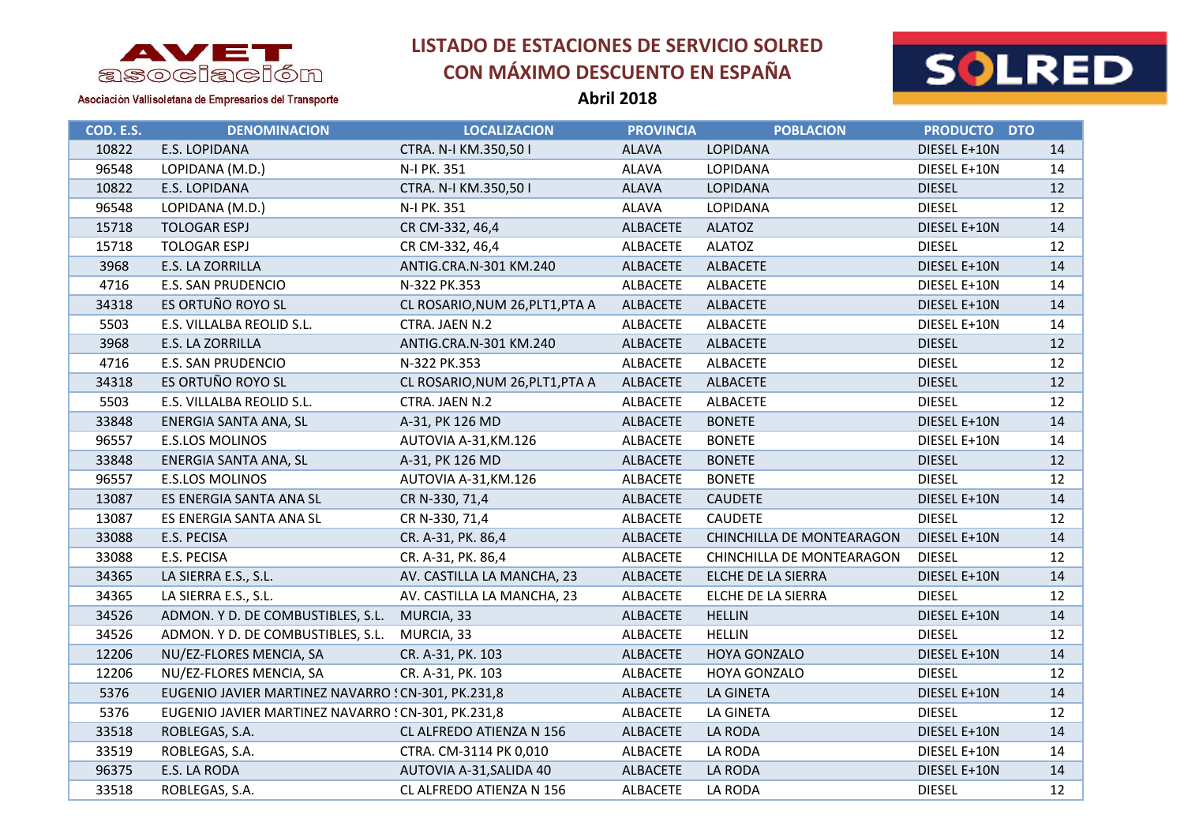AVET asociación

Asociación Vallisoletana de Empresarios del Transporte

# LISTADO DE ESTACIONES DE SERVICIO SOLRED CON MÁXIMO DESCUENTO EN ESPAÑA

**Abril 2018**

SOLRED

| COD. E.S. | DENOMINACION | LOCALIZACION | PROVINCIA | POBLACION | PRODUCTO | DTO |
|---|---|---|---|---|---|---|
| 10822 | E.S. LOPIDANA | CTRA. N-I KM.350,50 I | ALAVA | LOPIDANA | DIESEL E+10N | 14 |
| 96548 | LOPIDANA (M.D.) | N-I PK. 351 | ALAVA | LOPIDANA | DIESEL E+10N | 14 |
| 10822 | E.S. LOPIDANA | CTRA. N-I KM.350,50 I | ALAVA | LOPIDANA | DIESEL | 12 |
| 96548 | LOPIDANA (M.D.) | N-I PK. 351 | ALAVA | LOPIDANA | DIESEL | 12 |
| 15718 | TOLOGAR ESPJ | CR CM-332, 46,4 | ALBACETE | ALATOZ | DIESEL E+10N | 14 |
| 15718 | TOLOGAR ESPJ | CR CM-332, 46,4 | ALBACETE | ALATOZ | DIESEL | 12 |
| 3968 | E.S. LA ZORRILLA | ANTIG.CRA.N-301 KM.240 | ALBACETE | ALBACETE | DIESEL E+10N | 14 |
| 4716 | E.S. SAN PRUDENCIO | N-322 PK.353 | ALBACETE | ALBACETE | DIESEL E+10N | 14 |
| 34318 | ES ORTUÑO ROYO SL | CL ROSARIO,NUM 26,PLT1,PTA A | ALBACETE | ALBACETE | DIESEL E+10N | 14 |
| 5503 | E.S. VILLALBA REOLID S.L. | CTRA. JAEN N.2 | ALBACETE | ALBACETE | DIESEL E+10N | 14 |
| 3968 | E.S. LA ZORRILLA | ANTIG.CRA.N-301 KM.240 | ALBACETE | ALBACETE | DIESEL | 12 |
| 4716 | E.S. SAN PRUDENCIO | N-322 PK.353 | ALBACETE | ALBACETE | DIESEL | 12 |
| 34318 | ES ORTUÑO ROYO SL | CL ROSARIO,NUM 26,PLT1,PTA A | ALBACETE | ALBACETE | DIESEL | 12 |
| 5503 | E.S. VILLALBA REOLID S.L. | CTRA. JAEN N.2 | ALBACETE | ALBACETE | DIESEL | 12 |
| 33848 | ENERGIA SANTA ANA, SL | A-31, PK 126 MD | ALBACETE | BONETE | DIESEL E+10N | 14 |
| 96557 | E.S.LOS MOLINOS | AUTOVIA A-31,KM.126 | ALBACETE | BONETE | DIESEL E+10N | 14 |
| 33848 | ENERGIA SANTA ANA, SL | A-31, PK 126 MD | ALBACETE | BONETE | DIESEL | 12 |
| 96557 | E.S.LOS MOLINOS | AUTOVIA A-31,KM.126 | ALBACETE | BONETE | DIESEL | 12 |
| 13087 | ES ENERGIA SANTA ANA SL | CR N-330, 71,4 | ALBACETE | CAUDETE | DIESEL E+10N | 14 |
| 13087 | ES ENERGIA SANTA ANA SL | CR N-330, 71,4 | ALBACETE | CAUDETE | DIESEL | 12 |
| 33088 | E.S. PECISA | CR. A-31, PK. 86,4 | ALBACETE | CHINCHILLA DE MONTEARAGON | DIESEL E+10N | 14 |
| 33088 | E.S. PECISA | CR. A-31, PK. 86,4 | ALBACETE | CHINCHILLA DE MONTEARAGON | DIESEL | 12 |
| 34365 | LA SIERRA E.S., S.L. | AV. CASTILLA LA MANCHA, 23 | ALBACETE | ELCHE DE LA SIERRA | DIESEL E+10N | 14 |
| 34365 | LA SIERRA E.S., S.L. | AV. CASTILLA LA MANCHA, 23 | ALBACETE | ELCHE DE LA SIERRA | DIESEL | 12 |
| 34526 | ADMON. Y D. DE COMBUSTIBLES, S.L. | MURCIA, 33 | ALBACETE | HELLIN | DIESEL E+10N | 14 |
| 34526 | ADMON. Y D. DE COMBUSTIBLES, S.L. | MURCIA, 33 | ALBACETE | HELLIN | DIESEL | 12 |
| 12206 | NU/EZ-FLORES MENCIA, SA | CR. A-31, PK. 103 | ALBACETE | HOYA GONZALO | DIESEL E+10N | 14 |
| 12206 | NU/EZ-FLORES MENCIA, SA | CR. A-31, PK. 103 | ALBACETE | HOYA GONZALO | DIESEL | 12 |
| 5376 | EUGENIO JAVIER MARTINEZ NAVARRO : | CN-301, PK.231,8 | ALBACETE | LA GINETA | DIESEL E+10N | 14 |
| 5376 | EUGENIO JAVIER MARTINEZ NAVARRO : | CN-301, PK.231,8 | ALBACETE | LA GINETA | DIESEL | 12 |
| 33518 | ROBLEGAS, S.A. | CL ALFREDO ATIENZA N 156 | ALBACETE | LA RODA | DIESEL E+10N | 14 |
| 33519 | ROBLEGAS, S.A. | CTRA. CM-3114 PK 0,010 | ALBACETE | LA RODA | DIESEL E+10N | 14 |
| 96375 | E.S. LA RODA | AUTOVIA A-31,SALIDA 40 | ALBACETE | LA RODA | DIESEL E+10N | 14 |
| 33518 | ROBLEGAS, S.A. | CL ALFREDO ATIENZA N 156 | ALBACETE | LA RODA | DIESEL | 12 |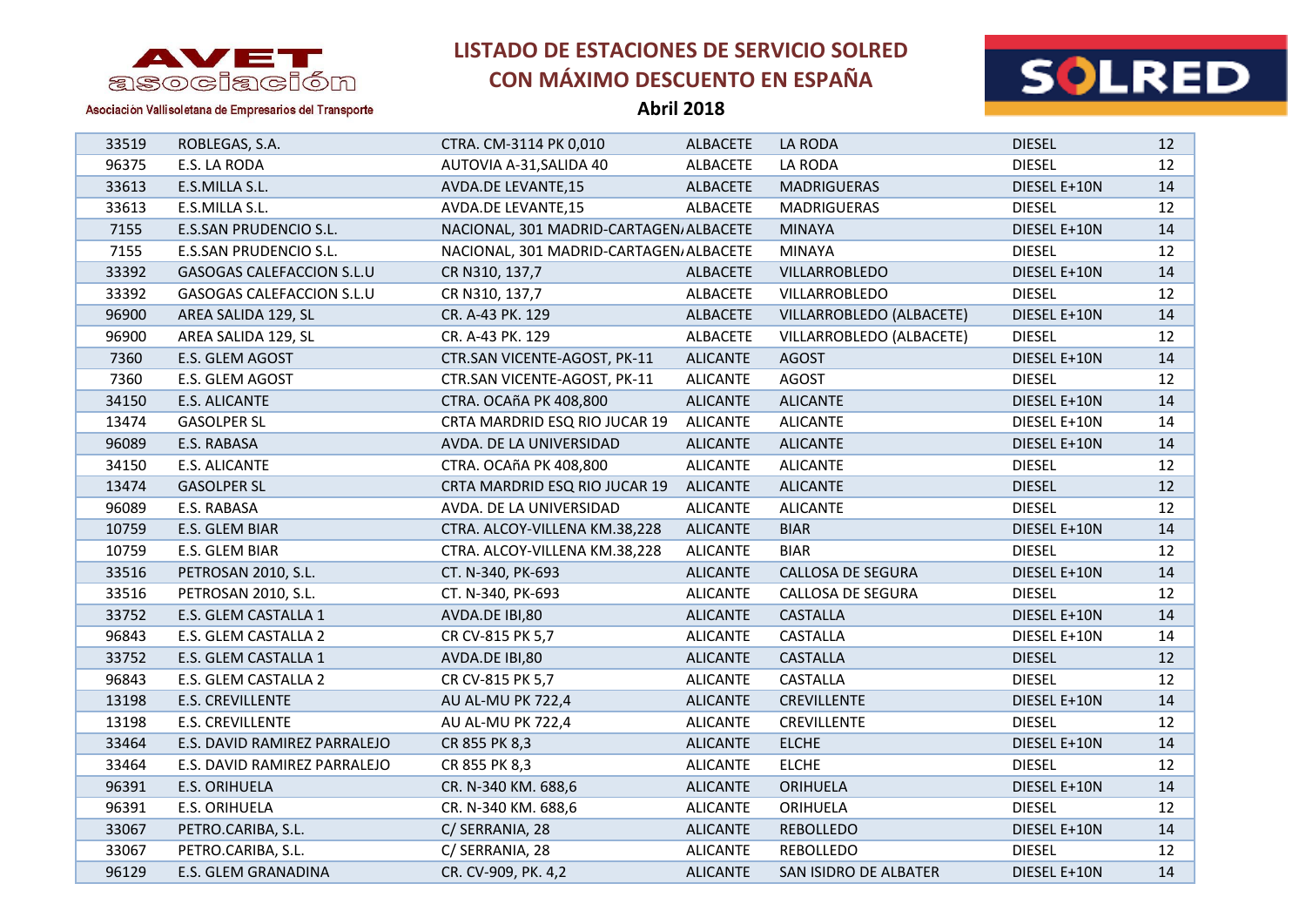AVET asociación

Asociación Vallisoletana de Empresarios del Transporte

# LISTADO DE ESTACIONES DE SERVICIO SOLRED CON MÁXIMO DESCUENTO EN ESPAÑA

**Abril 2018**

SOLRED

| | | | | | | |
|---|---|---|---|---|---|---|
| 33519 | ROBLEGAS, S.A. | CTRA. CM-3114 PK 0,010 | ALBACETE | LA RODA | DIESEL | 12 |
| 96375 | E.S. LA RODA | AUTOVIA A-31,SALIDA 40 | ALBACETE | LA RODA | DIESEL | 12 |
| 33613 | E.S.MILLA S.L. | AVDA.DE LEVANTE,15 | ALBACETE | MADRIGUERAS | DIESEL E+10N | 14 |
| 33613 | E.S.MILLA S.L. | AVDA.DE LEVANTE,15 | ALBACETE | MADRIGUERAS | DIESEL | 12 |
| 7155 | E.S.SAN PRUDENCIO S.L. | NACIONAL, 301 MADRID-CARTAGEN/ | ALBACETE | MINAYA | DIESEL E+10N | 14 |
| 7155 | E.S.SAN PRUDENCIO S.L. | NACIONAL, 301 MADRID-CARTAGEN/ | ALBACETE | MINAYA | DIESEL | 12 |
| 33392 | GASOGAS CALEFACCION S.L.U | CR N310, 137,7 | ALBACETE | VILLARROBLEDO | DIESEL E+10N | 14 |
| 33392 | GASOGAS CALEFACCION S.L.U | CR N310, 137,7 | ALBACETE | VILLARROBLEDO | DIESEL | 12 |
| 96900 | AREA SALIDA 129, SL | CR. A-43 PK. 129 | ALBACETE | VILLARROBLEDO (ALBACETE) | DIESEL E+10N | 14 |
| 96900 | AREA SALIDA 129, SL | CR. A-43 PK. 129 | ALBACETE | VILLARROBLEDO (ALBACETE) | DIESEL | 12 |
| 7360 | E.S. GLEM AGOST | CTR.SAN VICENTE-AGOST, PK-11 | ALICANTE | AGOST | DIESEL E+10N | 14 |
| 7360 | E.S. GLEM AGOST | CTR.SAN VICENTE-AGOST, PK-11 | ALICANTE | AGOST | DIESEL | 12 |
| 34150 | E.S. ALICANTE | CTRA. OCAñA PK 408,800 | ALICANTE | ALICANTE | DIESEL E+10N | 14 |
| 13474 | GASOLPER SL | CRTA MARDRID ESQ RIO JUCAR 19 | ALICANTE | ALICANTE | DIESEL E+10N | 14 |
| 96089 | E.S. RABASA | AVDA. DE LA UNIVERSIDAD | ALICANTE | ALICANTE | DIESEL E+10N | 14 |
| 34150 | E.S. ALICANTE | CTRA. OCAñA PK 408,800 | ALICANTE | ALICANTE | DIESEL | 12 |
| 13474 | GASOLPER SL | CRTA MARDRID ESQ RIO JUCAR 19 | ALICANTE | ALICANTE | DIESEL | 12 |
| 96089 | E.S. RABASA | AVDA. DE LA UNIVERSIDAD | ALICANTE | ALICANTE | DIESEL | 12 |
| 10759 | E.S. GLEM BIAR | CTRA. ALCOY-VILLENA KM.38,228 | ALICANTE | BIAR | DIESEL E+10N | 14 |
| 10759 | E.S. GLEM BIAR | CTRA. ALCOY-VILLENA KM.38,228 | ALICANTE | BIAR | DIESEL | 12 |
| 33516 | PETROSAN 2010, S.L. | CT. N-340, PK-693 | ALICANTE | CALLOSA DE SEGURA | DIESEL E+10N | 14 |
| 33516 | PETROSAN 2010, S.L. | CT. N-340, PK-693 | ALICANTE | CALLOSA DE SEGURA | DIESEL | 12 |
| 33752 | E.S. GLEM CASTALLA 1 | AVDA.DE IBI,80 | ALICANTE | CASTALLA | DIESEL E+10N | 14 |
| 96843 | E.S. GLEM CASTALLA 2 | CR CV-815 PK 5,7 | ALICANTE | CASTALLA | DIESEL E+10N | 14 |
| 33752 | E.S. GLEM CASTALLA 1 | AVDA.DE IBI,80 | ALICANTE | CASTALLA | DIESEL | 12 |
| 96843 | E.S. GLEM CASTALLA 2 | CR CV-815 PK 5,7 | ALICANTE | CASTALLA | DIESEL | 12 |
| 13198 | E.S. CREVILLENTE | AU AL-MU PK 722,4 | ALICANTE | CREVILLENTE | DIESEL E+10N | 14 |
| 13198 | E.S. CREVILLENTE | AU AL-MU PK 722,4 | ALICANTE | CREVILLENTE | DIESEL | 12 |
| 33464 | E.S. DAVID RAMIREZ PARRALEJO | CR 855 PK 8,3 | ALICANTE | ELCHE | DIESEL E+10N | 14 |
| 33464 | E.S. DAVID RAMIREZ PARRALEJO | CR 855 PK 8,3 | ALICANTE | ELCHE | DIESEL | 12 |
| 96391 | E.S. ORIHUELA | CR. N-340 KM. 688,6 | ALICANTE | ORIHUELA | DIESEL E+10N | 14 |
| 96391 | E.S. ORIHUELA | CR. N-340 KM. 688,6 | ALICANTE | ORIHUELA | DIESEL | 12 |
| 33067 | PETRO.CARIBA, S.L. | C/ SERRANIA, 28 | ALICANTE | REBOLLEDO | DIESEL E+10N | 14 |
| 33067 | PETRO.CARIBA, S.L. | C/ SERRANIA, 28 | ALICANTE | REBOLLEDO | DIESEL | 12 |
| 96129 | E.S. GLEM GRANADINA | CR. CV-909, PK. 4,2 | ALICANTE | SAN ISIDRO DE ALBATER | DIESEL E+10N | 14 |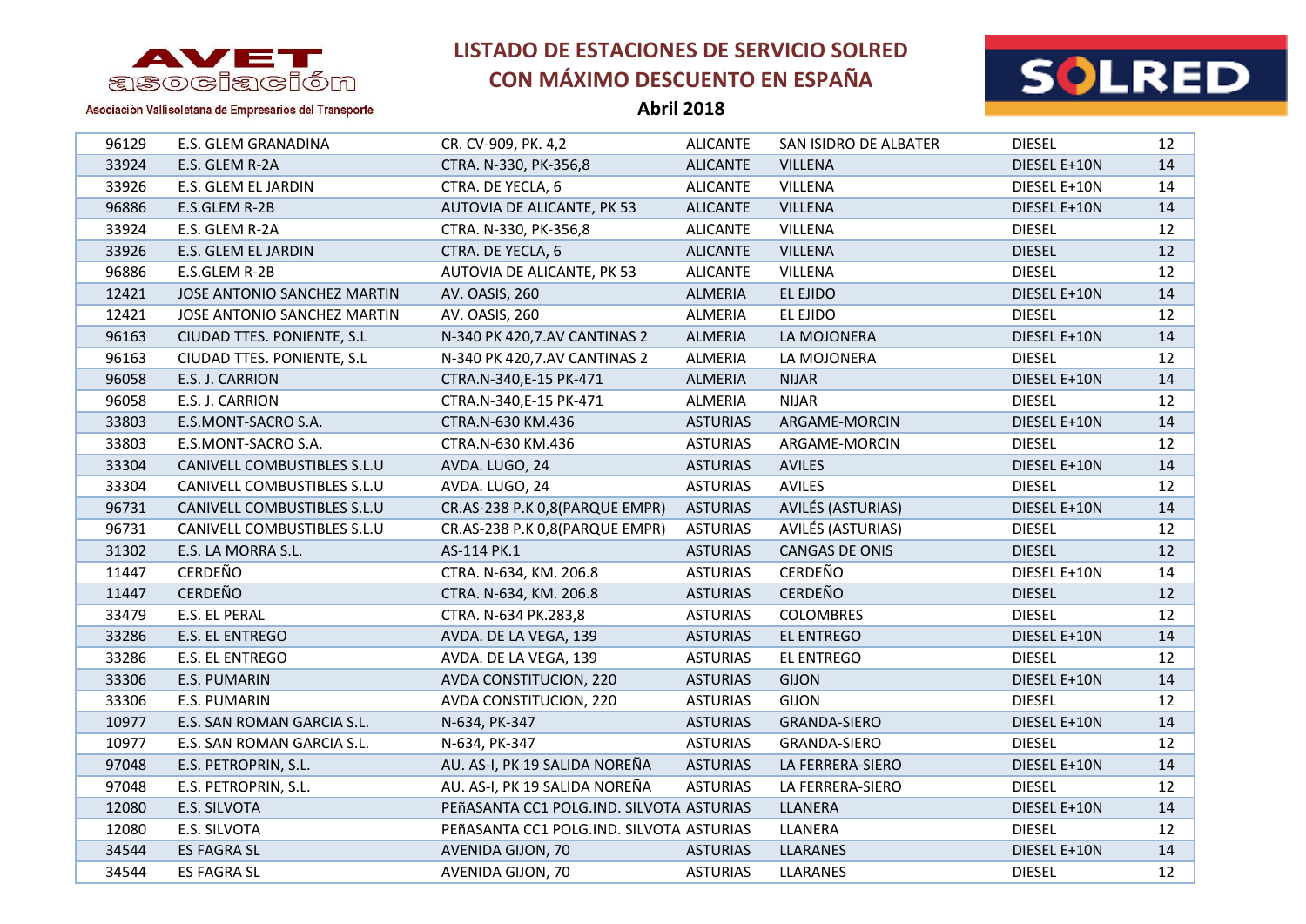# LISTADO DE ESTACIONES DE SERVICIO SOLRED CON MÁXIMO DESCUENTO EN ESPAÑA

**Abril 2018**

AVET asociación

Asociación Vallisoletana de Empresarios del Transporte

SOLRED

| | | | | | | |
|---|---|---|---|---|---|---|
| 96129 | E.S. GLEM GRANADINA | CR. CV-909, PK. 4,2 | ALICANTE | SAN ISIDRO DE ALBATER | DIESEL | 12 |
| 33924 | E.S. GLEM R-2A | CTRA. N-330, PK-356,8 | ALICANTE | VILLENA | DIESEL E+10N | 14 |
| 33926 | E.S. GLEM EL JARDIN | CTRA. DE YECLA, 6 | ALICANTE | VILLENA | DIESEL E+10N | 14 |
| 96886 | E.S.GLEM R-2B | AUTOVIA DE ALICANTE, PK 53 | ALICANTE | VILLENA | DIESEL E+10N | 14 |
| 33924 | E.S. GLEM R-2A | CTRA. N-330, PK-356,8 | ALICANTE | VILLENA | DIESEL | 12 |
| 33926 | E.S. GLEM EL JARDIN | CTRA. DE YECLA, 6 | ALICANTE | VILLENA | DIESEL | 12 |
| 96886 | E.S.GLEM R-2B | AUTOVIA DE ALICANTE, PK 53 | ALICANTE | VILLENA | DIESEL | 12 |
| 12421 | JOSE ANTONIO SANCHEZ MARTIN | AV. OASIS, 260 | ALMERIA | EL EJIDO | DIESEL E+10N | 14 |
| 12421 | JOSE ANTONIO SANCHEZ MARTIN | AV. OASIS, 260 | ALMERIA | EL EJIDO | DIESEL | 12 |
| 96163 | CIUDAD TTES. PONIENTE, S.L | N-340 PK 420,7.AV CANTINAS 2 | ALMERIA | LA MOJONERA | DIESEL E+10N | 14 |
| 96163 | CIUDAD TTES. PONIENTE, S.L | N-340 PK 420,7.AV CANTINAS 2 | ALMERIA | LA MOJONERA | DIESEL | 12 |
| 96058 | E.S. J. CARRION | CTRA.N-340,E-15 PK-471 | ALMERIA | NIJAR | DIESEL E+10N | 14 |
| 96058 | E.S. J. CARRION | CTRA.N-340,E-15 PK-471 | ALMERIA | NIJAR | DIESEL | 12 |
| 33803 | E.S.MONT-SACRO S.A. | CTRA.N-630 KM.436 | ASTURIAS | ARGAME-MORCIN | DIESEL E+10N | 14 |
| 33803 | E.S.MONT-SACRO S.A. | CTRA.N-630 KM.436 | ASTURIAS | ARGAME-MORCIN | DIESEL | 12 |
| 33304 | CANIVELL COMBUSTIBLES S.L.U | AVDA. LUGO, 24 | ASTURIAS | AVILES | DIESEL E+10N | 14 |
| 33304 | CANIVELL COMBUSTIBLES S.L.U | AVDA. LUGO, 24 | ASTURIAS | AVILES | DIESEL | 12 |
| 96731 | CANIVELL COMBUSTIBLES S.L.U | CR.AS-238 P.K 0,8(PARQUE EMPR) | ASTURIAS | AVILÉS (ASTURIAS) | DIESEL E+10N | 14 |
| 96731 | CANIVELL COMBUSTIBLES S.L.U | CR.AS-238 P.K 0,8(PARQUE EMPR) | ASTURIAS | AVILÉS (ASTURIAS) | DIESEL | 12 |
| 31302 | E.S. LA MORRA S.L. | AS-114 PK.1 | ASTURIAS | CANGAS DE ONIS | DIESEL | 12 |
| 11447 | CERDEÑO | CTRA. N-634, KM. 206.8 | ASTURIAS | CERDEÑO | DIESEL E+10N | 14 |
| 11447 | CERDEÑO | CTRA. N-634, KM. 206.8 | ASTURIAS | CERDEÑO | DIESEL | 12 |
| 33479 | E.S. EL PERAL | CTRA. N-634 PK.283,8 | ASTURIAS | COLOMBRES | DIESEL | 12 |
| 33286 | E.S. EL ENTREGO | AVDA. DE LA VEGA, 139 | ASTURIAS | EL ENTREGO | DIESEL E+10N | 14 |
| 33286 | E.S. EL ENTREGO | AVDA. DE LA VEGA, 139 | ASTURIAS | EL ENTREGO | DIESEL | 12 |
| 33306 | E.S. PUMARIN | AVDA CONSTITUCION, 220 | ASTURIAS | GIJON | DIESEL E+10N | 14 |
| 33306 | E.S. PUMARIN | AVDA CONSTITUCION, 220 | ASTURIAS | GIJON | DIESEL | 12 |
| 10977 | E.S. SAN ROMAN GARCIA S.L. | N-634, PK-347 | ASTURIAS | GRANDA-SIERO | DIESEL E+10N | 14 |
| 10977 | E.S. SAN ROMAN GARCIA S.L. | N-634, PK-347 | ASTURIAS | GRANDA-SIERO | DIESEL | 12 |
| 97048 | E.S. PETROPRIN, S.L. | AU. AS-I, PK 19 SALIDA NOREÑA | ASTURIAS | LA FERRERA-SIERO | DIESEL E+10N | 14 |
| 97048 | E.S. PETROPRIN, S.L. | AU. AS-I, PK 19 SALIDA NOREÑA | ASTURIAS | LA FERRERA-SIERO | DIESEL | 12 |
| 12080 | E.S. SILVOTA | PEñASANTA CC1 POLG.IND. SILVOTA | ASTURIAS | LLANERA | DIESEL E+10N | 14 |
| 12080 | E.S. SILVOTA | PEñASANTA CC1 POLG.IND. SILVOTA | ASTURIAS | LLANERA | DIESEL | 12 |
| 34544 | ES FAGRA SL | AVENIDA GIJON, 70 | ASTURIAS | LLARANES | DIESEL E+10N | 14 |
| 34544 | ES FAGRA SL | AVENIDA GIJON, 70 | ASTURIAS | LLARANES | DIESEL | 12 |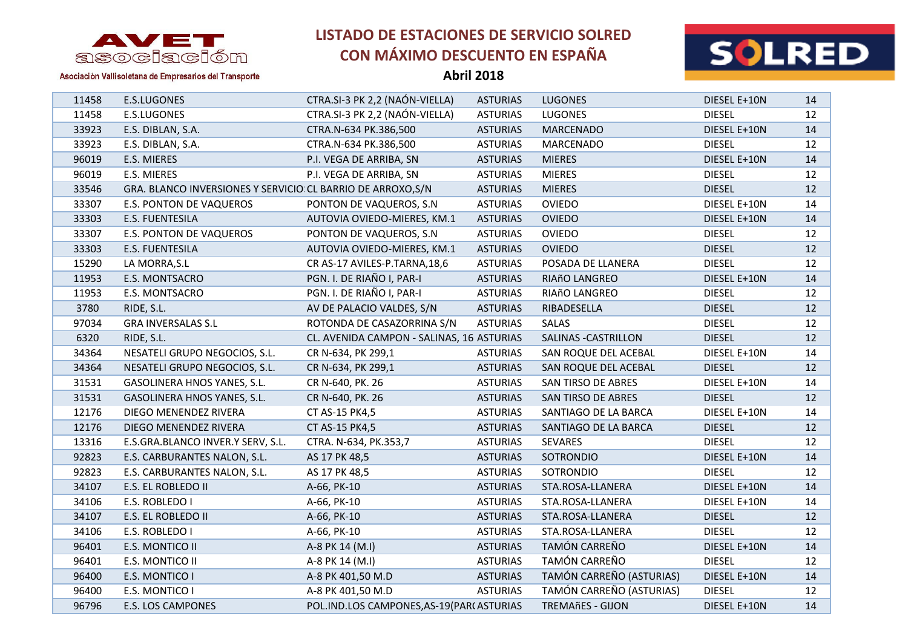# LISTADO DE ESTACIONES DE SERVICIO SOLRED CON MÁXIMO DESCUENTO EN ESPAÑA

**Abril 2018**

AVET asociación – Asociación Vallisoletana de Empresarios del Transporte

SOLRED

| | | | | | | |
|---|---|---|---|---|---|---|
| 11458 | E.S.LUGONES | CTRA.SI-3 PK 2,2 (NAÓN-VIELLA) | ASTURIAS | LUGONES | DIESEL E+10N | 14 |
| 11458 | E.S.LUGONES | CTRA.SI-3 PK 2,2 (NAÓN-VIELLA) | ASTURIAS | LUGONES | DIESEL | 12 |
| 33923 | E.S. DIBLAN, S.A. | CTRA.N-634 PK.386,500 | ASTURIAS | MARCENADO | DIESEL E+10N | 14 |
| 33923 | E.S. DIBLAN, S.A. | CTRA.N-634 PK.386,500 | ASTURIAS | MARCENADO | DIESEL | 12 |
| 96019 | E.S. MIERES | P.I. VEGA DE ARRIBA, SN | ASTURIAS | MIERES | DIESEL E+10N | 14 |
| 96019 | E.S. MIERES | P.I. VEGA DE ARRIBA, SN | ASTURIAS | MIERES | DIESEL | 12 |
| 33546 | GRA. BLANCO INVERSIONES Y SERVICIO | CL BARRIO DE ARROXO,S/N | ASTURIAS | MIERES | DIESEL | 12 |
| 33307 | E.S. PONTON DE VAQUEROS | PONTON DE VAQUEROS, S.N | ASTURIAS | OVIEDO | DIESEL E+10N | 14 |
| 33303 | E.S. FUENTESILA | AUTOVIA OVIEDO-MIERES, KM.1 | ASTURIAS | OVIEDO | DIESEL E+10N | 14 |
| 33307 | E.S. PONTON DE VAQUEROS | PONTON DE VAQUEROS, S.N | ASTURIAS | OVIEDO | DIESEL | 12 |
| 33303 | E.S. FUENTESILA | AUTOVIA OVIEDO-MIERES, KM.1 | ASTURIAS | OVIEDO | DIESEL | 12 |
| 15290 | LA MORRA,S.L | CR AS-17 AVILES-P.TARNA,18,6 | ASTURIAS | POSADA DE LLANERA | DIESEL | 12 |
| 11953 | E.S. MONTSACRO | PGN. I. DE RIAÑO I, PAR-I | ASTURIAS | RIAñO LANGREO | DIESEL E+10N | 14 |
| 11953 | E.S. MONTSACRO | PGN. I. DE RIAÑO I, PAR-I | ASTURIAS | RIAñO LANGREO | DIESEL | 12 |
| 3780 | RIDE, S.L. | AV DE PALACIO VALDES, S/N | ASTURIAS | RIBADESELLA | DIESEL | 12 |
| 97034 | GRA INVERSALAS S.L | ROTONDA DE CASAZORRINA S/N | ASTURIAS | SALAS | DIESEL | 12 |
| 6320 | RIDE, S.L. | CL. AVENIDA CAMPON - SALINAS, 16 | ASTURIAS | SALINAS -CASTRILLON | DIESEL | 12 |
| 34364 | NESATELI GRUPO NEGOCIOS, S.L. | CR N-634, PK 299,1 | ASTURIAS | SAN ROQUE DEL ACEBAL | DIESEL E+10N | 14 |
| 34364 | NESATELI GRUPO NEGOCIOS, S.L. | CR N-634, PK 299,1 | ASTURIAS | SAN ROQUE DEL ACEBAL | DIESEL | 12 |
| 31531 | GASOLINERA HNOS YANES, S.L. | CR N-640, PK. 26 | ASTURIAS | SAN TIRSO DE ABRES | DIESEL E+10N | 14 |
| 31531 | GASOLINERA HNOS YANES, S.L. | CR N-640, PK. 26 | ASTURIAS | SAN TIRSO DE ABRES | DIESEL | 12 |
| 12176 | DIEGO MENENDEZ RIVERA | CT AS-15 PK4,5 | ASTURIAS | SANTIAGO DE LA BARCA | DIESEL E+10N | 14 |
| 12176 | DIEGO MENENDEZ RIVERA | CT AS-15 PK4,5 | ASTURIAS | SANTIAGO DE LA BARCA | DIESEL | 12 |
| 13316 | E.S.GRA.BLANCO INVER.Y SERV, S.L. | CTRA. N-634, PK.353,7 | ASTURIAS | SEVARES | DIESEL | 12 |
| 92823 | E.S. CARBURANTES NALON, S.L. | AS 17 PK 48,5 | ASTURIAS | SOTRONDIO | DIESEL E+10N | 14 |
| 92823 | E.S. CARBURANTES NALON, S.L. | AS 17 PK 48,5 | ASTURIAS | SOTRONDIO | DIESEL | 12 |
| 34107 | E.S. EL ROBLEDO II | A-66, PK-10 | ASTURIAS | STA.ROSA-LLANERA | DIESEL E+10N | 14 |
| 34106 | E.S. ROBLEDO I | A-66, PK-10 | ASTURIAS | STA.ROSA-LLANERA | DIESEL E+10N | 14 |
| 34107 | E.S. EL ROBLEDO II | A-66, PK-10 | ASTURIAS | STA.ROSA-LLANERA | DIESEL | 12 |
| 34106 | E.S. ROBLEDO I | A-66, PK-10 | ASTURIAS | STA.ROSA-LLANERA | DIESEL | 12 |
| 96401 | E.S. MONTICO II | A-8 PK 14 (M.I) | ASTURIAS | TAMÓN CARREÑO | DIESEL E+10N | 14 |
| 96401 | E.S. MONTICO II | A-8 PK 14 (M.I) | ASTURIAS | TAMÓN CARREÑO | DIESEL | 12 |
| 96400 | E.S. MONTICO I | A-8 PK 401,50 M.D | ASTURIAS | TAMÓN CARREÑO (ASTURIAS) | DIESEL E+10N | 14 |
| 96400 | E.S. MONTICO I | A-8 PK 401,50 M.D | ASTURIAS | TAMÓN CARREÑO (ASTURIAS) | DIESEL | 12 |
| 96796 | E.S. LOS CAMPONES | POL.IND.LOS CAMPONES,AS-19(PAR( | ASTURIAS | TREMAñES - GIJON | DIESEL E+10N | 14 |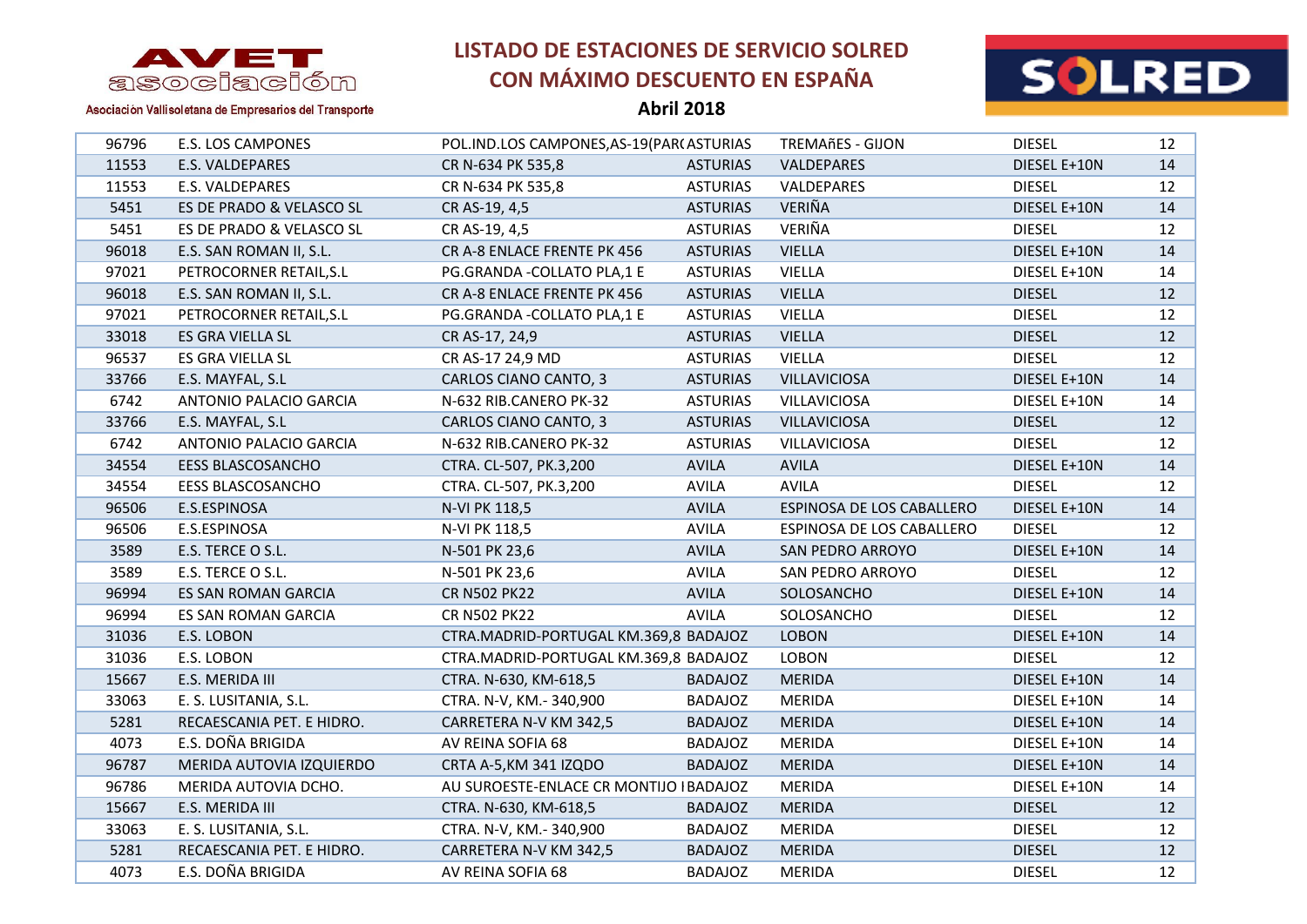# LISTADO DE ESTACIONES DE SERVICIO SOLRED CON MÁXIMO DESCUENTO EN ESPAÑA

**Abril 2018**

AVET asociación — Asociación Vallisoletana de Empresarios del Transporte

SOLRED

| | | | | | | |
|---|---|---|---|---|---|---|
| 96796 | E.S. LOS CAMPONES | POL.IND.LOS CAMPONES,AS-19(PAR( | ASTURIAS | TREMAñES - GIJON | DIESEL | 12 |
| 11553 | E.S. VALDEPARES | CR N-634 PK 535,8 | ASTURIAS | VALDEPARES | DIESEL E+10N | 14 |
| 11553 | E.S. VALDEPARES | CR N-634 PK 535,8 | ASTURIAS | VALDEPARES | DIESEL | 12 |
| 5451 | ES DE PRADO & VELASCO SL | CR AS-19, 4,5 | ASTURIAS | VERIÑA | DIESEL E+10N | 14 |
| 5451 | ES DE PRADO & VELASCO SL | CR AS-19, 4,5 | ASTURIAS | VERIÑA | DIESEL | 12 |
| 96018 | E.S. SAN ROMAN II, S.L. | CR A-8 ENLACE FRENTE PK 456 | ASTURIAS | VIELLA | DIESEL E+10N | 14 |
| 97021 | PETROCORNER RETAIL,S.L | PG.GRANDA -COLLATO PLA,1 E | ASTURIAS | VIELLA | DIESEL E+10N | 14 |
| 96018 | E.S. SAN ROMAN II, S.L. | CR A-8 ENLACE FRENTE PK 456 | ASTURIAS | VIELLA | DIESEL | 12 |
| 97021 | PETROCORNER RETAIL,S.L | PG.GRANDA -COLLATO PLA,1 E | ASTURIAS | VIELLA | DIESEL | 12 |
| 33018 | ES GRA VIELLA SL | CR AS-17, 24,9 | ASTURIAS | VIELLA | DIESEL | 12 |
| 96537 | ES GRA VIELLA SL | CR AS-17 24,9 MD | ASTURIAS | VIELLA | DIESEL | 12 |
| 33766 | E.S. MAYFAL, S.L | CARLOS CIANO CANTO, 3 | ASTURIAS | VILLAVICIOSA | DIESEL E+10N | 14 |
| 6742 | ANTONIO PALACIO GARCIA | N-632 RIB.CANERO PK-32 | ASTURIAS | VILLAVICIOSA | DIESEL E+10N | 14 |
| 33766 | E.S. MAYFAL, S.L | CARLOS CIANO CANTO, 3 | ASTURIAS | VILLAVICIOSA | DIESEL | 12 |
| 6742 | ANTONIO PALACIO GARCIA | N-632 RIB.CANERO PK-32 | ASTURIAS | VILLAVICIOSA | DIESEL | 12 |
| 34554 | EESS BLASCOSANCHO | CTRA. CL-507, PK.3,200 | AVILA | AVILA | DIESEL E+10N | 14 |
| 34554 | EESS BLASCOSANCHO | CTRA. CL-507, PK.3,200 | AVILA | AVILA | DIESEL | 12 |
| 96506 | E.S.ESPINOSA | N-VI PK 118,5 | AVILA | ESPINOSA DE LOS CABALLERO | DIESEL E+10N | 14 |
| 96506 | E.S.ESPINOSA | N-VI PK 118,5 | AVILA | ESPINOSA DE LOS CABALLERO | DIESEL | 12 |
| 3589 | E.S. TERCE O S.L. | N-501 PK 23,6 | AVILA | SAN PEDRO ARROYO | DIESEL E+10N | 14 |
| 3589 | E.S. TERCE O S.L. | N-501 PK 23,6 | AVILA | SAN PEDRO ARROYO | DIESEL | 12 |
| 96994 | ES SAN ROMAN GARCIA | CR N502 PK22 | AVILA | SOLOSANCHO | DIESEL E+10N | 14 |
| 96994 | ES SAN ROMAN GARCIA | CR N502 PK22 | AVILA | SOLOSANCHO | DIESEL | 12 |
| 31036 | E.S. LOBON | CTRA.MADRID-PORTUGAL KM.369,8 | BADAJOZ | LOBON | DIESEL E+10N | 14 |
| 31036 | E.S. LOBON | CTRA.MADRID-PORTUGAL KM.369,8 | BADAJOZ | LOBON | DIESEL | 12 |
| 15667 | E.S. MERIDA III | CTRA. N-630, KM-618,5 | BADAJOZ | MERIDA | DIESEL E+10N | 14 |
| 33063 | E. S. LUSITANIA, S.L. | CTRA. N-V, KM.- 340,900 | BADAJOZ | MERIDA | DIESEL E+10N | 14 |
| 5281 | RECAESCANIA PET. E HIDRO. | CARRETERA N-V KM 342,5 | BADAJOZ | MERIDA | DIESEL E+10N | 14 |
| 4073 | E.S. DOÑA BRIGIDA | AV REINA SOFIA 68 | BADAJOZ | MERIDA | DIESEL E+10N | 14 |
| 96787 | MERIDA AUTOVIA IZQUIERDO | CRTA A-5,KM 341 IZQDO | BADAJOZ | MERIDA | DIESEL E+10N | 14 |
| 96786 | MERIDA AUTOVIA DCHO. | AU SUROESTE-ENLACE CR MONTIJO I | BADAJOZ | MERIDA | DIESEL E+10N | 14 |
| 15667 | E.S. MERIDA III | CTRA. N-630, KM-618,5 | BADAJOZ | MERIDA | DIESEL | 12 |
| 33063 | E. S. LUSITANIA, S.L. | CTRA. N-V, KM.- 340,900 | BADAJOZ | MERIDA | DIESEL | 12 |
| 5281 | RECAESCANIA PET. E HIDRO. | CARRETERA N-V KM 342,5 | BADAJOZ | MERIDA | DIESEL | 12 |
| 4073 | E.S. DOÑA BRIGIDA | AV REINA SOFIA 68 | BADAJOZ | MERIDA | DIESEL | 12 |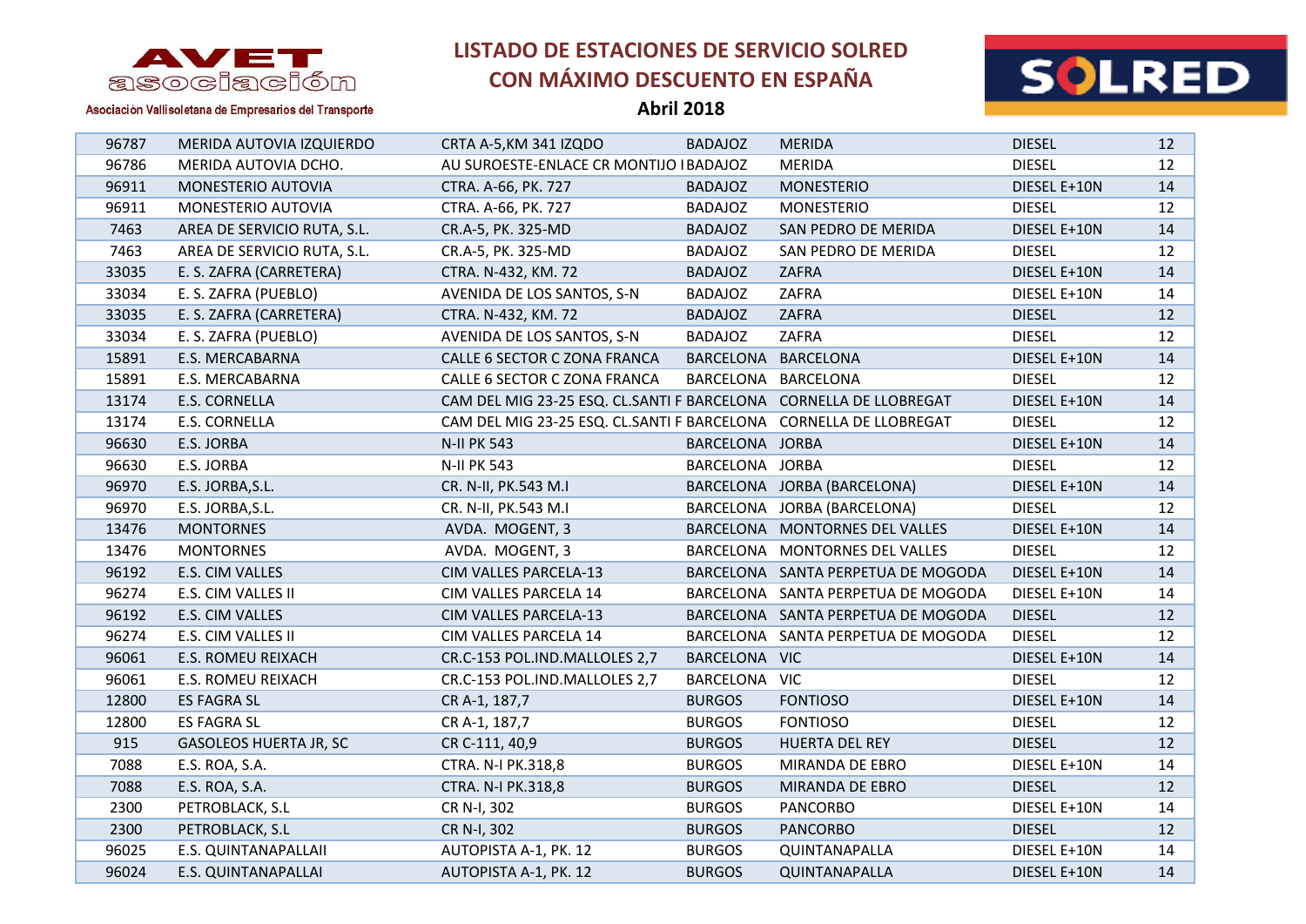# LISTADO DE ESTACIONES DE SERVICIO SOLRED CON MÁXIMO DESCUENTO EN ESPAÑA

**Abril 2018**

AVET asociación — Asociación Vallisoletana de Empresarios del Transporte

SOLRED

| | | | | | | |
|---|---|---|---|---|---|---|
| 96787 | MERIDA AUTOVIA IZQUIERDO | CRTA A-5,KM 341 IZQDO | BADAJOZ | MERIDA | DIESEL | 12 |
| 96786 | MERIDA AUTOVIA DCHO. | AU SUROESTE-ENLACE CR MONTIJO I | BADAJOZ | MERIDA | DIESEL | 12 |
| 96911 | MONESTERIO AUTOVIA | CTRA. A-66, PK. 727 | BADAJOZ | MONESTERIO | DIESEL E+10N | 14 |
| 96911 | MONESTERIO AUTOVIA | CTRA. A-66, PK. 727 | BADAJOZ | MONESTERIO | DIESEL | 12 |
| 7463 | AREA DE SERVICIO RUTA, S.L. | CR.A-5, PK. 325-MD | BADAJOZ | SAN PEDRO DE MERIDA | DIESEL E+10N | 14 |
| 7463 | AREA DE SERVICIO RUTA, S.L. | CR.A-5, PK. 325-MD | BADAJOZ | SAN PEDRO DE MERIDA | DIESEL | 12 |
| 33035 | E. S. ZAFRA (CARRETERA) | CTRA. N-432, KM. 72 | BADAJOZ | ZAFRA | DIESEL E+10N | 14 |
| 33034 | E. S. ZAFRA (PUEBLO) | AVENIDA DE LOS SANTOS, S-N | BADAJOZ | ZAFRA | DIESEL E+10N | 14 |
| 33035 | E. S. ZAFRA (CARRETERA) | CTRA. N-432, KM. 72 | BADAJOZ | ZAFRA | DIESEL | 12 |
| 33034 | E. S. ZAFRA (PUEBLO) | AVENIDA DE LOS SANTOS, S-N | BADAJOZ | ZAFRA | DIESEL | 12 |
| 15891 | E.S. MERCABARNA | CALLE 6 SECTOR C ZONA FRANCA | BARCELONA | BARCELONA | DIESEL E+10N | 14 |
| 15891 | E.S. MERCABARNA | CALLE 6 SECTOR C ZONA FRANCA | BARCELONA | BARCELONA | DIESEL | 12 |
| 13174 | E.S. CORNELLA | CAM DEL MIG 23-25 ESQ. CL.SANTI F | BARCELONA | CORNELLA DE LLOBREGAT | DIESEL E+10N | 14 |
| 13174 | E.S. CORNELLA | CAM DEL MIG 23-25 ESQ. CL.SANTI F | BARCELONA | CORNELLA DE LLOBREGAT | DIESEL | 12 |
| 96630 | E.S. JORBA | N-II PK 543 | BARCELONA | JORBA | DIESEL E+10N | 14 |
| 96630 | E.S. JORBA | N-II PK 543 | BARCELONA | JORBA | DIESEL | 12 |
| 96970 | E.S. JORBA,S.L. | CR. N-II, PK.543 M.I | BARCELONA | JORBA (BARCELONA) | DIESEL E+10N | 14 |
| 96970 | E.S. JORBA,S.L. | CR. N-II, PK.543 M.I | BARCELONA | JORBA (BARCELONA) | DIESEL | 12 |
| 13476 | MONTORNES | AVDA. MOGENT, 3 | BARCELONA | MONTORNES DEL VALLES | DIESEL E+10N | 14 |
| 13476 | MONTORNES | AVDA. MOGENT, 3 | BARCELONA | MONTORNES DEL VALLES | DIESEL | 12 |
| 96192 | E.S. CIM VALLES | CIM VALLES PARCELA-13 | BARCELONA | SANTA PERPETUA DE MOGODA | DIESEL E+10N | 14 |
| 96274 | E.S. CIM VALLES II | CIM VALLES PARCELA 14 | BARCELONA | SANTA PERPETUA DE MOGODA | DIESEL E+10N | 14 |
| 96192 | E.S. CIM VALLES | CIM VALLES PARCELA-13 | BARCELONA | SANTA PERPETUA DE MOGODA | DIESEL | 12 |
| 96274 | E.S. CIM VALLES II | CIM VALLES PARCELA 14 | BARCELONA | SANTA PERPETUA DE MOGODA | DIESEL | 12 |
| 96061 | E.S. ROMEU REIXACH | CR.C-153 POL.IND.MALLOLES 2,7 | BARCELONA | VIC | DIESEL E+10N | 14 |
| 96061 | E.S. ROMEU REIXACH | CR.C-153 POL.IND.MALLOLES 2,7 | BARCELONA | VIC | DIESEL | 12 |
| 12800 | ES FAGRA SL | CR A-1, 187,7 | BURGOS | FONTIOSO | DIESEL E+10N | 14 |
| 12800 | ES FAGRA SL | CR A-1, 187,7 | BURGOS | FONTIOSO | DIESEL | 12 |
| 915 | GASOLEOS HUERTA JR, SC | CR C-111, 40,9 | BURGOS | HUERTA DEL REY | DIESEL | 12 |
| 7088 | E.S. ROA, S.A. | CTRA. N-I PK.318,8 | BURGOS | MIRANDA DE EBRO | DIESEL E+10N | 14 |
| 7088 | E.S. ROA, S.A. | CTRA. N-I PK.318,8 | BURGOS | MIRANDA DE EBRO | DIESEL | 12 |
| 2300 | PETROBLACK, S.L | CR N-I, 302 | BURGOS | PANCORBO | DIESEL E+10N | 14 |
| 2300 | PETROBLACK, S.L | CR N-I, 302 | BURGOS | PANCORBO | DIESEL | 12 |
| 96025 | E.S. QUINTANAPALLAII | AUTOPISTA A-1, PK. 12 | BURGOS | QUINTANAPALLA | DIESEL E+10N | 14 |
| 96024 | E.S. QUINTANAPALLAI | AUTOPISTA A-1, PK. 12 | BURGOS | QUINTANAPALLA | DIESEL E+10N | 14 |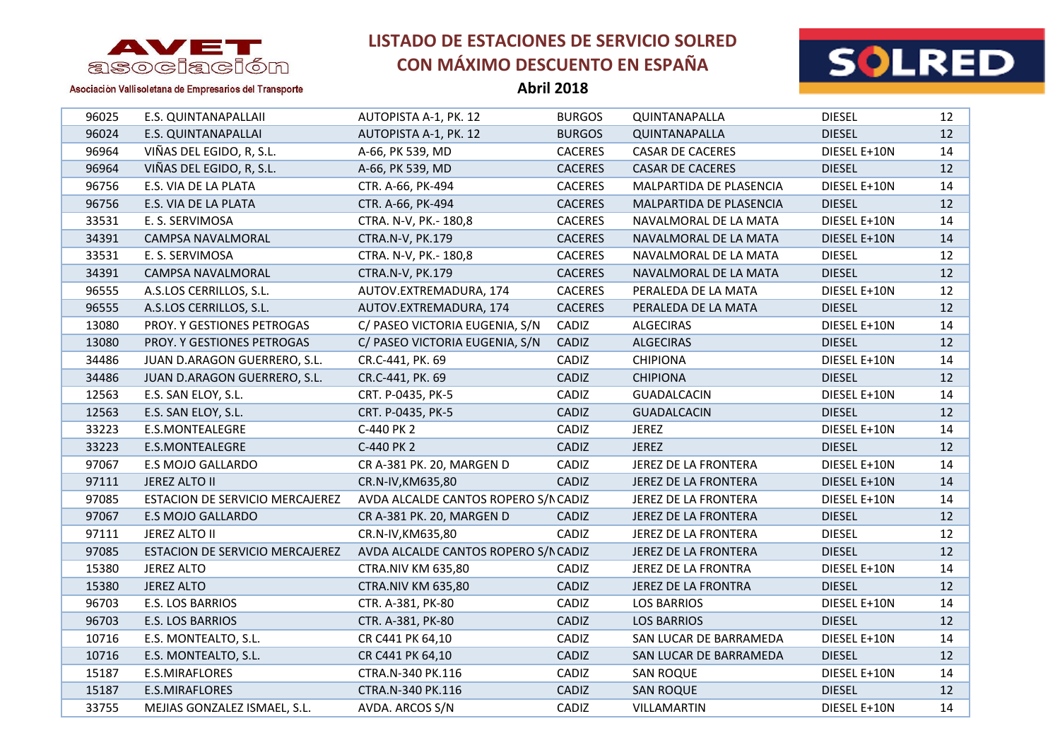# LISTADO DE ESTACIONES DE SERVICIO SOLRED CON MÁXIMO DESCUENTO EN ESPAÑA

**Abril 2018**

| | | | | | | |
|---|---|---|---|---|---|---|
| 96025 | E.S. QUINTANAPALLAII | AUTOPISTA A-1, PK. 12 | BURGOS | QUINTANAPALLA | DIESEL | 12 |
| 96024 | E.S. QUINTANAPALLAI | AUTOPISTA A-1, PK. 12 | BURGOS | QUINTANAPALLA | DIESEL | 12 |
| 96964 | VIÑAS DEL EGIDO, R, S.L. | A-66, PK 539, MD | CACERES | CASAR DE CACERES | DIESEL E+10N | 14 |
| 96964 | VIÑAS DEL EGIDO, R, S.L. | A-66, PK 539, MD | CACERES | CASAR DE CACERES | DIESEL | 12 |
| 96756 | E.S. VIA DE LA PLATA | CTR. A-66, PK-494 | CACERES | MALPARTIDA DE PLASENCIA | DIESEL E+10N | 14 |
| 96756 | E.S. VIA DE LA PLATA | CTR. A-66, PK-494 | CACERES | MALPARTIDA DE PLASENCIA | DIESEL | 12 |
| 33531 | E. S. SERVIMOSA | CTRA. N-V, PK.- 180,8 | CACERES | NAVALMORAL DE LA MATA | DIESEL E+10N | 14 |
| 34391 | CAMPSA NAVALMORAL | CTRA.N-V, PK.179 | CACERES | NAVALMORAL DE LA MATA | DIESEL E+10N | 14 |
| 33531 | E. S. SERVIMOSA | CTRA. N-V, PK.- 180,8 | CACERES | NAVALMORAL DE LA MATA | DIESEL | 12 |
| 34391 | CAMPSA NAVALMORAL | CTRA.N-V, PK.179 | CACERES | NAVALMORAL DE LA MATA | DIESEL | 12 |
| 96555 | A.S.LOS CERRILLOS, S.L. | AUTOV.EXTREMADURA, 174 | CACERES | PERALEDA DE LA MATA | DIESEL E+10N | 12 |
| 96555 | A.S.LOS CERRILLOS, S.L. | AUTOV.EXTREMADURA, 174 | CACERES | PERALEDA DE LA MATA | DIESEL | 12 |
| 13080 | PROY. Y GESTIONES PETROGAS | C/ PASEO VICTORIA EUGENIA, S/N | CADIZ | ALGECIRAS | DIESEL E+10N | 14 |
| 13080 | PROY. Y GESTIONES PETROGAS | C/ PASEO VICTORIA EUGENIA, S/N | CADIZ | ALGECIRAS | DIESEL | 12 |
| 34486 | JUAN D.ARAGON GUERRERO, S.L. | CR.C-441, PK. 69 | CADIZ | CHIPIONA | DIESEL E+10N | 14 |
| 34486 | JUAN D.ARAGON GUERRERO, S.L. | CR.C-441, PK. 69 | CADIZ | CHIPIONA | DIESEL | 12 |
| 12563 | E.S. SAN ELOY, S.L. | CRT. P-0435, PK-5 | CADIZ | GUADALCACIN | DIESEL E+10N | 14 |
| 12563 | E.S. SAN ELOY, S.L. | CRT. P-0435, PK-5 | CADIZ | GUADALCACIN | DIESEL | 12 |
| 33223 | E.S.MONTEALEGRE | C-440 PK 2 | CADIZ | JEREZ | DIESEL E+10N | 14 |
| 33223 | E.S.MONTEALEGRE | C-440 PK 2 | CADIZ | JEREZ | DIESEL | 12 |
| 97067 | E.S MOJO GALLARDO | CR A-381 PK. 20, MARGEN D | CADIZ | JEREZ DE LA FRONTERA | DIESEL E+10N | 14 |
| 97111 | JEREZ ALTO II | CR.N-IV,KM635,80 | CADIZ | JEREZ DE LA FRONTERA | DIESEL E+10N | 14 |
| 97085 | ESTACION DE SERVICIO MERCAJEREZ | AVDA ALCALDE CANTOS ROPERO S/N | CADIZ | JEREZ DE LA FRONTERA | DIESEL E+10N | 14 |
| 97067 | E.S MOJO GALLARDO | CR A-381 PK. 20, MARGEN D | CADIZ | JEREZ DE LA FRONTERA | DIESEL | 12 |
| 97111 | JEREZ ALTO II | CR.N-IV,KM635,80 | CADIZ | JEREZ DE LA FRONTERA | DIESEL | 12 |
| 97085 | ESTACION DE SERVICIO MERCAJEREZ | AVDA ALCALDE CANTOS ROPERO S/N | CADIZ | JEREZ DE LA FRONTERA | DIESEL | 12 |
| 15380 | JEREZ ALTO | CTRA.NIV KM 635,80 | CADIZ | JEREZ DE LA FRONTRA | DIESEL E+10N | 14 |
| 15380 | JEREZ ALTO | CTRA.NIV KM 635,80 | CADIZ | JEREZ DE LA FRONTRA | DIESEL | 12 |
| 96703 | E.S. LOS BARRIOS | CTR. A-381, PK-80 | CADIZ | LOS BARRIOS | DIESEL E+10N | 14 |
| 96703 | E.S. LOS BARRIOS | CTR. A-381, PK-80 | CADIZ | LOS BARRIOS | DIESEL | 12 |
| 10716 | E.S. MONTEALTO, S.L. | CR C441 PK 64,10 | CADIZ | SAN LUCAR DE BARRAMEDA | DIESEL E+10N | 14 |
| 10716 | E.S. MONTEALTO, S.L. | CR C441 PK 64,10 | CADIZ | SAN LUCAR DE BARRAMEDA | DIESEL | 12 |
| 15187 | E.S.MIRAFLORES | CTRA.N-340 PK.116 | CADIZ | SAN ROQUE | DIESEL E+10N | 14 |
| 15187 | E.S.MIRAFLORES | CTRA.N-340 PK.116 | CADIZ | SAN ROQUE | DIESEL | 12 |
| 33755 | MEJIAS GONZALEZ ISMAEL, S.L. | AVDA. ARCOS S/N | CADIZ | VILLAMARTIN | DIESEL E+10N | 14 |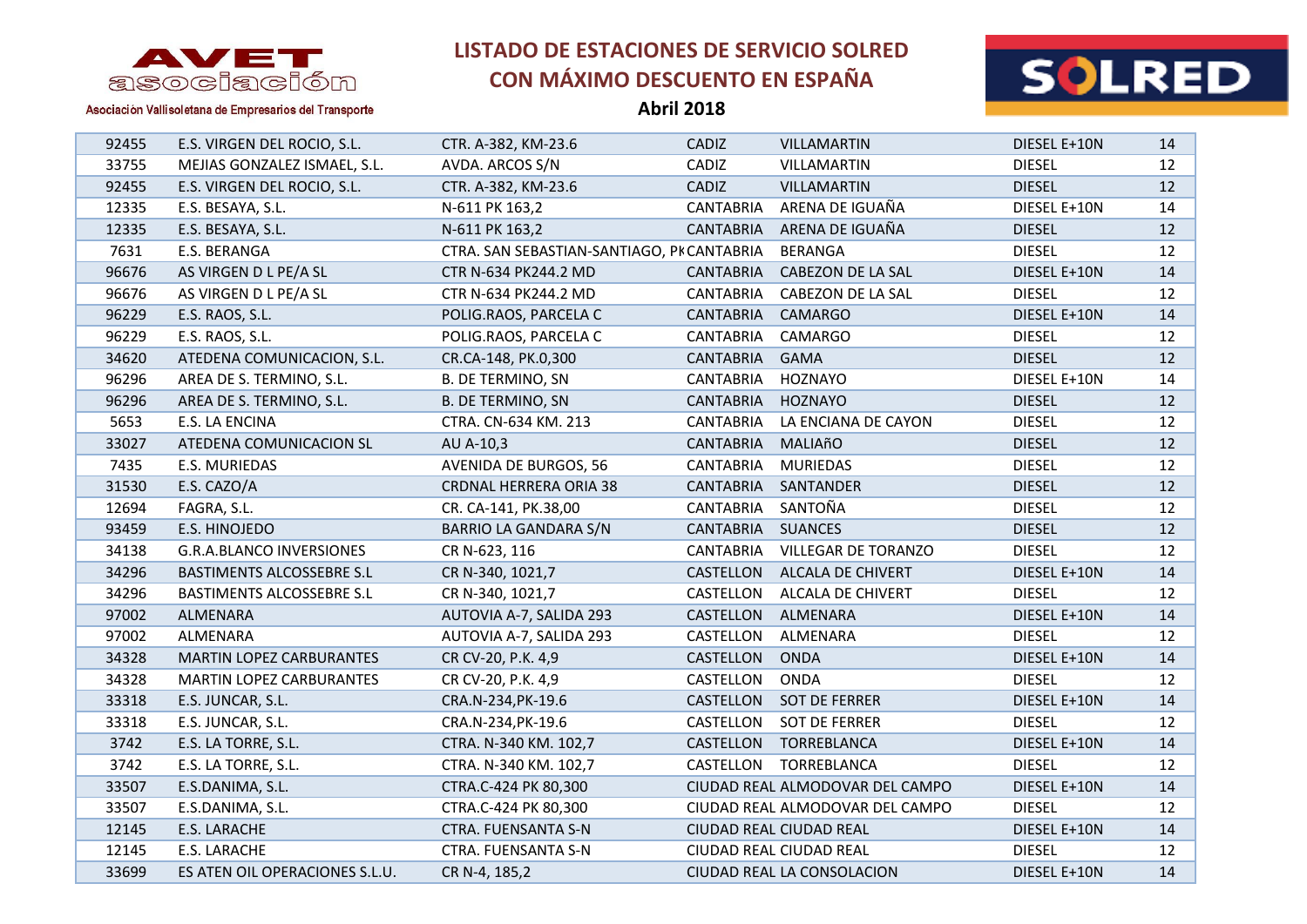# LISTADO DE ESTACIONES DE SERVICIO SOLRED CON MÁXIMO DESCUENTO EN ESPAÑA

**Abril 2018**

AVET asociación — Asociación Vallisoletana de Empresarios del Transporte

SOLRED

| | | | | | | |
|---|---|---|---|---|---|---|
| 92455 | E.S. VIRGEN DEL ROCIO, S.L. | CTR. A-382, KM-23.6 | CADIZ | VILLAMARTIN | DIESEL E+10N | 14 |
| 33755 | MEJIAS GONZALEZ ISMAEL, S.L. | AVDA. ARCOS S/N | CADIZ | VILLAMARTIN | DIESEL | 12 |
| 92455 | E.S. VIRGEN DEL ROCIO, S.L. | CTR. A-382, KM-23.6 | CADIZ | VILLAMARTIN | DIESEL | 12 |
| 12335 | E.S. BESAYA, S.L. | N-611 PK 163,2 | CANTABRIA | ARENA DE IGUAÑA | DIESEL E+10N | 14 |
| 12335 | E.S. BESAYA, S.L. | N-611 PK 163,2 | CANTABRIA | ARENA DE IGUAÑA | DIESEL | 12 |
| 7631 | E.S. BERANGA | CTRA. SAN SEBASTIAN-SANTIAGO, PK | CANTABRIA | BERANGA | DIESEL | 12 |
| 96676 | AS VIRGEN D L PE/A SL | CTR N-634 PK244.2 MD | CANTABRIA | CABEZON DE LA SAL | DIESEL E+10N | 14 |
| 96676 | AS VIRGEN D L PE/A SL | CTR N-634 PK244.2 MD | CANTABRIA | CABEZON DE LA SAL | DIESEL | 12 |
| 96229 | E.S. RAOS, S.L. | POLIG.RAOS, PARCELA C | CANTABRIA | CAMARGO | DIESEL E+10N | 14 |
| 96229 | E.S. RAOS, S.L. | POLIG.RAOS, PARCELA C | CANTABRIA | CAMARGO | DIESEL | 12 |
| 34620 | ATEDENA COMUNICACION, S.L. | CR.CA-148, PK.0,300 | CANTABRIA | GAMA | DIESEL | 12 |
| 96296 | AREA DE S. TERMINO, S.L. | B. DE TERMINO, SN | CANTABRIA | HOZNAYO | DIESEL E+10N | 14 |
| 96296 | AREA DE S. TERMINO, S.L. | B. DE TERMINO, SN | CANTABRIA | HOZNAYO | DIESEL | 12 |
| 5653 | E.S. LA ENCINA | CTRA. CN-634 KM. 213 | CANTABRIA | LA ENCIANA DE CAYON | DIESEL | 12 |
| 33027 | ATEDENA COMUNICACION SL | AU A-10,3 | CANTABRIA | MALIAñO | DIESEL | 12 |
| 7435 | E.S. MURIEDAS | AVENIDA DE BURGOS, 56 | CANTABRIA | MURIEDAS | DIESEL | 12 |
| 31530 | E.S. CAZO/A | CRDNAL HERRERA ORIA 38 | CANTABRIA | SANTANDER | DIESEL | 12 |
| 12694 | FAGRA, S.L. | CR. CA-141, PK.38,00 | CANTABRIA | SANTOÑA | DIESEL | 12 |
| 93459 | E.S. HINOJEDO | BARRIO LA GANDARA S/N | CANTABRIA | SUANCES | DIESEL | 12 |
| 34138 | G.R.A.BLANCO INVERSIONES | CR N-623, 116 | CANTABRIA | VILLEGAR DE TORANZO | DIESEL | 12 |
| 34296 | BASTIMENTS ALCOSSEBRE S.L | CR N-340, 1021,7 | CASTELLON | ALCALA DE CHIVERT | DIESEL E+10N | 14 |
| 34296 | BASTIMENTS ALCOSSEBRE S.L | CR N-340, 1021,7 | CASTELLON | ALCALA DE CHIVERT | DIESEL | 12 |
| 97002 | ALMENARA | AUTOVIA A-7, SALIDA 293 | CASTELLON | ALMENARA | DIESEL E+10N | 14 |
| 97002 | ALMENARA | AUTOVIA A-7, SALIDA 293 | CASTELLON | ALMENARA | DIESEL | 12 |
| 34328 | MARTIN LOPEZ CARBURANTES | CR CV-20, P.K. 4,9 | CASTELLON | ONDA | DIESEL E+10N | 14 |
| 34328 | MARTIN LOPEZ CARBURANTES | CR CV-20, P.K. 4,9 | CASTELLON | ONDA | DIESEL | 12 |
| 33318 | E.S. JUNCAR, S.L. | CRA.N-234,PK-19.6 | CASTELLON | SOT DE FERRER | DIESEL E+10N | 14 |
| 33318 | E.S. JUNCAR, S.L. | CRA.N-234,PK-19.6 | CASTELLON | SOT DE FERRER | DIESEL | 12 |
| 3742 | E.S. LA TORRE, S.L. | CTRA. N-340 KM. 102,7 | CASTELLON | TORREBLANCA | DIESEL E+10N | 14 |
| 3742 | E.S. LA TORRE, S.L. | CTRA. N-340 KM. 102,7 | CASTELLON | TORREBLANCA | DIESEL | 12 |
| 33507 | E.S.DANIMA, S.L. | CTRA.C-424 PK 80,300 | CIUDAD REAL | ALMODOVAR DEL CAMPO | DIESEL E+10N | 14 |
| 33507 | E.S.DANIMA, S.L. | CTRA.C-424 PK 80,300 | CIUDAD REAL | ALMODOVAR DEL CAMPO | DIESEL | 12 |
| 12145 | E.S. LARACHE | CTRA. FUENSANTA S-N | CIUDAD REAL | CIUDAD REAL | DIESEL E+10N | 14 |
| 12145 | E.S. LARACHE | CTRA. FUENSANTA S-N | CIUDAD REAL | CIUDAD REAL | DIESEL | 12 |
| 33699 | ES ATEN OIL OPERACIONES S.L.U. | CR N-4, 185,2 | CIUDAD REAL | LA CONSOLACION | DIESEL E+10N | 14 |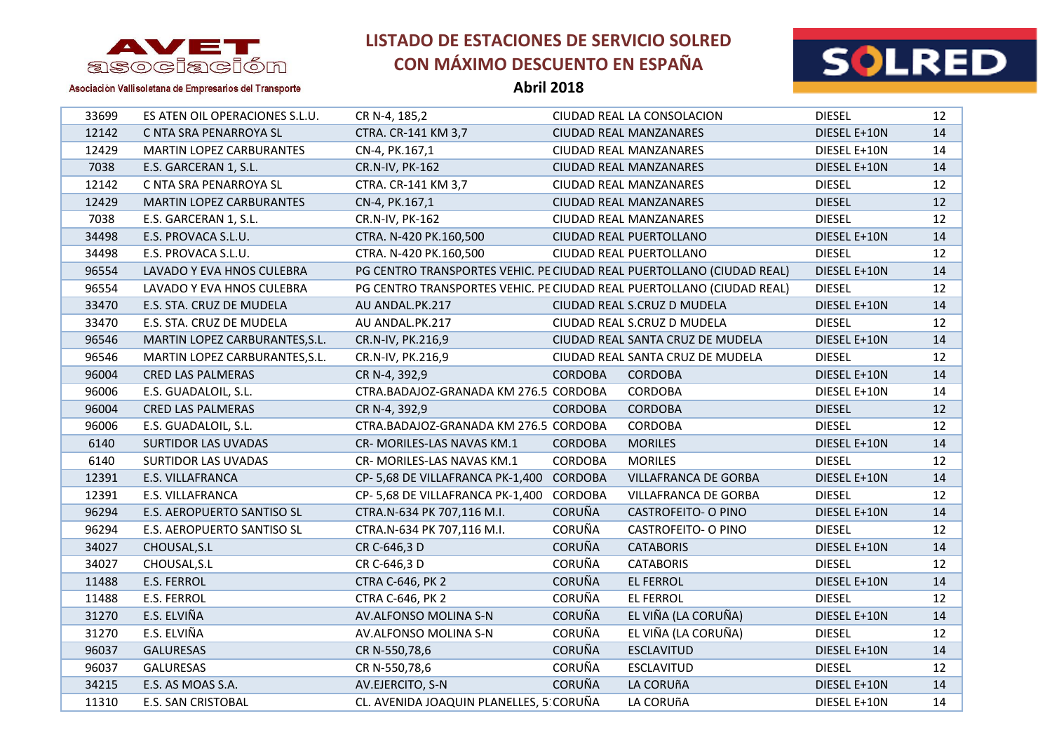# LISTADO DE ESTACIONES DE SERVICIO SOLRED CON MÁXIMO DESCUENTO EN ESPAÑA

**Abril 2018**

AVET asociación

Asociación Vallisoletana de Empresarios del Transporte

SOLRED

| | | | | | | |
|---|---|---|---|---|---|---|
| 33699 | ES ATEN OIL OPERACIONES S.L.U. | CR N-4, 185,2 | CIUDAD REAL | LA CONSOLACION | DIESEL | 12 |
| 12142 | C NTA SRA PENARROYA SL | CTRA. CR-141 KM 3,7 | CIUDAD REAL | MANZANARES | DIESEL E+10N | 14 |
| 12429 | MARTIN LOPEZ CARBURANTES | CN-4, PK.167,1 | CIUDAD REAL | MANZANARES | DIESEL E+10N | 14 |
| 7038 | E.S. GARCERAN 1, S.L. | CR.N-IV, PK-162 | CIUDAD REAL | MANZANARES | DIESEL E+10N | 14 |
| 12142 | C NTA SRA PENARROYA SL | CTRA. CR-141 KM 3,7 | CIUDAD REAL | MANZANARES | DIESEL | 12 |
| 12429 | MARTIN LOPEZ CARBURANTES | CN-4, PK.167,1 | CIUDAD REAL | MANZANARES | DIESEL | 12 |
| 7038 | E.S. GARCERAN 1, S.L. | CR.N-IV, PK-162 | CIUDAD REAL | MANZANARES | DIESEL | 12 |
| 34498 | E.S. PROVACA S.L.U. | CTRA. N-420 PK.160,500 | CIUDAD REAL | PUERTOLLANO | DIESEL E+10N | 14 |
| 34498 | E.S. PROVACA S.L.U. | CTRA. N-420 PK.160,500 | CIUDAD REAL | PUERTOLLANO | DIESEL | 12 |
| 96554 | LAVADO Y EVA HNOS CULEBRA | PG CENTRO TRANSPORTES VEHIC. PE | CIUDAD REAL | PUERTOLLANO (CIUDAD REAL) | DIESEL E+10N | 14 |
| 96554 | LAVADO Y EVA HNOS CULEBRA | PG CENTRO TRANSPORTES VEHIC. PE | CIUDAD REAL | PUERTOLLANO (CIUDAD REAL) | DIESEL | 12 |
| 33470 | E.S. STA. CRUZ DE MUDELA | AU ANDAL.PK.217 | CIUDAD REAL | S.CRUZ D MUDELA | DIESEL E+10N | 14 |
| 33470 | E.S. STA. CRUZ DE MUDELA | AU ANDAL.PK.217 | CIUDAD REAL | S.CRUZ D MUDELA | DIESEL | 12 |
| 96546 | MARTIN LOPEZ CARBURANTES,S.L. | CR.N-IV, PK.216,9 | CIUDAD REAL | SANTA CRUZ DE MUDELA | DIESEL E+10N | 14 |
| 96546 | MARTIN LOPEZ CARBURANTES,S.L. | CR.N-IV, PK.216,9 | CIUDAD REAL | SANTA CRUZ DE MUDELA | DIESEL | 12 |
| 96004 | CRED LAS PALMERAS | CR N-4, 392,9 | CORDOBA | CORDOBA | DIESEL E+10N | 14 |
| 96006 | E.S. GUADALOIL, S.L. | CTRA.BADAJOZ-GRANADA KM 276.5 | CORDOBA | CORDOBA | DIESEL E+10N | 14 |
| 96004 | CRED LAS PALMERAS | CR N-4, 392,9 | CORDOBA | CORDOBA | DIESEL | 12 |
| 96006 | E.S. GUADALOIL, S.L. | CTRA.BADAJOZ-GRANADA KM 276.5 | CORDOBA | CORDOBA | DIESEL | 12 |
| 6140 | SURTIDOR LAS UVADAS | CR- MORILES-LAS NAVAS KM.1 | CORDOBA | MORILES | DIESEL E+10N | 14 |
| 6140 | SURTIDOR LAS UVADAS | CR- MORILES-LAS NAVAS KM.1 | CORDOBA | MORILES | DIESEL | 12 |
| 12391 | E.S. VILLAFRANCA | CP- 5,68 DE VILLAFRANCA PK-1,400 | CORDOBA | VILLAFRANCA DE GORBA | DIESEL E+10N | 14 |
| 12391 | E.S. VILLAFRANCA | CP- 5,68 DE VILLAFRANCA PK-1,400 | CORDOBA | VILLAFRANCA DE GORBA | DIESEL | 12 |
| 96294 | E.S. AEROPUERTO SANTISO SL | CTRA.N-634 PK 707,116 M.I. | CORUÑA | CASTROFEITO- O PINO | DIESEL E+10N | 14 |
| 96294 | E.S. AEROPUERTO SANTISO SL | CTRA.N-634 PK 707,116 M.I. | CORUÑA | CASTROFEITO- O PINO | DIESEL | 12 |
| 34027 | CHOUSAL,S.L | CR C-646,3 D | CORUÑA | CATABORIS | DIESEL E+10N | 14 |
| 34027 | CHOUSAL,S.L | CR C-646,3 D | CORUÑA | CATABORIS | DIESEL | 12 |
| 11488 | E.S. FERROL | CTRA C-646, PK 2 | CORUÑA | EL FERROL | DIESEL E+10N | 14 |
| 11488 | E.S. FERROL | CTRA C-646, PK 2 | CORUÑA | EL FERROL | DIESEL | 12 |
| 31270 | E.S. ELVIÑA | AV.ALFONSO MOLINA S-N | CORUÑA | EL VIÑA (LA CORUÑA) | DIESEL E+10N | 14 |
| 31270 | E.S. ELVIÑA | AV.ALFONSO MOLINA S-N | CORUÑA | EL VIÑA (LA CORUÑA) | DIESEL | 12 |
| 96037 | GALURESAS | CR N-550,78,6 | CORUÑA | ESCLAVITUD | DIESEL E+10N | 14 |
| 96037 | GALURESAS | CR N-550,78,6 | CORUÑA | ESCLAVITUD | DIESEL | 12 |
| 34215 | E.S. AS MOAS S.A. | AV.EJERCITO, S-N | CORUÑA | LA CORUñA | DIESEL E+10N | 14 |
| 11310 | E.S. SAN CRISTOBAL | CL. AVENIDA JOAQUIN PLANELLES, 5 | CORUÑA | LA CORUñA | DIESEL E+10N | 14 |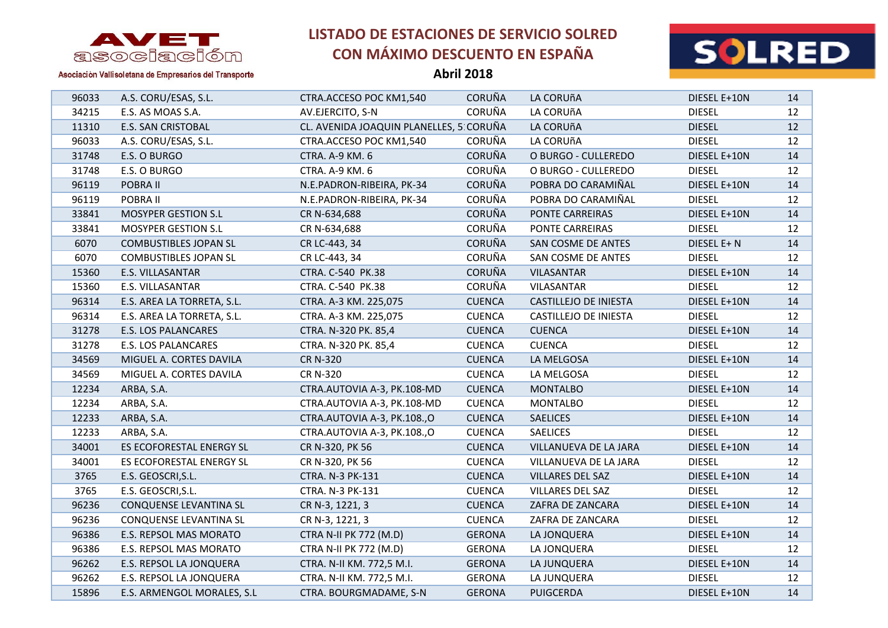# LISTADO DE ESTACIONES DE SERVICIO SOLRED CON MÁXIMO DESCUENTO EN ESPAÑA

**Abril 2018**

AVET asociación

Asociación Vallisoletana de Empresarios del Transporte

SOLRED

| | | | | | | |
|---|---|---|---|---|---|---|
| 96033 | A.S. CORU/ESAS, S.L. | CTRA.ACCESO POC KM1,540 | CORUÑA | LA CORUñA | DIESEL E+10N | 14 |
| 34215 | E.S. AS MOAS S.A. | AV.EJERCITO, S-N | CORUÑA | LA CORUñA | DIESEL | 12 |
| 11310 | E.S. SAN CRISTOBAL | CL. AVENIDA JOAQUIN PLANELLES, 5 | CORUÑA | LA CORUñA | DIESEL | 12 |
| 96033 | A.S. CORU/ESAS, S.L. | CTRA.ACCESO POC KM1,540 | CORUÑA | LA CORUñA | DIESEL | 12 |
| 31748 | E.S. O BURGO | CTRA. A-9 KM. 6 | CORUÑA | O BURGO - CULLEREDO | DIESEL E+10N | 14 |
| 31748 | E.S. O BURGO | CTRA. A-9 KM. 6 | CORUÑA | O BURGO - CULLEREDO | DIESEL | 12 |
| 96119 | POBRA II | N.E.PADRON-RIBEIRA, PK-34 | CORUÑA | POBRA DO CARAMIÑAL | DIESEL E+10N | 14 |
| 96119 | POBRA II | N.E.PADRON-RIBEIRA, PK-34 | CORUÑA | POBRA DO CARAMIÑAL | DIESEL | 12 |
| 33841 | MOSYPER GESTION S.L | CR N-634,688 | CORUÑA | PONTE CARREIRAS | DIESEL E+10N | 14 |
| 33841 | MOSYPER GESTION S.L | CR N-634,688 | CORUÑA | PONTE CARREIRAS | DIESEL | 12 |
| 6070 | COMBUSTIBLES JOPAN SL | CR LC-443, 34 | CORUÑA | SAN COSME DE ANTES | DIESEL E+ N | 14 |
| 6070 | COMBUSTIBLES JOPAN SL | CR LC-443, 34 | CORUÑA | SAN COSME DE ANTES | DIESEL | 12 |
| 15360 | E.S. VILLASANTAR | CTRA. C-540 PK.38 | CORUÑA | VILASANTAR | DIESEL E+10N | 14 |
| 15360 | E.S. VILLASANTAR | CTRA. C-540 PK.38 | CORUÑA | VILASANTAR | DIESEL | 12 |
| 96314 | E.S. AREA LA TORRETA, S.L. | CTRA. A-3 KM. 225,075 | CUENCA | CASTILLEJO DE INIESTA | DIESEL E+10N | 14 |
| 96314 | E.S. AREA LA TORRETA, S.L. | CTRA. A-3 KM. 225,075 | CUENCA | CASTILLEJO DE INIESTA | DIESEL | 12 |
| 31278 | E.S. LOS PALANCARES | CTRA. N-320 PK. 85,4 | CUENCA | CUENCA | DIESEL E+10N | 14 |
| 31278 | E.S. LOS PALANCARES | CTRA. N-320 PK. 85,4 | CUENCA | CUENCA | DIESEL | 12 |
| 34569 | MIGUEL A. CORTES DAVILA | CR N-320 | CUENCA | LA MELGOSA | DIESEL E+10N | 14 |
| 34569 | MIGUEL A. CORTES DAVILA | CR N-320 | CUENCA | LA MELGOSA | DIESEL | 12 |
| 12234 | ARBA, S.A. | CTRA.AUTOVIA A-3, PK.108-MD | CUENCA | MONTALBO | DIESEL E+10N | 14 |
| 12234 | ARBA, S.A. | CTRA.AUTOVIA A-3, PK.108-MD | CUENCA | MONTALBO | DIESEL | 12 |
| 12233 | ARBA, S.A. | CTRA.AUTOVIA A-3, PK.108.,O | CUENCA | SAELICES | DIESEL E+10N | 14 |
| 12233 | ARBA, S.A. | CTRA.AUTOVIA A-3, PK.108.,O | CUENCA | SAELICES | DIESEL | 12 |
| 34001 | ES ECOFORESTAL ENERGY SL | CR N-320, PK 56 | CUENCA | VILLANUEVA DE LA JARA | DIESEL E+10N | 14 |
| 34001 | ES ECOFORESTAL ENERGY SL | CR N-320, PK 56 | CUENCA | VILLANUEVA DE LA JARA | DIESEL | 12 |
| 3765 | E.S. GEOSCRI,S.L. | CTRA. N-3 PK-131 | CUENCA | VILLARES DEL SAZ | DIESEL E+10N | 14 |
| 3765 | E.S. GEOSCRI,S.L. | CTRA. N-3 PK-131 | CUENCA | VILLARES DEL SAZ | DIESEL | 12 |
| 96236 | CONQUENSE LEVANTINA SL | CR N-3, 1221, 3 | CUENCA | ZAFRA DE ZANCARA | DIESEL E+10N | 14 |
| 96236 | CONQUENSE LEVANTINA SL | CR N-3, 1221, 3 | CUENCA | ZAFRA DE ZANCARA | DIESEL | 12 |
| 96386 | E.S. REPSOL MAS MORATO | CTRA N-II PK 772 (M.D) | GERONA | LA JONQUERA | DIESEL E+10N | 14 |
| 96386 | E.S. REPSOL MAS MORATO | CTRA N-II PK 772 (M.D) | GERONA | LA JONQUERA | DIESEL | 12 |
| 96262 | E.S. REPSOL LA JONQUERA | CTRA. N-II KM. 772,5 M.I. | GERONA | LA JUNQUERA | DIESEL E+10N | 14 |
| 96262 | E.S. REPSOL LA JONQUERA | CTRA. N-II KM. 772,5 M.I. | GERONA | LA JUNQUERA | DIESEL | 12 |
| 15896 | E.S. ARMENGOL MORALES, S.L | CTRA. BOURGMADAME, S-N | GERONA | PUIGCERDA | DIESEL E+10N | 14 |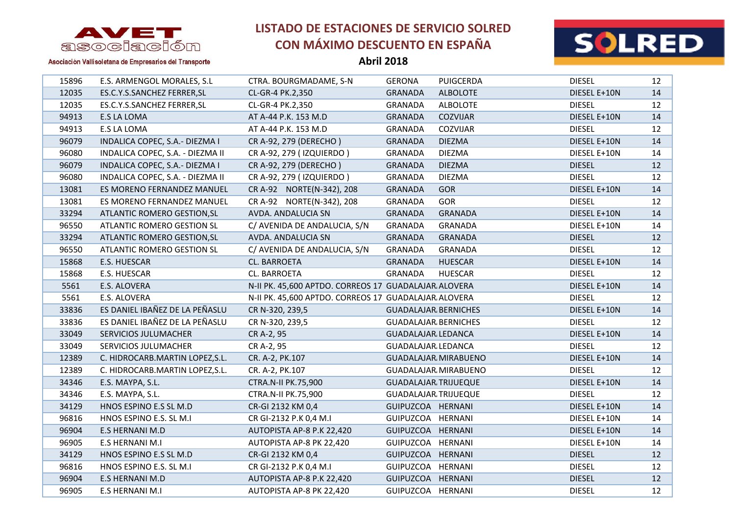# LISTADO DE ESTACIONES DE SERVICIO SOLRED CON MÁXIMO DESCUENTO EN ESPAÑA

**Abril 2018**

AVET asociación

Asociación Vallisoletana de Empresarios del Transporte

SOLRED

| | | | | | | |
|---|---|---|---|---|---|---|
| 15896 | E.S. ARMENGOL MORALES, S.L | CTRA. BOURGMADAME, S-N | GERONA | PUIGCERDA | DIESEL | 12 |
| 12035 | ES.C.Y.S.SANCHEZ FERRER,SL | CL-GR-4 PK.2,350 | GRANADA | ALBOLOTE | DIESEL E+10N | 14 |
| 12035 | ES.C.Y.S.SANCHEZ FERRER,SL | CL-GR-4 PK.2,350 | GRANADA | ALBOLOTE | DIESEL | 12 |
| 94913 | E.S LA LOMA | AT A-44 P.K. 153 M.D | GRANADA | COZVIJAR | DIESEL E+10N | 14 |
| 94913 | E.S LA LOMA | AT A-44 P.K. 153 M.D | GRANADA | COZVIJAR | DIESEL | 12 |
| 96079 | INDALICA COPEC, S.A.- DIEZMA I | CR A-92, 279 (DERECHO ) | GRANADA | DIEZMA | DIESEL E+10N | 14 |
| 96080 | INDALICA COPEC, S.A. - DIEZMA II | CR A-92, 279 ( IZQUIERDO ) | GRANADA | DIEZMA | DIESEL E+10N | 14 |
| 96079 | INDALICA COPEC, S.A.- DIEZMA I | CR A-92, 279 (DERECHO ) | GRANADA | DIEZMA | DIESEL | 12 |
| 96080 | INDALICA COPEC, S.A. - DIEZMA II | CR A-92, 279 ( IZQUIERDO ) | GRANADA | DIEZMA | DIESEL | 12 |
| 13081 | ES MORENO FERNANDEZ MANUEL | CR A-92 NORTE(N-342), 208 | GRANADA | GOR | DIESEL E+10N | 14 |
| 13081 | ES MORENO FERNANDEZ MANUEL | CR A-92 NORTE(N-342), 208 | GRANADA | GOR | DIESEL | 12 |
| 33294 | ATLANTIC ROMERO GESTION,SL | AVDA. ANDALUCIA SN | GRANADA | GRANADA | DIESEL E+10N | 14 |
| 96550 | ATLANTIC ROMERO GESTION SL | C/ AVENIDA DE ANDALUCIA, S/N | GRANADA | GRANADA | DIESEL E+10N | 14 |
| 33294 | ATLANTIC ROMERO GESTION,SL | AVDA. ANDALUCIA SN | GRANADA | GRANADA | DIESEL | 12 |
| 96550 | ATLANTIC ROMERO GESTION SL | C/ AVENIDA DE ANDALUCIA, S/N | GRANADA | GRANADA | DIESEL | 12 |
| 15868 | E.S. HUESCAR | CL. BARROETA | GRANADA | HUESCAR | DIESEL E+10N | 14 |
| 15868 | E.S. HUESCAR | CL. BARROETA | GRANADA | HUESCAR | DIESEL | 12 |
| 5561 | E.S. ALOVERA | N-II PK. 45,600 APTDO. CORREOS 17 | GUADALAJAR. | ALOVERA | DIESEL E+10N | 14 |
| 5561 | E.S. ALOVERA | N-II PK. 45,600 APTDO. CORREOS 17 | GUADALAJAR. | ALOVERA | DIESEL | 12 |
| 33836 | ES DANIEL IBAÑEZ DE LA PEÑASLU | CR N-320, 239,5 | GUADALAJAR. | BERNICHES | DIESEL E+10N | 14 |
| 33836 | ES DANIEL IBAÑEZ DE LA PEÑASLU | CR N-320, 239,5 | GUADALAJAR. | BERNICHES | DIESEL | 12 |
| 33049 | SERVICIOS JULUMACHER | CR A-2, 95 | GUADALAJAR. | LEDANCA | DIESEL E+10N | 14 |
| 33049 | SERVICIOS JULUMACHER | CR A-2, 95 | GUADALAJAR. | LEDANCA | DIESEL | 12 |
| 12389 | C. HIDROCARB.MARTIN LOPEZ,S.L. | CR. A-2, PK.107 | GUADALAJAR. | MIRABUENO | DIESEL E+10N | 14 |
| 12389 | C. HIDROCARB.MARTIN LOPEZ,S.L. | CR. A-2, PK.107 | GUADALAJAR. | MIRABUENO | DIESEL | 12 |
| 34346 | E.S. MAYPA, S.L. | CTRA.N-II PK.75,900 | GUADALAJAR. | TRIJUEQUE | DIESEL E+10N | 14 |
| 34346 | E.S. MAYPA, S.L. | CTRA.N-II PK.75,900 | GUADALAJAR. | TRIJUEQUE | DIESEL | 12 |
| 34129 | HNOS ESPINO E.S SL M.D | CR-GI 2132 KM 0,4 | GUIPUZCOA | HERNANI | DIESEL E+10N | 14 |
| 96816 | HNOS ESPINO E.S. SL M.I | CR GI-2132 P.K 0,4 M.I | GUIPUZCOA | HERNANI | DIESEL E+10N | 14 |
| 96904 | E.S HERNANI M.D | AUTOPISTA AP-8 P.K 22,420 | GUIPUZCOA | HERNANI | DIESEL E+10N | 14 |
| 96905 | E.S HERNANI M.I | AUTOPISTA AP-8 PK 22,420 | GUIPUZCOA | HERNANI | DIESEL E+10N | 14 |
| 34129 | HNOS ESPINO E.S SL M.D | CR-GI 2132 KM 0,4 | GUIPUZCOA | HERNANI | DIESEL | 12 |
| 96816 | HNOS ESPINO E.S. SL M.I | CR GI-2132 P.K 0,4 M.I | GUIPUZCOA | HERNANI | DIESEL | 12 |
| 96904 | E.S HERNANI M.D | AUTOPISTA AP-8 P.K 22,420 | GUIPUZCOA | HERNANI | DIESEL | 12 |
| 96905 | E.S HERNANI M.I | AUTOPISTA AP-8 PK 22,420 | GUIPUZCOA | HERNANI | DIESEL | 12 |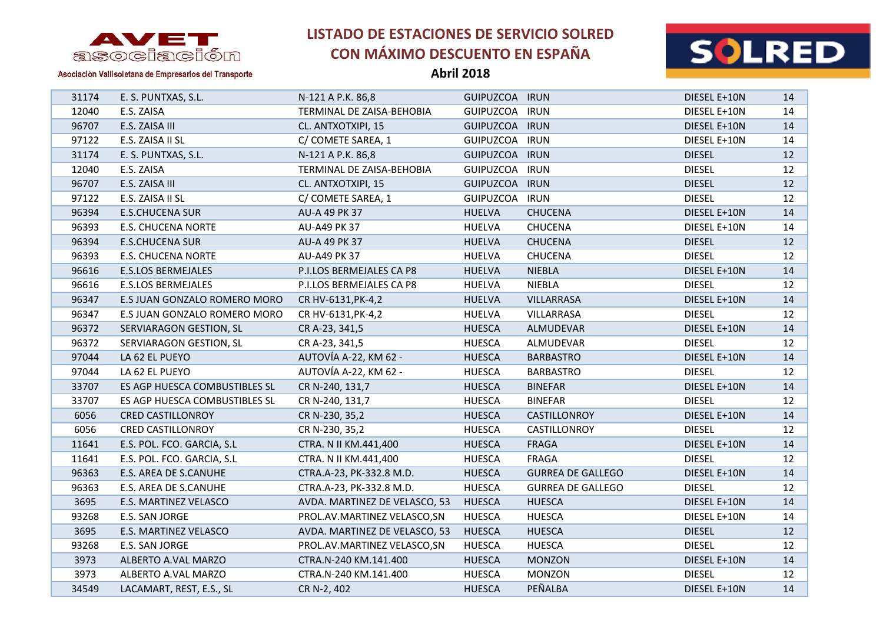# LISTADO DE ESTACIONES DE SERVICIO SOLRED CON MÁXIMO DESCUENTO EN ESPAÑA

**Abril 2018**

AVET asociación — Asociación Vallisoletana de Empresarios del Transporte

| | | | | | | |
|---|---|---|---|---|---|---|
| 31174 | E. S. PUNTXAS, S.L. | N-121 A P.K. 86,8 | GUIPUZCOA | IRUN | DIESEL E+10N | 14 |
| 12040 | E.S. ZAISA | TERMINAL DE ZAISA-BEHOBIA | GUIPUZCOA | IRUN | DIESEL E+10N | 14 |
| 96707 | E.S. ZAISA III | CL. ANTXOTXIPI, 15 | GUIPUZCOA | IRUN | DIESEL E+10N | 14 |
| 97122 | E.S. ZAISA II SL | C/ COMETE SAREA, 1 | GUIPUZCOA | IRUN | DIESEL E+10N | 14 |
| 31174 | E. S. PUNTXAS, S.L. | N-121 A P.K. 86,8 | GUIPUZCOA | IRUN | DIESEL | 12 |
| 12040 | E.S. ZAISA | TERMINAL DE ZAISA-BEHOBIA | GUIPUZCOA | IRUN | DIESEL | 12 |
| 96707 | E.S. ZAISA III | CL. ANTXOTXIPI, 15 | GUIPUZCOA | IRUN | DIESEL | 12 |
| 97122 | E.S. ZAISA II SL | C/ COMETE SAREA, 1 | GUIPUZCOA | IRUN | DIESEL | 12 |
| 96394 | E.S.CHUCENA SUR | AU-A 49 PK 37 | HUELVA | CHUCENA | DIESEL E+10N | 14 |
| 96393 | E.S. CHUCENA NORTE | AU-A49 PK 37 | HUELVA | CHUCENA | DIESEL E+10N | 14 |
| 96394 | E.S.CHUCENA SUR | AU-A 49 PK 37 | HUELVA | CHUCENA | DIESEL | 12 |
| 96393 | E.S. CHUCENA NORTE | AU-A49 PK 37 | HUELVA | CHUCENA | DIESEL | 12 |
| 96616 | E.S.LOS BERMEJALES | P.I.LOS BERMEJALES CA P8 | HUELVA | NIEBLA | DIESEL E+10N | 14 |
| 96616 | E.S.LOS BERMEJALES | P.I.LOS BERMEJALES CA P8 | HUELVA | NIEBLA | DIESEL | 12 |
| 96347 | E.S JUAN GONZALO ROMERO MORO | CR HV-6131,PK-4,2 | HUELVA | VILLARRASA | DIESEL E+10N | 14 |
| 96347 | E.S JUAN GONZALO ROMERO MORO | CR HV-6131,PK-4,2 | HUELVA | VILLARRASA | DIESEL | 12 |
| 96372 | SERVIARAGON GESTION, SL | CR A-23, 341,5 | HUESCA | ALMUDEVAR | DIESEL E+10N | 14 |
| 96372 | SERVIARAGON GESTION, SL | CR A-23, 341,5 | HUESCA | ALMUDEVAR | DIESEL | 12 |
| 97044 | LA 62 EL PUEYO | AUTOVÍA A-22, KM 62 - | HUESCA | BARBASTRO | DIESEL E+10N | 14 |
| 97044 | LA 62 EL PUEYO | AUTOVÍA A-22, KM 62 - | HUESCA | BARBASTRO | DIESEL | 12 |
| 33707 | ES AGP HUESCA COMBUSTIBLES SL | CR N-240, 131,7 | HUESCA | BINEFAR | DIESEL E+10N | 14 |
| 33707 | ES AGP HUESCA COMBUSTIBLES SL | CR N-240, 131,7 | HUESCA | BINEFAR | DIESEL | 12 |
| 6056 | CRED CASTILLONROY | CR N-230, 35,2 | HUESCA | CASTILLONROY | DIESEL E+10N | 14 |
| 6056 | CRED CASTILLONROY | CR N-230, 35,2 | HUESCA | CASTILLONROY | DIESEL | 12 |
| 11641 | E.S. POL. FCO. GARCIA, S.L | CTRA. N II KM.441,400 | HUESCA | FRAGA | DIESEL E+10N | 14 |
| 11641 | E.S. POL. FCO. GARCIA, S.L | CTRA. N II KM.441,400 | HUESCA | FRAGA | DIESEL | 12 |
| 96363 | E.S. AREA DE S.CANUHE | CTRA.A-23, PK-332.8 M.D. | HUESCA | GURREA DE GALLEGO | DIESEL E+10N | 14 |
| 96363 | E.S. AREA DE S.CANUHE | CTRA.A-23, PK-332.8 M.D. | HUESCA | GURREA DE GALLEGO | DIESEL | 12 |
| 3695 | E.S. MARTINEZ VELASCO | AVDA. MARTINEZ DE VELASCO, 53 | HUESCA | HUESCA | DIESEL E+10N | 14 |
| 93268 | E.S. SAN JORGE | PROL.AV.MARTINEZ VELASCO,SN | HUESCA | HUESCA | DIESEL E+10N | 14 |
| 3695 | E.S. MARTINEZ VELASCO | AVDA. MARTINEZ DE VELASCO, 53 | HUESCA | HUESCA | DIESEL | 12 |
| 93268 | E.S. SAN JORGE | PROL.AV.MARTINEZ VELASCO,SN | HUESCA | HUESCA | DIESEL | 12 |
| 3973 | ALBERTO A.VAL MARZO | CTRA.N-240 KM.141.400 | HUESCA | MONZON | DIESEL E+10N | 14 |
| 3973 | ALBERTO A.VAL MARZO | CTRA.N-240 KM.141.400 | HUESCA | MONZON | DIESEL | 12 |
| 34549 | LACAMART, REST, E.S., SL | CR N-2, 402 | HUESCA | PEÑALBA | DIESEL E+10N | 14 |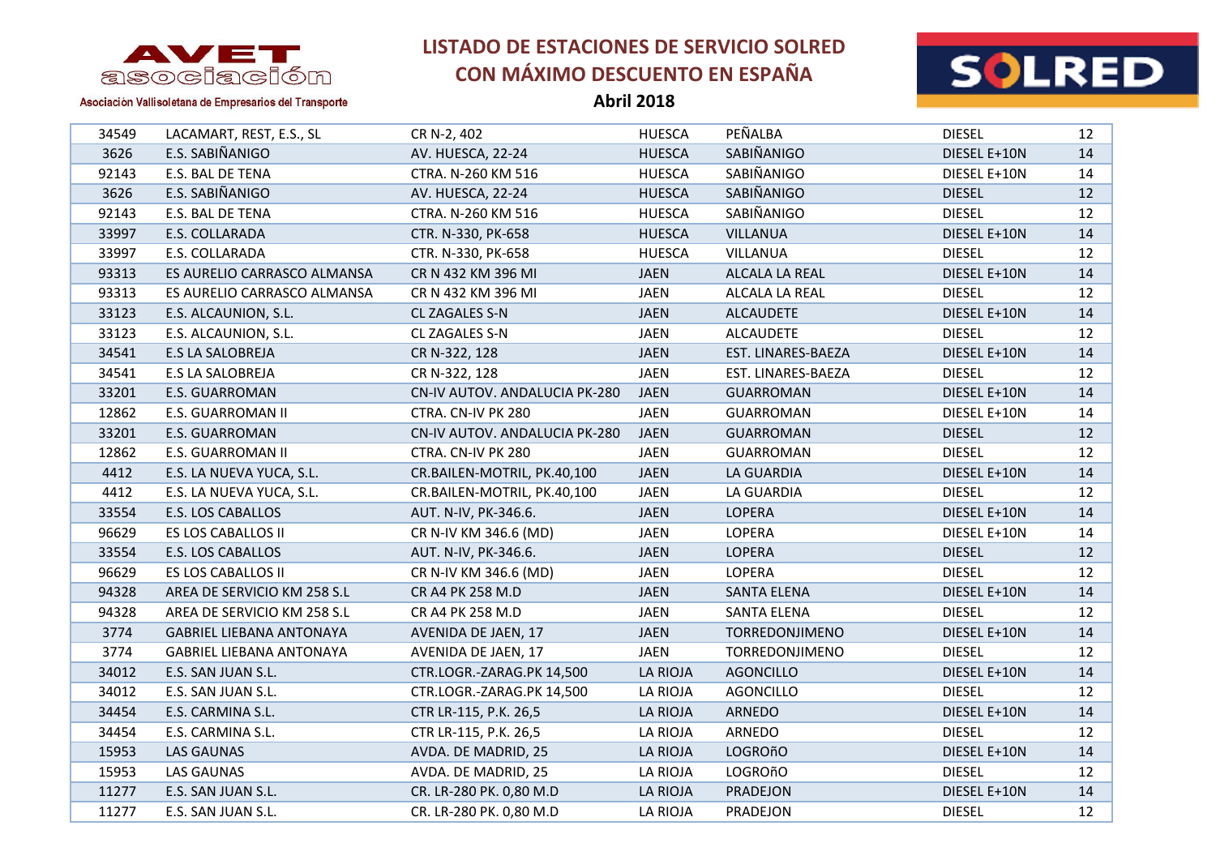# LISTADO DE ESTACIONES DE SERVICIO SOLRED CON MÁXIMO DESCUENTO EN ESPAÑA

**Abril 2018**

| | | | | | | |
|---|---|---|---|---|---|---|
| 34549 | LACAMART, REST, E.S., SL | CR N-2, 402 | HUESCA | PEÑALBA | DIESEL | 12 |
| 3626 | E.S. SABIÑANIGO | AV. HUESCA, 22-24 | HUESCA | SABIÑANIGO | DIESEL E+10N | 14 |
| 92143 | E.S. BAL DE TENA | CTRA. N-260 KM 516 | HUESCA | SABIÑANIGO | DIESEL E+10N | 14 |
| 3626 | E.S. SABIÑANIGO | AV. HUESCA, 22-24 | HUESCA | SABIÑANIGO | DIESEL | 12 |
| 92143 | E.S. BAL DE TENA | CTRA. N-260 KM 516 | HUESCA | SABIÑANIGO | DIESEL | 12 |
| 33997 | E.S. COLLARADA | CTR. N-330, PK-658 | HUESCA | VILLANUA | DIESEL E+10N | 14 |
| 33997 | E.S. COLLARADA | CTR. N-330, PK-658 | HUESCA | VILLANUA | DIESEL | 12 |
| 93313 | ES AURELIO CARRASCO ALMANSA | CR N 432 KM 396 MI | JAEN | ALCALA LA REAL | DIESEL E+10N | 14 |
| 93313 | ES AURELIO CARRASCO ALMANSA | CR N 432 KM 396 MI | JAEN | ALCALA LA REAL | DIESEL | 12 |
| 33123 | E.S. ALCAUNION, S.L. | CL ZAGALES S-N | JAEN | ALCAUDETE | DIESEL E+10N | 14 |
| 33123 | E.S. ALCAUNION, S.L. | CL ZAGALES S-N | JAEN | ALCAUDETE | DIESEL | 12 |
| 34541 | E.S LA SALOBREJA | CR N-322, 128 | JAEN | EST. LINARES-BAEZA | DIESEL E+10N | 14 |
| 34541 | E.S LA SALOBREJA | CR N-322, 128 | JAEN | EST. LINARES-BAEZA | DIESEL | 12 |
| 33201 | E.S. GUARROMAN | CN-IV AUTOV. ANDALUCIA PK-280 | JAEN | GUARROMAN | DIESEL E+10N | 14 |
| 12862 | E.S. GUARROMAN II | CTRA. CN-IV PK 280 | JAEN | GUARROMAN | DIESEL E+10N | 14 |
| 33201 | E.S. GUARROMAN | CN-IV AUTOV. ANDALUCIA PK-280 | JAEN | GUARROMAN | DIESEL | 12 |
| 12862 | E.S. GUARROMAN II | CTRA. CN-IV PK 280 | JAEN | GUARROMAN | DIESEL | 12 |
| 4412 | E.S. LA NUEVA YUCA, S.L. | CR.BAILEN-MOTRIL, PK.40,100 | JAEN | LA GUARDIA | DIESEL E+10N | 14 |
| 4412 | E.S. LA NUEVA YUCA, S.L. | CR.BAILEN-MOTRIL, PK.40,100 | JAEN | LA GUARDIA | DIESEL | 12 |
| 33554 | E.S. LOS CABALLOS | AUT. N-IV, PK-346.6. | JAEN | LOPERA | DIESEL E+10N | 14 |
| 96629 | ES LOS CABALLOS II | CR N-IV KM 346.6 (MD) | JAEN | LOPERA | DIESEL E+10N | 14 |
| 33554 | E.S. LOS CABALLOS | AUT. N-IV, PK-346.6. | JAEN | LOPERA | DIESEL | 12 |
| 96629 | ES LOS CABALLOS II | CR N-IV KM 346.6 (MD) | JAEN | LOPERA | DIESEL | 12 |
| 94328 | AREA DE SERVICIO KM 258 S.L | CR A4 PK 258 M.D | JAEN | SANTA ELENA | DIESEL E+10N | 14 |
| 94328 | AREA DE SERVICIO KM 258 S.L | CR A4 PK 258 M.D | JAEN | SANTA ELENA | DIESEL | 12 |
| 3774 | GABRIEL LIEBANA ANTONAYA | AVENIDA DE JAEN, 17 | JAEN | TORREDONJIMENO | DIESEL E+10N | 14 |
| 3774 | GABRIEL LIEBANA ANTONAYA | AVENIDA DE JAEN, 17 | JAEN | TORREDONJIMENO | DIESEL | 12 |
| 34012 | E.S. SAN JUAN S.L. | CTR.LOGR.-ZARAG.PK 14,500 | LA RIOJA | AGONCILLO | DIESEL E+10N | 14 |
| 34012 | E.S. SAN JUAN S.L. | CTR.LOGR.-ZARAG.PK 14,500 | LA RIOJA | AGONCILLO | DIESEL | 12 |
| 34454 | E.S. CARMINA S.L. | CTR LR-115, P.K. 26,5 | LA RIOJA | ARNEDO | DIESEL E+10N | 14 |
| 34454 | E.S. CARMINA S.L. | CTR LR-115, P.K. 26,5 | LA RIOJA | ARNEDO | DIESEL | 12 |
| 15953 | LAS GAUNAS | AVDA. DE MADRID, 25 | LA RIOJA | LOGROñO | DIESEL E+10N | 14 |
| 15953 | LAS GAUNAS | AVDA. DE MADRID, 25 | LA RIOJA | LOGROñO | DIESEL | 12 |
| 11277 | E.S. SAN JUAN S.L. | CR. LR-280 PK. 0,80 M.D | LA RIOJA | PRADEJON | DIESEL E+10N | 14 |
| 11277 | E.S. SAN JUAN S.L. | CR. LR-280 PK. 0,80 M.D | LA RIOJA | PRADEJON | DIESEL | 12 |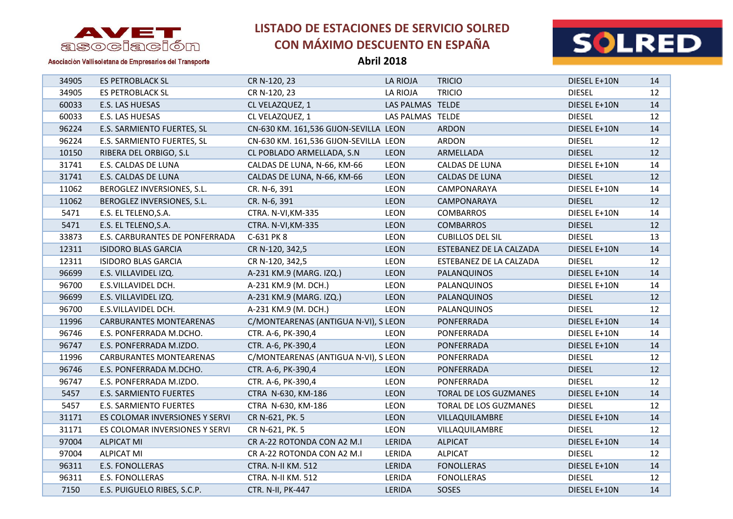LISTADO DE ESTACIONES DE SERVICIO SOLRED
CON MÁXIMO DESCUENTO EN ESPAÑA
**Abril 2018**

AVET asociación
Asociación Vallisoletana de Empresarios del Transporte

SOLRED

| | | | | | | |
|---|---|---|---|---|---|---|
| 34905 | ES PETROBLACK SL | CR N-120, 23 | LA RIOJA | TRICIO | DIESEL E+10N | 14 |
| 34905 | ES PETROBLACK SL | CR N-120, 23 | LA RIOJA | TRICIO | DIESEL | 12 |
| 60033 | E.S. LAS HUESAS | CL VELAZQUEZ, 1 | LAS PALMAS | TELDE | DIESEL E+10N | 14 |
| 60033 | E.S. LAS HUESAS | CL VELAZQUEZ, 1 | LAS PALMAS | TELDE | DIESEL | 12 |
| 96224 | E.S. SARMIENTO FUERTES, SL | CN-630 KM. 161,536 GIJON-SEVILLA | LEON | ARDON | DIESEL E+10N | 14 |
| 96224 | E.S. SARMIENTO FUERTES, SL | CN-630 KM. 161,536 GIJON-SEVILLA | LEON | ARDON | DIESEL | 12 |
| 10150 | RIBERA DEL ORBIGO, S.L | CL POBLADO ARMELLADA, S.N | LEON | ARMELLADA | DIESEL | 12 |
| 31741 | E.S. CALDAS DE LUNA | CALDAS DE LUNA, N-66, KM-66 | LEON | CALDAS DE LUNA | DIESEL E+10N | 14 |
| 31741 | E.S. CALDAS DE LUNA | CALDAS DE LUNA, N-66, KM-66 | LEON | CALDAS DE LUNA | DIESEL | 12 |
| 11062 | BEROGLEZ INVERSIONES, S.L. | CR. N-6, 391 | LEON | CAMPONARAYA | DIESEL E+10N | 14 |
| 11062 | BEROGLEZ INVERSIONES, S.L. | CR. N-6, 391 | LEON | CAMPONARAYA | DIESEL | 12 |
| 5471 | E.S. EL TELENO,S.A. | CTRA. N-VI,KM-335 | LEON | COMBARROS | DIESEL E+10N | 14 |
| 5471 | E.S. EL TELENO,S.A. | CTRA. N-VI,KM-335 | LEON | COMBARROS | DIESEL | 12 |
| 33873 | E.S. CARBURANTES DE PONFERRADA | C-631 PK 8 | LEON | CUBILLOS DEL SIL | DIESEL | 13 |
| 12311 | ISIDORO BLAS GARCIA | CR N-120, 342,5 | LEON | ESTEBANEZ DE LA CALZADA | DIESEL E+10N | 14 |
| 12311 | ISIDORO BLAS GARCIA | CR N-120, 342,5 | LEON | ESTEBANEZ DE LA CALZADA | DIESEL | 12 |
| 96699 | E.S. VILLAVIDEL IZQ. | A-231 KM.9 (MARG. IZQ.) | LEON | PALANQUINOS | DIESEL E+10N | 14 |
| 96700 | E.S.VILLAVIDEL DCH. | A-231 KM.9 (M. DCH.) | LEON | PALANQUINOS | DIESEL E+10N | 14 |
| 96699 | E.S. VILLAVIDEL IZQ. | A-231 KM.9 (MARG. IZQ.) | LEON | PALANQUINOS | DIESEL | 12 |
| 96700 | E.S.VILLAVIDEL DCH. | A-231 KM.9 (M. DCH.) | LEON | PALANQUINOS | DIESEL | 12 |
| 11996 | CARBURANTES MONTEARENAS | C/MONTEARENAS (ANTIGUA N-VI), S | LEON | PONFERRADA | DIESEL E+10N | 14 |
| 96746 | E.S. PONFERRADA M.DCHO. | CTR. A-6, PK-390,4 | LEON | PONFERRADA | DIESEL E+10N | 14 |
| 96747 | E.S. PONFERRADA M.IZDO. | CTR. A-6, PK-390,4 | LEON | PONFERRADA | DIESEL E+10N | 14 |
| 11996 | CARBURANTES MONTEARENAS | C/MONTEARENAS (ANTIGUA N-VI), S | LEON | PONFERRADA | DIESEL | 12 |
| 96746 | E.S. PONFERRADA M.DCHO. | CTR. A-6, PK-390,4 | LEON | PONFERRADA | DIESEL | 12 |
| 96747 | E.S. PONFERRADA M.IZDO. | CTR. A-6, PK-390,4 | LEON | PONFERRADA | DIESEL | 12 |
| 5457 | E.S. SARMIENTO FUERTES | CTRA N-630, KM-186 | LEON | TORAL DE LOS GUZMANES | DIESEL E+10N | 14 |
| 5457 | E.S. SARMIENTO FUERTES | CTRA N-630, KM-186 | LEON | TORAL DE LOS GUZMANES | DIESEL | 12 |
| 31171 | ES COLOMAR INVERSIONES Y SERVI | CR N-621, PK. 5 | LEON | VILLAQUILAMBRE | DIESEL E+10N | 14 |
| 31171 | ES COLOMAR INVERSIONES Y SERVI | CR N-621, PK. 5 | LEON | VILLAQUILAMBRE | DIESEL | 12 |
| 97004 | ALPICAT MI | CR A-22 ROTONDA CON A2 M.I | LERIDA | ALPICAT | DIESEL E+10N | 14 |
| 97004 | ALPICAT MI | CR A-22 ROTONDA CON A2 M.I | LERIDA | ALPICAT | DIESEL | 12 |
| 96311 | E.S. FONOLLERAS | CTRA. N-II KM. 512 | LERIDA | FONOLLERAS | DIESEL E+10N | 14 |
| 96311 | E.S. FONOLLERAS | CTRA. N-II KM. 512 | LERIDA | FONOLLERAS | DIESEL | 12 |
| 7150 | E.S. PUIGUELO RIBES, S.C.P. | CTR. N-II, PK-447 | LERIDA | SOSES | DIESEL E+10N | 14 |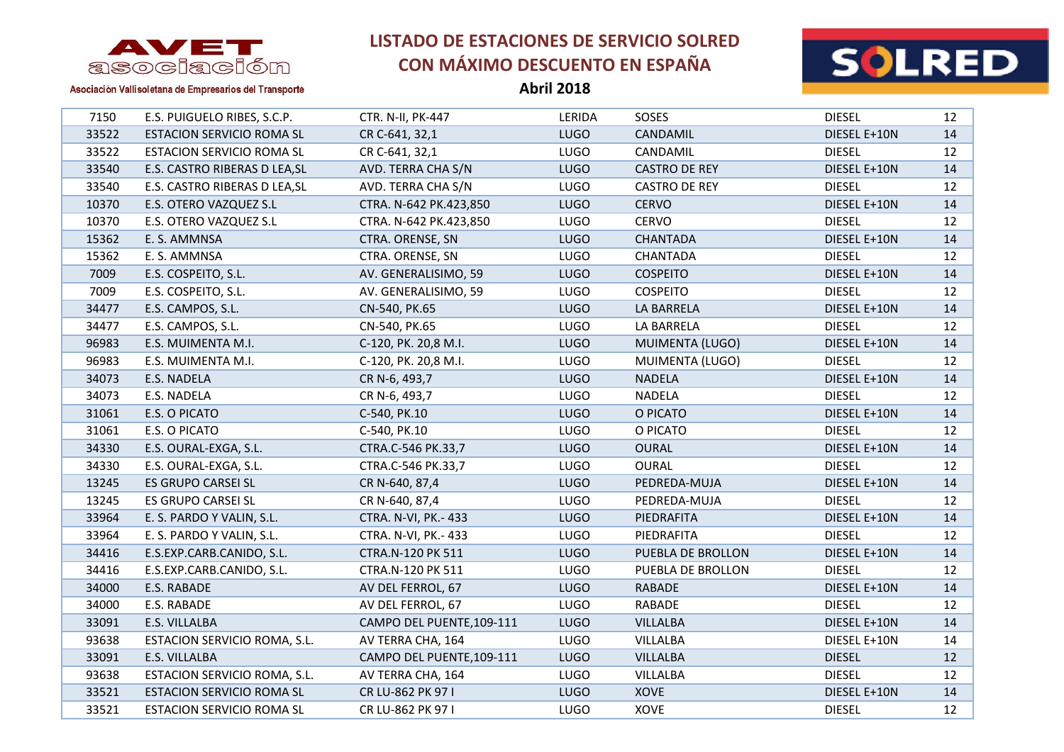# LISTADO DE ESTACIONES DE SERVICIO SOLRED CON MÁXIMO DESCUENTO EN ESPAÑA

**Abril 2018**

AVET asociación

Asociación Vallisoletana de Empresarios del Transporte

SOLRED

| | | | | | | |
|---|---|---|---|---|---|---|
| 7150 | E.S. PUIGUELO RIBES, S.C.P. | CTR. N-II, PK-447 | LERIDA | SOSES | DIESEL | 12 |
| 33522 | ESTACION SERVICIO ROMA SL | CR C-641, 32,1 | LUGO | CANDAMIL | DIESEL E+10N | 14 |
| 33522 | ESTACION SERVICIO ROMA SL | CR C-641, 32,1 | LUGO | CANDAMIL | DIESEL | 12 |
| 33540 | E.S. CASTRO RIBERAS D LEA,SL | AVD. TERRA CHA S/N | LUGO | CASTRO DE REY | DIESEL E+10N | 14 |
| 33540 | E.S. CASTRO RIBERAS D LEA,SL | AVD. TERRA CHA S/N | LUGO | CASTRO DE REY | DIESEL | 12 |
| 10370 | E.S. OTERO VAZQUEZ S.L | CTRA. N-642 PK.423,850 | LUGO | CERVO | DIESEL E+10N | 14 |
| 10370 | E.S. OTERO VAZQUEZ S.L | CTRA. N-642 PK.423,850 | LUGO | CERVO | DIESEL | 12 |
| 15362 | E. S. AMMNSA | CTRA. ORENSE, SN | LUGO | CHANTADA | DIESEL E+10N | 14 |
| 15362 | E. S. AMMNSA | CTRA. ORENSE, SN | LUGO | CHANTADA | DIESEL | 12 |
| 7009 | E.S. COSPEITO, S.L. | AV. GENERALISIMO, 59 | LUGO | COSPEITO | DIESEL E+10N | 14 |
| 7009 | E.S. COSPEITO, S.L. | AV. GENERALISIMO, 59 | LUGO | COSPEITO | DIESEL | 12 |
| 34477 | E.S. CAMPOS, S.L. | CN-540, PK.65 | LUGO | LA BARRELA | DIESEL E+10N | 14 |
| 34477 | E.S. CAMPOS, S.L. | CN-540, PK.65 | LUGO | LA BARRELA | DIESEL | 12 |
| 96983 | E.S. MUIMENTA M.I. | C-120, PK. 20,8 M.I. | LUGO | MUIMENTA (LUGO) | DIESEL E+10N | 14 |
| 96983 | E.S. MUIMENTA M.I. | C-120, PK. 20,8 M.I. | LUGO | MUIMENTA (LUGO) | DIESEL | 12 |
| 34073 | E.S. NADELA | CR N-6, 493,7 | LUGO | NADELA | DIESEL E+10N | 14 |
| 34073 | E.S. NADELA | CR N-6, 493,7 | LUGO | NADELA | DIESEL | 12 |
| 31061 | E.S. O PICATO | C-540, PK.10 | LUGO | O PICATO | DIESEL E+10N | 14 |
| 31061 | E.S. O PICATO | C-540, PK.10 | LUGO | O PICATO | DIESEL | 12 |
| 34330 | E.S. OURAL-EXGA, S.L. | CTRA.C-546 PK.33,7 | LUGO | OURAL | DIESEL E+10N | 14 |
| 34330 | E.S. OURAL-EXGA, S.L. | CTRA.C-546 PK.33,7 | LUGO | OURAL | DIESEL | 12 |
| 13245 | ES GRUPO CARSEI SL | CR N-640, 87,4 | LUGO | PEDREDA-MUJA | DIESEL E+10N | 14 |
| 13245 | ES GRUPO CARSEI SL | CR N-640, 87,4 | LUGO | PEDREDA-MUJA | DIESEL | 12 |
| 33964 | E. S. PARDO Y VALIN, S.L. | CTRA. N-VI, PK.- 433 | LUGO | PIEDRAFITA | DIESEL E+10N | 14 |
| 33964 | E. S. PARDO Y VALIN, S.L. | CTRA. N-VI, PK.- 433 | LUGO | PIEDRAFITA | DIESEL | 12 |
| 34416 | E.S.EXP.CARB.CANIDO, S.L. | CTRA.N-120 PK 511 | LUGO | PUEBLA DE BROLLON | DIESEL E+10N | 14 |
| 34416 | E.S.EXP.CARB.CANIDO, S.L. | CTRA.N-120 PK 511 | LUGO | PUEBLA DE BROLLON | DIESEL | 12 |
| 34000 | E.S. RABADE | AV DEL FERROL, 67 | LUGO | RABADE | DIESEL E+10N | 14 |
| 34000 | E.S. RABADE | AV DEL FERROL, 67 | LUGO | RABADE | DIESEL | 12 |
| 33091 | E.S. VILLALBA | CAMPO DEL PUENTE,109-111 | LUGO | VILLALBA | DIESEL E+10N | 14 |
| 93638 | ESTACION SERVICIO ROMA, S.L. | AV TERRA CHA, 164 | LUGO | VILLALBA | DIESEL E+10N | 14 |
| 33091 | E.S. VILLALBA | CAMPO DEL PUENTE,109-111 | LUGO | VILLALBA | DIESEL | 12 |
| 93638 | ESTACION SERVICIO ROMA, S.L. | AV TERRA CHA, 164 | LUGO | VILLALBA | DIESEL | 12 |
| 33521 | ESTACION SERVICIO ROMA SL | CR LU-862 PK 97 I | LUGO | XOVE | DIESEL E+10N | 14 |
| 33521 | ESTACION SERVICIO ROMA SL | CR LU-862 PK 97 I | LUGO | XOVE | DIESEL | 12 |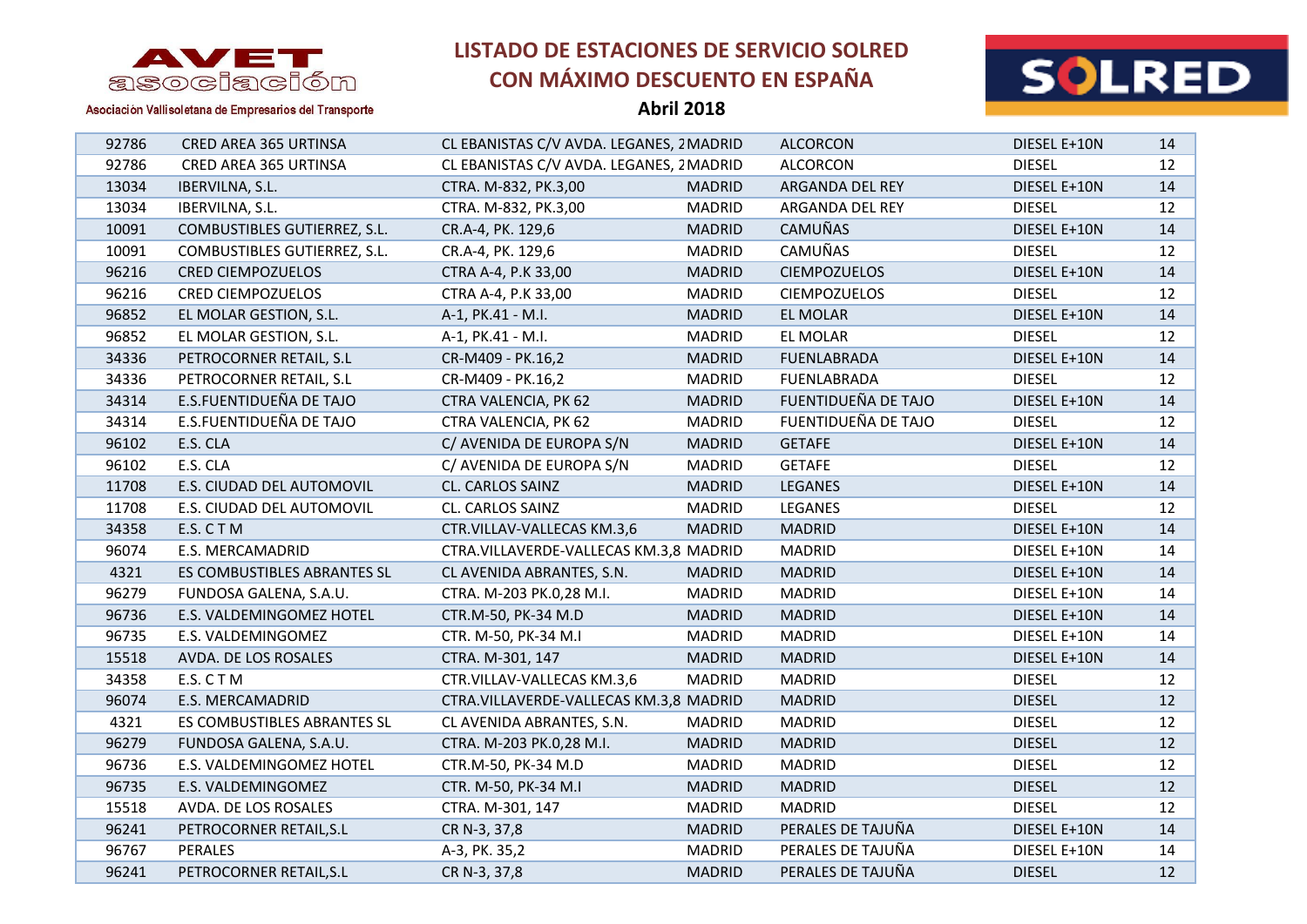# LISTADO DE ESTACIONES DE SERVICIO SOLRED CON MÁXIMO DESCUENTO EN ESPAÑA

**Abril 2018**

AVET asociación — Asociación Vallisoletana de Empresarios del Transporte

| | | | | | | |
|---|---|---|---|---|---|---|
| 92786 | CRED AREA 365 URTINSA | CL EBANISTAS C/V AVDA. LEGANES, 2 | MADRID | ALCORCON | DIESEL E+10N | 14 |
| 92786 | CRED AREA 365 URTINSA | CL EBANISTAS C/V AVDA. LEGANES, 2 | MADRID | ALCORCON | DIESEL | 12 |
| 13034 | IBERVILNA, S.L. | CTRA. M-832, PK.3,00 | MADRID | ARGANDA DEL REY | DIESEL E+10N | 14 |
| 13034 | IBERVILNA, S.L. | CTRA. M-832, PK.3,00 | MADRID | ARGANDA DEL REY | DIESEL | 12 |
| 10091 | COMBUSTIBLES GUTIERREZ, S.L. | CR.A-4, PK. 129,6 | MADRID | CAMUÑAS | DIESEL E+10N | 14 |
| 10091 | COMBUSTIBLES GUTIERREZ, S.L. | CR.A-4, PK. 129,6 | MADRID | CAMUÑAS | DIESEL | 12 |
| 96216 | CRED CIEMPOZUELOS | CTRA A-4, P.K 33,00 | MADRID | CIEMPOZUELOS | DIESEL E+10N | 14 |
| 96216 | CRED CIEMPOZUELOS | CTRA A-4, P.K 33,00 | MADRID | CIEMPOZUELOS | DIESEL | 12 |
| 96852 | EL MOLAR GESTION, S.L. | A-1, PK.41 - M.I. | MADRID | EL MOLAR | DIESEL E+10N | 14 |
| 96852 | EL MOLAR GESTION, S.L. | A-1, PK.41 - M.I. | MADRID | EL MOLAR | DIESEL | 12 |
| 34336 | PETROCORNER RETAIL, S.L | CR-M409 - PK.16,2 | MADRID | FUENLABRADA | DIESEL E+10N | 14 |
| 34336 | PETROCORNER RETAIL, S.L | CR-M409 - PK.16,2 | MADRID | FUENLABRADA | DIESEL | 12 |
| 34314 | E.S.FUENTIDUEÑA DE TAJO | CTRA VALENCIA, PK 62 | MADRID | FUENTIDUEÑA DE TAJO | DIESEL E+10N | 14 |
| 34314 | E.S.FUENTIDUEÑA DE TAJO | CTRA VALENCIA, PK 62 | MADRID | FUENTIDUEÑA DE TAJO | DIESEL | 12 |
| 96102 | E.S. CLA | C/ AVENIDA DE EUROPA S/N | MADRID | GETAFE | DIESEL E+10N | 14 |
| 96102 | E.S. CLA | C/ AVENIDA DE EUROPA S/N | MADRID | GETAFE | DIESEL | 12 |
| 11708 | E.S. CIUDAD DEL AUTOMOVIL | CL. CARLOS SAINZ | MADRID | LEGANES | DIESEL E+10N | 14 |
| 11708 | E.S. CIUDAD DEL AUTOMOVIL | CL. CARLOS SAINZ | MADRID | LEGANES | DIESEL | 12 |
| 34358 | E.S. C T M | CTR.VILLAV-VALLECAS KM.3,6 | MADRID | MADRID | DIESEL E+10N | 14 |
| 96074 | E.S. MERCAMADRID | CTRA.VILLAVERDE-VALLECAS KM.3,8 | MADRID | MADRID | DIESEL E+10N | 14 |
| 4321 | ES COMBUSTIBLES ABRANTES SL | CL AVENIDA ABRANTES, S.N. | MADRID | MADRID | DIESEL E+10N | 14 |
| 96279 | FUNDOSA GALENA, S.A.U. | CTRA. M-203 PK.0,28 M.I. | MADRID | MADRID | DIESEL E+10N | 14 |
| 96736 | E.S. VALDEMINGOMEZ HOTEL | CTR.M-50, PK-34 M.D | MADRID | MADRID | DIESEL E+10N | 14 |
| 96735 | E.S. VALDEMINGOMEZ | CTR. M-50, PK-34 M.I | MADRID | MADRID | DIESEL E+10N | 14 |
| 15518 | AVDA. DE LOS ROSALES | CTRA. M-301, 147 | MADRID | MADRID | DIESEL E+10N | 14 |
| 34358 | E.S. C T M | CTR.VILLAV-VALLECAS KM.3,6 | MADRID | MADRID | DIESEL | 12 |
| 96074 | E.S. MERCAMADRID | CTRA.VILLAVERDE-VALLECAS KM.3,8 | MADRID | MADRID | DIESEL | 12 |
| 4321 | ES COMBUSTIBLES ABRANTES SL | CL AVENIDA ABRANTES, S.N. | MADRID | MADRID | DIESEL | 12 |
| 96279 | FUNDOSA GALENA, S.A.U. | CTRA. M-203 PK.0,28 M.I. | MADRID | MADRID | DIESEL | 12 |
| 96736 | E.S. VALDEMINGOMEZ HOTEL | CTR.M-50, PK-34 M.D | MADRID | MADRID | DIESEL | 12 |
| 96735 | E.S. VALDEMINGOMEZ | CTR. M-50, PK-34 M.I | MADRID | MADRID | DIESEL | 12 |
| 15518 | AVDA. DE LOS ROSALES | CTRA. M-301, 147 | MADRID | MADRID | DIESEL | 12 |
| 96241 | PETROCORNER RETAIL,S.L | CR N-3, 37,8 | MADRID | PERALES DE TAJUÑA | DIESEL E+10N | 14 |
| 96767 | PERALES | A-3, PK. 35,2 | MADRID | PERALES DE TAJUÑA | DIESEL E+10N | 14 |
| 96241 | PETROCORNER RETAIL,S.L | CR N-3, 37,8 | MADRID | PERALES DE TAJUÑA | DIESEL | 12 |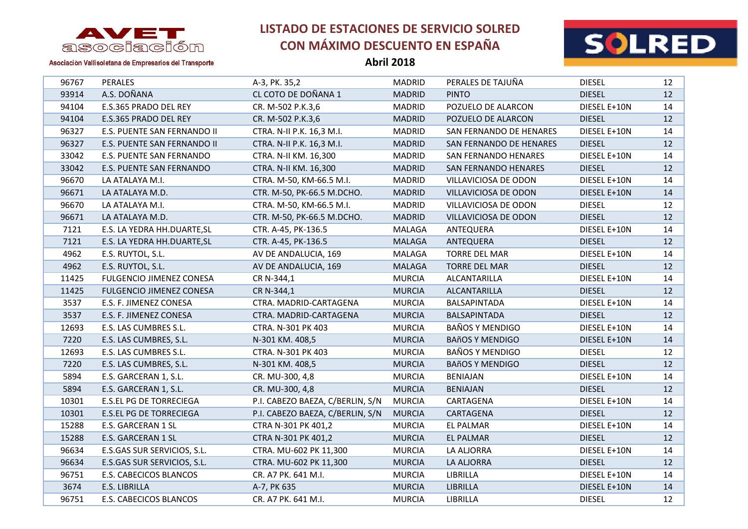# LISTADO DE ESTACIONES DE SERVICIO SOLRED CON MÁXIMO DESCUENTO EN ESPAÑA

**Abril 2018**

AVET asociación

Asociación Vallisoletana de Empresarios del Transporte

SOLRED

| | | | | | | |
|---|---|---|---|---|---|---|
| 96767 | PERALES | A-3, PK. 35,2 | MADRID | PERALES DE TAJUÑA | DIESEL | 12 |
| 93914 | A.S. DOÑANA | CL COTO DE DOÑANA 1 | MADRID | PINTO | DIESEL | 12 |
| 94104 | E.S.365 PRADO DEL REY | CR. M-502 P.K.3,6 | MADRID | POZUELO DE ALARCON | DIESEL E+10N | 14 |
| 94104 | E.S.365 PRADO DEL REY | CR. M-502 P.K.3,6 | MADRID | POZUELO DE ALARCON | DIESEL | 12 |
| 96327 | E.S. PUENTE SAN FERNANDO II | CTRA. N-II P.K. 16,3 M.I. | MADRID | SAN FERNANDO DE HENARES | DIESEL E+10N | 14 |
| 96327 | E.S. PUENTE SAN FERNANDO II | CTRA. N-II P.K. 16,3 M.I. | MADRID | SAN FERNANDO DE HENARES | DIESEL | 12 |
| 33042 | E.S. PUENTE SAN FERNANDO | CTRA. N-II KM. 16,300 | MADRID | SAN FERNANDO HENARES | DIESEL E+10N | 14 |
| 33042 | E.S. PUENTE SAN FERNANDO | CTRA. N-II KM. 16,300 | MADRID | SAN FERNANDO HENARES | DIESEL | 12 |
| 96670 | LA ATALAYA M.I. | CTRA. M-50, KM-66.5 M.I. | MADRID | VILLAVICIOSA DE ODON | DIESEL E+10N | 14 |
| 96671 | LA ATALAYA M.D. | CTR. M-50, PK-66.5 M.DCHO. | MADRID | VILLAVICIOSA DE ODON | DIESEL E+10N | 14 |
| 96670 | LA ATALAYA M.I. | CTRA. M-50, KM-66.5 M.I. | MADRID | VILLAVICIOSA DE ODON | DIESEL | 12 |
| 96671 | LA ATALAYA M.D. | CTR. M-50, PK-66.5 M.DCHO. | MADRID | VILLAVICIOSA DE ODON | DIESEL | 12 |
| 7121 | E.S. LA YEDRA HH.DUARTE,SL | CTR. A-45, PK-136.5 | MALAGA | ANTEQUERA | DIESEL E+10N | 14 |
| 7121 | E.S. LA YEDRA HH.DUARTE,SL | CTR. A-45, PK-136.5 | MALAGA | ANTEQUERA | DIESEL | 12 |
| 4962 | E.S. RUYTOL, S.L. | AV DE ANDALUCIA, 169 | MALAGA | TORRE DEL MAR | DIESEL E+10N | 14 |
| 4962 | E.S. RUYTOL, S.L. | AV DE ANDALUCIA, 169 | MALAGA | TORRE DEL MAR | DIESEL | 12 |
| 11425 | FULGENCIO JIMENEZ CONESA | CR N-344,1 | MURCIA | ALCANTARILLA | DIESEL E+10N | 14 |
| 11425 | FULGENCIO JIMENEZ CONESA | CR N-344,1 | MURCIA | ALCANTARILLA | DIESEL | 12 |
| 3537 | E.S. F. JIMENEZ CONESA | CTRA. MADRID-CARTAGENA | MURCIA | BALSAPINTADA | DIESEL E+10N | 14 |
| 3537 | E.S. F. JIMENEZ CONESA | CTRA. MADRID-CARTAGENA | MURCIA | BALSAPINTADA | DIESEL | 12 |
| 12693 | E.S. LAS CUMBRES S.L. | CTRA. N-301 PK 403 | MURCIA | BAÑOS Y MENDIGO | DIESEL E+10N | 14 |
| 7220 | E.S. LAS CUMBRES, S.L. | N-301 KM. 408,5 | MURCIA | BAñOS Y MENDIGO | DIESEL E+10N | 14 |
| 12693 | E.S. LAS CUMBRES S.L. | CTRA. N-301 PK 403 | MURCIA | BAÑOS Y MENDIGO | DIESEL | 12 |
| 7220 | E.S. LAS CUMBRES, S.L. | N-301 KM. 408,5 | MURCIA | BAñOS Y MENDIGO | DIESEL | 12 |
| 5894 | E.S. GARCERAN 1, S.L. | CR. MU-300, 4,8 | MURCIA | BENIAJAN | DIESEL E+10N | 14 |
| 5894 | E.S. GARCERAN 1, S.L. | CR. MU-300, 4,8 | MURCIA | BENIAJAN | DIESEL | 12 |
| 10301 | E.S.EL PG DE TORRECIEGA | P.I. CABEZO BAEZA, C/BERLIN, S/N | MURCIA | CARTAGENA | DIESEL E+10N | 14 |
| 10301 | E.S.EL PG DE TORRECIEGA | P.I. CABEZO BAEZA, C/BERLIN, S/N | MURCIA | CARTAGENA | DIESEL | 12 |
| 15288 | E.S. GARCERAN 1 SL | CTRA N-301 PK 401,2 | MURCIA | EL PALMAR | DIESEL E+10N | 14 |
| 15288 | E.S. GARCERAN 1 SL | CTRA N-301 PK 401,2 | MURCIA | EL PALMAR | DIESEL | 12 |
| 96634 | E.S.GAS SUR SERVICIOS, S.L. | CTRA. MU-602 PK 11,300 | MURCIA | LA ALJORRA | DIESEL E+10N | 14 |
| 96634 | E.S.GAS SUR SERVICIOS, S.L. | CTRA. MU-602 PK 11,300 | MURCIA | LA ALJORRA | DIESEL | 12 |
| 96751 | E.S. CABECICOS BLANCOS | CR. A7 PK. 641 M.I. | MURCIA | LIBRILLA | DIESEL E+10N | 14 |
| 3674 | E.S. LIBRILLA | A-7, PK 635 | MURCIA | LIBRILLA | DIESEL E+10N | 14 |
| 96751 | E.S. CABECICOS BLANCOS | CR. A7 PK. 641 M.I. | MURCIA | LIBRILLA | DIESEL | 12 |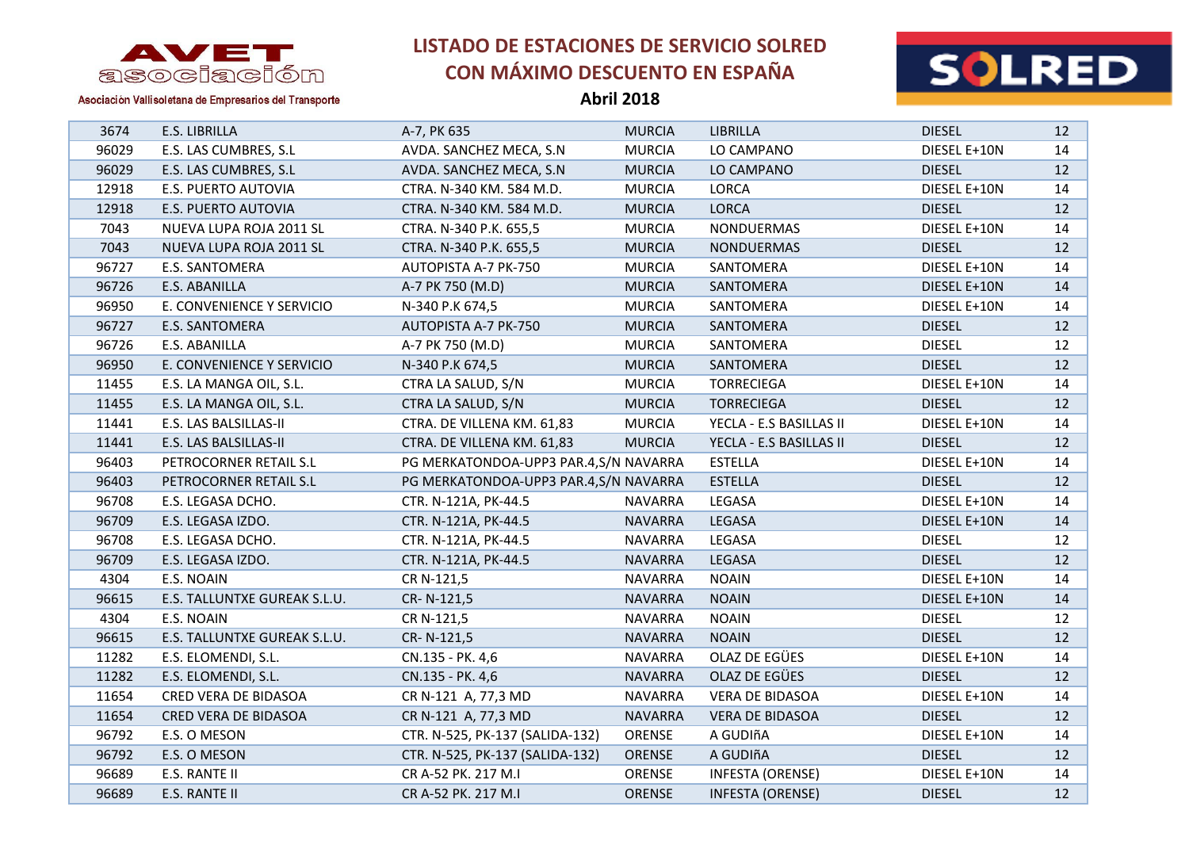# LISTADO DE ESTACIONES DE SERVICIO SOLRED CON MÁXIMO DESCUENTO EN ESPAÑA

**Abril 2018**

AVET asociación — Asociación Vallisoletana de Empresarios del Transporte

| | | | | | | |
|---|---|---|---|---|---|---|
| 3674 | E.S. LIBRILLA | A-7, PK 635 | MURCIA | LIBRILLA | DIESEL | 12 |
| 96029 | E.S. LAS CUMBRES, S.L | AVDA. SANCHEZ MECA, S.N | MURCIA | LO CAMPANO | DIESEL E+10N | 14 |
| 96029 | E.S. LAS CUMBRES, S.L | AVDA. SANCHEZ MECA, S.N | MURCIA | LO CAMPANO | DIESEL | 12 |
| 12918 | E.S. PUERTO AUTOVIA | CTRA. N-340 KM. 584 M.D. | MURCIA | LORCA | DIESEL E+10N | 14 |
| 12918 | E.S. PUERTO AUTOVIA | CTRA. N-340 KM. 584 M.D. | MURCIA | LORCA | DIESEL | 12 |
| 7043 | NUEVA LUPA ROJA 2011 SL | CTRA. N-340 P.K. 655,5 | MURCIA | NONDUERMAS | DIESEL E+10N | 14 |
| 7043 | NUEVA LUPA ROJA 2011 SL | CTRA. N-340 P.K. 655,5 | MURCIA | NONDUERMAS | DIESEL | 12 |
| 96727 | E.S. SANTOMERA | AUTOPISTA A-7 PK-750 | MURCIA | SANTOMERA | DIESEL E+10N | 14 |
| 96726 | E.S. ABANILLA | A-7 PK 750 (M.D) | MURCIA | SANTOMERA | DIESEL E+10N | 14 |
| 96950 | E. CONVENIENCE Y SERVICIO | N-340 P.K 674,5 | MURCIA | SANTOMERA | DIESEL E+10N | 14 |
| 96727 | E.S. SANTOMERA | AUTOPISTA A-7 PK-750 | MURCIA | SANTOMERA | DIESEL | 12 |
| 96726 | E.S. ABANILLA | A-7 PK 750 (M.D) | MURCIA | SANTOMERA | DIESEL | 12 |
| 96950 | E. CONVENIENCE Y SERVICIO | N-340 P.K 674,5 | MURCIA | SANTOMERA | DIESEL | 12 |
| 11455 | E.S. LA MANGA OIL, S.L. | CTRA LA SALUD, S/N | MURCIA | TORRECIEGA | DIESEL E+10N | 14 |
| 11455 | E.S. LA MANGA OIL, S.L. | CTRA LA SALUD, S/N | MURCIA | TORRECIEGA | DIESEL | 12 |
| 11441 | E.S. LAS BALSILLAS-II | CTRA. DE VILLENA KM. 61,83 | MURCIA | YECLA - E.S BASILLAS II | DIESEL E+10N | 14 |
| 11441 | E.S. LAS BALSILLAS-II | CTRA. DE VILLENA KM. 61,83 | MURCIA | YECLA - E.S BASILLAS II | DIESEL | 12 |
| 96403 | PETROCORNER RETAIL S.L | PG MERKATONDOA-UPP3 PAR.4,S/N | NAVARRA | ESTELLA | DIESEL E+10N | 14 |
| 96403 | PETROCORNER RETAIL S.L | PG MERKATONDOA-UPP3 PAR.4,S/N | NAVARRA | ESTELLA | DIESEL | 12 |
| 96708 | E.S. LEGASA DCHO. | CTR. N-121A, PK-44.5 | NAVARRA | LEGASA | DIESEL E+10N | 14 |
| 96709 | E.S. LEGASA IZDO. | CTR. N-121A, PK-44.5 | NAVARRA | LEGASA | DIESEL E+10N | 14 |
| 96708 | E.S. LEGASA DCHO. | CTR. N-121A, PK-44.5 | NAVARRA | LEGASA | DIESEL | 12 |
| 96709 | E.S. LEGASA IZDO. | CTR. N-121A, PK-44.5 | NAVARRA | LEGASA | DIESEL | 12 |
| 4304 | E.S. NOAIN | CR N-121,5 | NAVARRA | NOAIN | DIESEL E+10N | 14 |
| 96615 | E.S. TALLUNTXE GUREAK S.L.U. | CR- N-121,5 | NAVARRA | NOAIN | DIESEL E+10N | 14 |
| 4304 | E.S. NOAIN | CR N-121,5 | NAVARRA | NOAIN | DIESEL | 12 |
| 96615 | E.S. TALLUNTXE GUREAK S.L.U. | CR- N-121,5 | NAVARRA | NOAIN | DIESEL | 12 |
| 11282 | E.S. ELOMENDI, S.L. | CN.135 - PK. 4,6 | NAVARRA | OLAZ DE EGÜES | DIESEL E+10N | 14 |
| 11282 | E.S. ELOMENDI, S.L. | CN.135 - PK. 4,6 | NAVARRA | OLAZ DE EGÜES | DIESEL | 12 |
| 11654 | CRED VERA DE BIDASOA | CR N-121 A, 77,3 MD | NAVARRA | VERA DE BIDASOA | DIESEL E+10N | 14 |
| 11654 | CRED VERA DE BIDASOA | CR N-121 A, 77,3 MD | NAVARRA | VERA DE BIDASOA | DIESEL | 12 |
| 96792 | E.S. O MESON | CTR. N-525, PK-137 (SALIDA-132) | ORENSE | A GUDIñA | DIESEL E+10N | 14 |
| 96792 | E.S. O MESON | CTR. N-525, PK-137 (SALIDA-132) | ORENSE | A GUDIñA | DIESEL | 12 |
| 96689 | E.S. RANTE II | CR A-52 PK. 217 M.I | ORENSE | INFESTA (ORENSE) | DIESEL E+10N | 14 |
| 96689 | E.S. RANTE II | CR A-52 PK. 217 M.I | ORENSE | INFESTA (ORENSE) | DIESEL | 12 |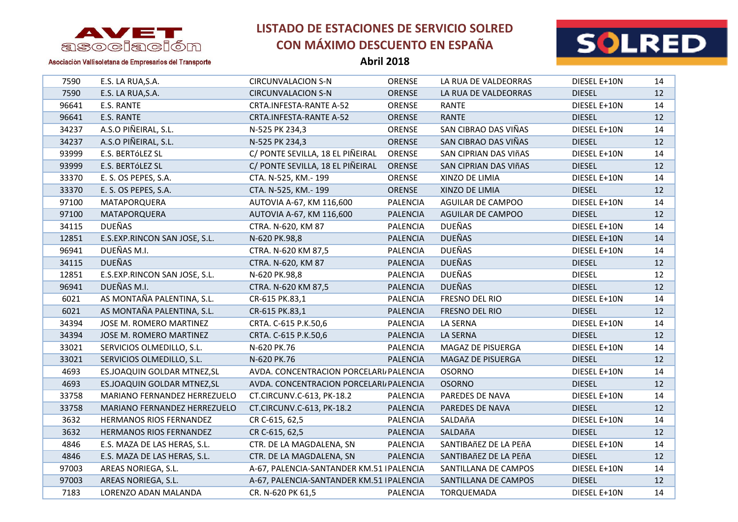# LISTADO DE ESTACIONES DE SERVICIO SOLRED CON MÁXIMO DESCUENTO EN ESPAÑA

**Abril 2018**

AVET asociación

Asociación Vallisoletana de Empresarios del Transporte

SOLRED

| | | | | | | |
|---|---|---|---|---|---|---|
| 7590 | E.S. LA RUA,S.A. | CIRCUNVALACION S-N | ORENSE | LA RUA DE VALDEORRAS | DIESEL E+10N | 14 |
| 7590 | E.S. LA RUA,S.A. | CIRCUNVALACION S-N | ORENSE | LA RUA DE VALDEORRAS | DIESEL | 12 |
| 96641 | E.S. RANTE | CRTA.INFESTA-RANTE A-52 | ORENSE | RANTE | DIESEL E+10N | 14 |
| 96641 | E.S. RANTE | CRTA.INFESTA-RANTE A-52 | ORENSE | RANTE | DIESEL | 12 |
| 34237 | A.S.O PIÑEIRAL, S.L. | N-525 PK 234,3 | ORENSE | SAN CIBRAO DAS VIÑAS | DIESEL E+10N | 14 |
| 34237 | A.S.O PIÑEIRAL, S.L. | N-525 PK 234,3 | ORENSE | SAN CIBRAO DAS VIÑAS | DIESEL | 12 |
| 93999 | E.S. BERTóLEZ SL | C/ PONTE SEVILLA, 18 EL PIÑEIRAL | ORENSE | SAN CIPRIAN DAS ViñAS | DIESEL E+10N | 14 |
| 93999 | E.S. BERTóLEZ SL | C/ PONTE SEVILLA, 18 EL PIÑEIRAL | ORENSE | SAN CIPRIAN DAS ViñAS | DIESEL | 12 |
| 33370 | E. S. OS PEPES, S.A. | CTA. N-525, KM.- 199 | ORENSE | XINZO DE LIMIA | DIESEL E+10N | 14 |
| 33370 | E. S. OS PEPES, S.A. | CTA. N-525, KM.- 199 | ORENSE | XINZO DE LIMIA | DIESEL | 12 |
| 97100 | MATAPORQUERA | AUTOVIA A-67, KM 116,600 | PALENCIA | AGUILAR DE CAMPOO | DIESEL E+10N | 14 |
| 97100 | MATAPORQUERA | AUTOVIA A-67, KM 116,600 | PALENCIA | AGUILAR DE CAMPOO | DIESEL | 12 |
| 34115 | DUEÑAS | CTRA. N-620, KM 87 | PALENCIA | DUEÑAS | DIESEL E+10N | 14 |
| 12851 | E.S.EXP.RINCON SAN JOSE, S.L. | N-620 PK.98,8 | PALENCIA | DUEÑAS | DIESEL E+10N | 14 |
| 96941 | DUEÑAS M.I. | CTRA. N-620 KM 87,5 | PALENCIA | DUEÑAS | DIESEL E+10N | 14 |
| 34115 | DUEÑAS | CTRA. N-620, KM 87 | PALENCIA | DUEÑAS | DIESEL | 12 |
| 12851 | E.S.EXP.RINCON SAN JOSE, S.L. | N-620 PK.98,8 | PALENCIA | DUEÑAS | DIESEL | 12 |
| 96941 | DUEÑAS M.I. | CTRA. N-620 KM 87,5 | PALENCIA | DUEÑAS | DIESEL | 12 |
| 6021 | AS MONTAÑA PALENTINA, S.L. | CR-615 PK.83,1 | PALENCIA | FRESNO DEL RIO | DIESEL E+10N | 14 |
| 6021 | AS MONTAÑA PALENTINA, S.L. | CR-615 PK.83,1 | PALENCIA | FRESNO DEL RIO | DIESEL | 12 |
| 34394 | JOSE M. ROMERO MARTINEZ | CRTA. C-615 P.K.50,6 | PALENCIA | LA SERNA | DIESEL E+10N | 14 |
| 34394 | JOSE M. ROMERO MARTINEZ | CRTA. C-615 P.K.50,6 | PALENCIA | LA SERNA | DIESEL | 12 |
| 33021 | SERVICIOS OLMEDILLO, S.L. | N-620 PK.76 | PALENCIA | MAGAZ DE PISUERGA | DIESEL E+10N | 14 |
| 33021 | SERVICIOS OLMEDILLO, S.L. | N-620 PK.76 | PALENCIA | MAGAZ DE PISUERGA | DIESEL | 12 |
| 4693 | ES.JOAQUIN GOLDAR MTNEZ,SL | AVDA. CONCENTRACION PORCELARI | PALENCIA | OSORNO | DIESEL E+10N | 14 |
| 4693 | ES.JOAQUIN GOLDAR MTNEZ,SL | AVDA. CONCENTRACION PORCELARI | PALENCIA | OSORNO | DIESEL | 12 |
| 33758 | MARIANO FERNANDEZ HERREZUELO | CT.CIRCUNV.C-613, PK-18.2 | PALENCIA | PAREDES DE NAVA | DIESEL E+10N | 14 |
| 33758 | MARIANO FERNANDEZ HERREZUELO | CT.CIRCUNV.C-613, PK-18.2 | PALENCIA | PAREDES DE NAVA | DIESEL | 12 |
| 3632 | HERMANOS RIOS FERNANDEZ | CR C-615, 62,5 | PALENCIA | SALDAñA | DIESEL E+10N | 14 |
| 3632 | HERMANOS RIOS FERNANDEZ | CR C-615, 62,5 | PALENCIA | SALDAñA | DIESEL | 12 |
| 4846 | E.S. MAZA DE LAS HERAS, S.L. | CTR. DE LA MAGDALENA, SN | PALENCIA | SANTIBAñEZ DE LA PEñA | DIESEL E+10N | 14 |
| 4846 | E.S. MAZA DE LAS HERAS, S.L. | CTR. DE LA MAGDALENA, SN | PALENCIA | SANTIBAñEZ DE LA PEñA | DIESEL | 12 |
| 97003 | AREAS NORIEGA, S.L. | A-67, PALENCIA-SANTANDER KM.51 I | PALENCIA | SANTILLANA DE CAMPOS | DIESEL E+10N | 14 |
| 97003 | AREAS NORIEGA, S.L. | A-67, PALENCIA-SANTANDER KM.51 I | PALENCIA | SANTILLANA DE CAMPOS | DIESEL | 12 |
| 7183 | LORENZO ADAN MALANDA | CR. N-620 PK 61,5 | PALENCIA | TORQUEMADA | DIESEL E+10N | 14 |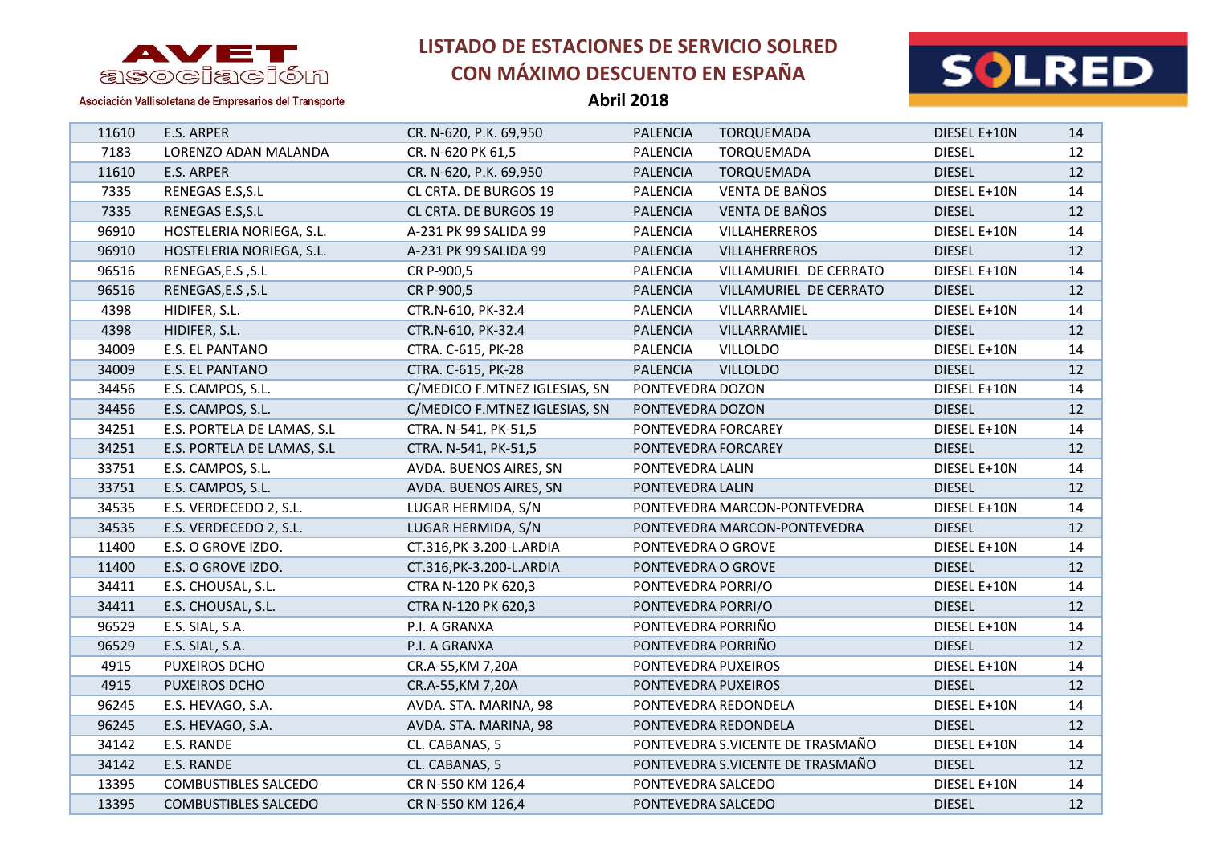# LISTADO DE ESTACIONES DE SERVICIO SOLRED CON MÁXIMO DESCUENTO EN ESPAÑA

**Abril 2018**

AVET asociación – Asociación Vallisoletana de Empresarios del Transporte

| | | | | | | |
|---|---|---|---|---|---|---|
| 11610 | E.S. ARPER | CR. N-620, P.K. 69,950 | PALENCIA | TORQUEMADA | DIESEL E+10N | 14 |
| 7183 | LORENZO ADAN MALANDA | CR. N-620 PK 61,5 | PALENCIA | TORQUEMADA | DIESEL | 12 |
| 11610 | E.S. ARPER | CR. N-620, P.K. 69,950 | PALENCIA | TORQUEMADA | DIESEL | 12 |
| 7335 | RENEGAS E.S,S.L | CL CRTA. DE BURGOS 19 | PALENCIA | VENTA DE BAÑOS | DIESEL E+10N | 14 |
| 7335 | RENEGAS E.S,S.L | CL CRTA. DE BURGOS 19 | PALENCIA | VENTA DE BAÑOS | DIESEL | 12 |
| 96910 | HOSTELERIA NORIEGA, S.L. | A-231 PK 99 SALIDA 99 | PALENCIA | VILLAHERREROS | DIESEL E+10N | 14 |
| 96910 | HOSTELERIA NORIEGA, S.L. | A-231 PK 99 SALIDA 99 | PALENCIA | VILLAHERREROS | DIESEL | 12 |
| 96516 | RENEGAS,E.S ,S.L | CR P-900,5 | PALENCIA | VILLAMURIEL DE CERRATO | DIESEL E+10N | 14 |
| 96516 | RENEGAS,E.S ,S.L | CR P-900,5 | PALENCIA | VILLAMURIEL DE CERRATO | DIESEL | 12 |
| 4398 | HIDIFER, S.L. | CTR.N-610, PK-32.4 | PALENCIA | VILLARRAMIEL | DIESEL E+10N | 14 |
| 4398 | HIDIFER, S.L. | CTR.N-610, PK-32.4 | PALENCIA | VILLARRAMIEL | DIESEL | 12 |
| 34009 | E.S. EL PANTANO | CTRA. C-615, PK-28 | PALENCIA | VILLOLDO | DIESEL E+10N | 14 |
| 34009 | E.S. EL PANTANO | CTRA. C-615, PK-28 | PALENCIA | VILLOLDO | DIESEL | 12 |
| 34456 | E.S. CAMPOS, S.L. | C/MEDICO F.MTNEZ IGLESIAS, SN | PONTEVEDRA | DOZON | DIESEL E+10N | 14 |
| 34456 | E.S. CAMPOS, S.L. | C/MEDICO F.MTNEZ IGLESIAS, SN | PONTEVEDRA | DOZON | DIESEL | 12 |
| 34251 | E.S. PORTELA DE LAMAS, S.L | CTRA. N-541, PK-51,5 | PONTEVEDRA | FORCAREY | DIESEL E+10N | 14 |
| 34251 | E.S. PORTELA DE LAMAS, S.L | CTRA. N-541, PK-51,5 | PONTEVEDRA | FORCAREY | DIESEL | 12 |
| 33751 | E.S. CAMPOS, S.L. | AVDA. BUENOS AIRES, SN | PONTEVEDRA | LALIN | DIESEL E+10N | 14 |
| 33751 | E.S. CAMPOS, S.L. | AVDA. BUENOS AIRES, SN | PONTEVEDRA | LALIN | DIESEL | 12 |
| 34535 | E.S. VERDECEDO 2, S.L. | LUGAR HERMIDA, S/N | PONTEVEDRA | MARCON-PONTEVEDRA | DIESEL E+10N | 14 |
| 34535 | E.S. VERDECEDO 2, S.L. | LUGAR HERMIDA, S/N | PONTEVEDRA | MARCON-PONTEVEDRA | DIESEL | 12 |
| 11400 | E.S. O GROVE IZDO. | CT.316,PK-3.200-L.ARDIA | PONTEVEDRA | O GROVE | DIESEL E+10N | 14 |
| 11400 | E.S. O GROVE IZDO. | CT.316,PK-3.200-L.ARDIA | PONTEVEDRA | O GROVE | DIESEL | 12 |
| 34411 | E.S. CHOUSAL, S.L. | CTRA N-120 PK 620,3 | PONTEVEDRA | PORRI/O | DIESEL E+10N | 14 |
| 34411 | E.S. CHOUSAL, S.L. | CTRA N-120 PK 620,3 | PONTEVEDRA | PORRI/O | DIESEL | 12 |
| 96529 | E.S. SIAL, S.A. | P.I. A GRANXA | PONTEVEDRA | PORRIÑO | DIESEL E+10N | 14 |
| 96529 | E.S. SIAL, S.A. | P.I. A GRANXA | PONTEVEDRA | PORRIÑO | DIESEL | 12 |
| 4915 | PUXEIROS DCHO | CR.A-55,KM 7,20A | PONTEVEDRA | PUXEIROS | DIESEL E+10N | 14 |
| 4915 | PUXEIROS DCHO | CR.A-55,KM 7,20A | PONTEVEDRA | PUXEIROS | DIESEL | 12 |
| 96245 | E.S. HEVAGO, S.A. | AVDA. STA. MARINA, 98 | PONTEVEDRA | REDONDELA | DIESEL E+10N | 14 |
| 96245 | E.S. HEVAGO, S.A. | AVDA. STA. MARINA, 98 | PONTEVEDRA | REDONDELA | DIESEL | 12 |
| 34142 | E.S. RANDE | CL. CABANAS, 5 | PONTEVEDRA | S.VICENTE DE TRASMAÑO | DIESEL E+10N | 14 |
| 34142 | E.S. RANDE | CL. CABANAS, 5 | PONTEVEDRA | S.VICENTE DE TRASMAÑO | DIESEL | 12 |
| 13395 | COMBUSTIBLES SALCEDO | CR N-550 KM 126,4 | PONTEVEDRA | SALCEDO | DIESEL E+10N | 14 |
| 13395 | COMBUSTIBLES SALCEDO | CR N-550 KM 126,4 | PONTEVEDRA | SALCEDO | DIESEL | 12 |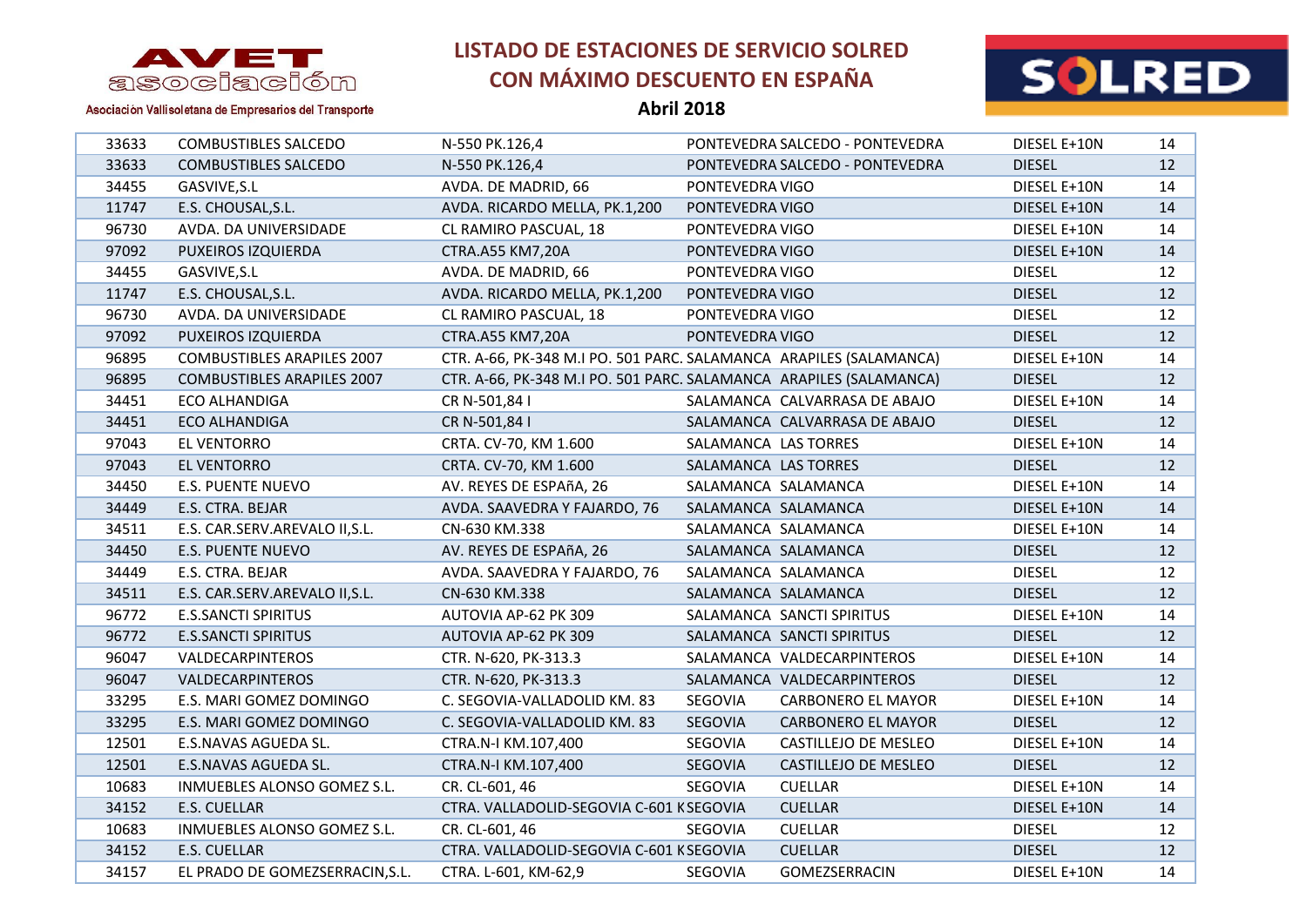# LISTADO DE ESTACIONES DE SERVICIO SOLRED CON MÁXIMO DESCUENTO EN ESPAÑA

**Abril 2018**

AVET asociación – Asociación Vallisoletana de Empresarios del Transporte

SOLRED

| | | | | | | |
|---|---|---|---|---|---|---|
| 33633 | COMBUSTIBLES SALCEDO | N-550 PK.126,4 | PONTEVEDRA | SALCEDO - PONTEVEDRA | DIESEL E+10N | 14 |
| 33633 | COMBUSTIBLES SALCEDO | N-550 PK.126,4 | PONTEVEDRA | SALCEDO - PONTEVEDRA | DIESEL | 12 |
| 34455 | GASVIVE,S.L | AVDA. DE MADRID, 66 | PONTEVEDRA | VIGO | DIESEL E+10N | 14 |
| 11747 | E.S. CHOUSAL,S.L. | AVDA. RICARDO MELLA, PK.1,200 | PONTEVEDRA | VIGO | DIESEL E+10N | 14 |
| 96730 | AVDA. DA UNIVERSIDADE | CL RAMIRO PASCUAL, 18 | PONTEVEDRA | VIGO | DIESEL E+10N | 14 |
| 97092 | PUXEIROS IZQUIERDA | CTRA.A55 KM7,20A | PONTEVEDRA | VIGO | DIESEL E+10N | 14 |
| 34455 | GASVIVE,S.L | AVDA. DE MADRID, 66 | PONTEVEDRA | VIGO | DIESEL | 12 |
| 11747 | E.S. CHOUSAL,S.L. | AVDA. RICARDO MELLA, PK.1,200 | PONTEVEDRA | VIGO | DIESEL | 12 |
| 96730 | AVDA. DA UNIVERSIDADE | CL RAMIRO PASCUAL, 18 | PONTEVEDRA | VIGO | DIESEL | 12 |
| 97092 | PUXEIROS IZQUIERDA | CTRA.A55 KM7,20A | PONTEVEDRA | VIGO | DIESEL | 12 |
| 96895 | COMBUSTIBLES ARAPILES 2007 | CTR. A-66, PK-348 M.I PO. 501 PARC. | SALAMANCA | ARAPILES (SALAMANCA) | DIESEL E+10N | 14 |
| 96895 | COMBUSTIBLES ARAPILES 2007 | CTR. A-66, PK-348 M.I PO. 501 PARC. | SALAMANCA | ARAPILES (SALAMANCA) | DIESEL | 12 |
| 34451 | ECO ALHANDIGA | CR N-501,84 I | SALAMANCA | CALVARRASA DE ABAJO | DIESEL E+10N | 14 |
| 34451 | ECO ALHANDIGA | CR N-501,84 I | SALAMANCA | CALVARRASA DE ABAJO | DIESEL | 12 |
| 97043 | EL VENTORRO | CRTA. CV-70, KM 1.600 | SALAMANCA | LAS TORRES | DIESEL E+10N | 14 |
| 97043 | EL VENTORRO | CRTA. CV-70, KM 1.600 | SALAMANCA | LAS TORRES | DIESEL | 12 |
| 34450 | E.S. PUENTE NUEVO | AV. REYES DE ESPAñA, 26 | SALAMANCA | SALAMANCA | DIESEL E+10N | 14 |
| 34449 | E.S. CTRA. BEJAR | AVDA. SAAVEDRA Y FAJARDO, 76 | SALAMANCA | SALAMANCA | DIESEL E+10N | 14 |
| 34511 | E.S. CAR.SERV.AREVALO II,S.L. | CN-630 KM.338 | SALAMANCA | SALAMANCA | DIESEL E+10N | 14 |
| 34450 | E.S. PUENTE NUEVO | AV. REYES DE ESPAñA, 26 | SALAMANCA | SALAMANCA | DIESEL | 12 |
| 34449 | E.S. CTRA. BEJAR | AVDA. SAAVEDRA Y FAJARDO, 76 | SALAMANCA | SALAMANCA | DIESEL | 12 |
| 34511 | E.S. CAR.SERV.AREVALO II,S.L. | CN-630 KM.338 | SALAMANCA | SALAMANCA | DIESEL | 12 |
| 96772 | E.S.SANCTI SPIRITUS | AUTOVIA AP-62 PK 309 | SALAMANCA | SANCTI SPIRITUS | DIESEL E+10N | 14 |
| 96772 | E.S.SANCTI SPIRITUS | AUTOVIA AP-62 PK 309 | SALAMANCA | SANCTI SPIRITUS | DIESEL | 12 |
| 96047 | VALDECARPINTEROS | CTR. N-620, PK-313.3 | SALAMANCA | VALDECARPINTEROS | DIESEL E+10N | 14 |
| 96047 | VALDECARPINTEROS | CTR. N-620, PK-313.3 | SALAMANCA | VALDECARPINTEROS | DIESEL | 12 |
| 33295 | E.S. MARI GOMEZ DOMINGO | C. SEGOVIA-VALLADOLID KM. 83 | SEGOVIA | CARBONERO EL MAYOR | DIESEL E+10N | 14 |
| 33295 | E.S. MARI GOMEZ DOMINGO | C. SEGOVIA-VALLADOLID KM. 83 | SEGOVIA | CARBONERO EL MAYOR | DIESEL | 12 |
| 12501 | E.S.NAVAS AGUEDA SL. | CTRA.N-I KM.107,400 | SEGOVIA | CASTILLEJO DE MESLEO | DIESEL E+10N | 14 |
| 12501 | E.S.NAVAS AGUEDA SL. | CTRA.N-I KM.107,400 | SEGOVIA | CASTILLEJO DE MESLEO | DIESEL | 12 |
| 10683 | INMUEBLES ALONSO GOMEZ S.L. | CR. CL-601, 46 | SEGOVIA | CUELLAR | DIESEL E+10N | 14 |
| 34152 | E.S. CUELLAR | CTRA. VALLADOLID-SEGOVIA C-601 K | SEGOVIA | CUELLAR | DIESEL E+10N | 14 |
| 10683 | INMUEBLES ALONSO GOMEZ S.L. | CR. CL-601, 46 | SEGOVIA | CUELLAR | DIESEL | 12 |
| 34152 | E.S. CUELLAR | CTRA. VALLADOLID-SEGOVIA C-601 K | SEGOVIA | CUELLAR | DIESEL | 12 |
| 34157 | EL PRADO DE GOMEZSERRACIN,S.L. | CTRA. L-601, KM-62,9 | SEGOVIA | GOMEZSERRACIN | DIESEL E+10N | 14 |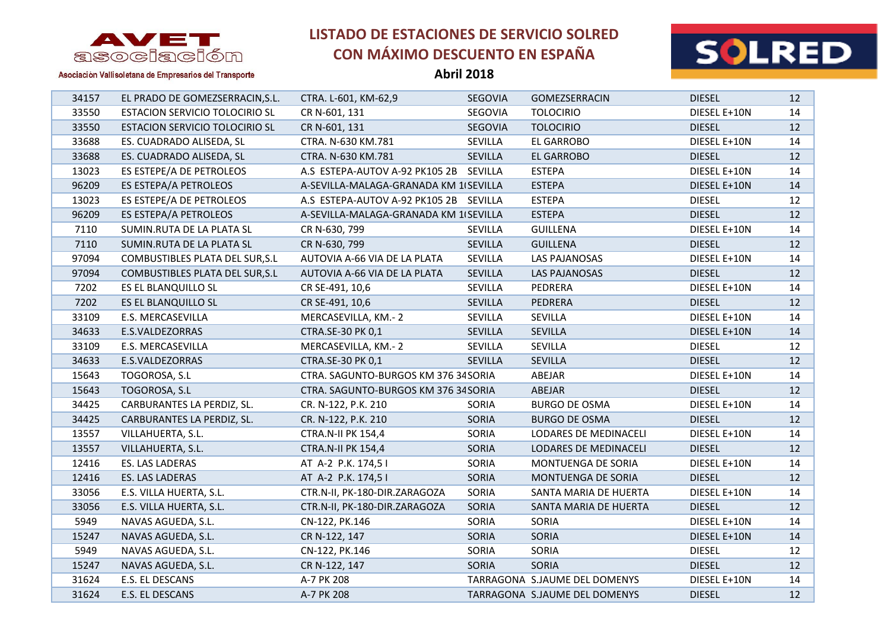# LISTADO DE ESTACIONES DE SERVICIO SOLRED CON MÁXIMO DESCUENTO EN ESPAÑA

**Abril 2018**

AVET asociación – Asociación Vallisoletana de Empresarios del Transporte

| | | | | | | |
|---|---|---|---|---|---|---|
| 34157 | EL PRADO DE GOMEZSERRACIN,S.L. | CTRA. L-601, KM-62,9 | SEGOVIA | GOMEZSERRACIN | DIESEL | 12 |
| 33550 | ESTACION SERVICIO TOLOCIRIO SL | CR N-601, 131 | SEGOVIA | TOLOCIRIO | DIESEL E+10N | 14 |
| 33550 | ESTACION SERVICIO TOLOCIRIO SL | CR N-601, 131 | SEGOVIA | TOLOCIRIO | DIESEL | 12 |
| 33688 | ES. CUADRADO ALISEDA, SL | CTRA. N-630 KM.781 | SEVILLA | EL GARROBO | DIESEL E+10N | 14 |
| 33688 | ES. CUADRADO ALISEDA, SL | CTRA. N-630 KM.781 | SEVILLA | EL GARROBO | DIESEL | 12 |
| 13023 | ES ESTEPE/A DE PETROLEOS | A.S ESTEPA-AUTOV A-92 PK105 2B | SEVILLA | ESTEPA | DIESEL E+10N | 14 |
| 96209 | ES ESTEPA/A PETROLEOS | A-SEVILLA-MALAGA-GRANADA KM 1( | SEVILLA | ESTEPA | DIESEL E+10N | 14 |
| 13023 | ES ESTEPE/A DE PETROLEOS | A.S ESTEPA-AUTOV A-92 PK105 2B | SEVILLA | ESTEPA | DIESEL | 12 |
| 96209 | ES ESTEPA/A PETROLEOS | A-SEVILLA-MALAGA-GRANADA KM 1( | SEVILLA | ESTEPA | DIESEL | 12 |
| 7110 | SUMIN.RUTA DE LA PLATA SL | CR N-630, 799 | SEVILLA | GUILLENA | DIESEL E+10N | 14 |
| 7110 | SUMIN.RUTA DE LA PLATA SL | CR N-630, 799 | SEVILLA | GUILLENA | DIESEL | 12 |
| 97094 | COMBUSTIBLES PLATA DEL SUR,S.L | AUTOVIA A-66 VIA DE LA PLATA | SEVILLA | LAS PAJANOSAS | DIESEL E+10N | 14 |
| 97094 | COMBUSTIBLES PLATA DEL SUR,S.L | AUTOVIA A-66 VIA DE LA PLATA | SEVILLA | LAS PAJANOSAS | DIESEL | 12 |
| 7202 | ES EL BLANQUILLO SL | CR SE-491, 10,6 | SEVILLA | PEDRERA | DIESEL E+10N | 14 |
| 7202 | ES EL BLANQUILLO SL | CR SE-491, 10,6 | SEVILLA | PEDRERA | DIESEL | 12 |
| 33109 | E.S. MERCASEVILLA | MERCASEVILLA, KM.- 2 | SEVILLA | SEVILLA | DIESEL E+10N | 14 |
| 34633 | E.S.VALDEZORRAS | CTRA.SE-30 PK 0,1 | SEVILLA | SEVILLA | DIESEL E+10N | 14 |
| 33109 | E.S. MERCASEVILLA | MERCASEVILLA, KM.- 2 | SEVILLA | SEVILLA | DIESEL | 12 |
| 34633 | E.S.VALDEZORRAS | CTRA.SE-30 PK 0,1 | SEVILLA | SEVILLA | DIESEL | 12 |
| 15643 | TOGOROSA, S.L | CTRA. SAGUNTO-BURGOS KM 376 34 | SORIA | ABEJAR | DIESEL E+10N | 14 |
| 15643 | TOGOROSA, S.L | CTRA. SAGUNTO-BURGOS KM 376 34 | SORIA | ABEJAR | DIESEL | 12 |
| 34425 | CARBURANTES LA PERDIZ, SL. | CR. N-122, P.K. 210 | SORIA | BURGO DE OSMA | DIESEL E+10N | 14 |
| 34425 | CARBURANTES LA PERDIZ, SL. | CR. N-122, P.K. 210 | SORIA | BURGO DE OSMA | DIESEL | 12 |
| 13557 | VILLAHUERTA, S.L. | CTRA.N-II PK 154,4 | SORIA | LODARES DE MEDINACELI | DIESEL E+10N | 14 |
| 13557 | VILLAHUERTA, S.L. | CTRA.N-II PK 154,4 | SORIA | LODARES DE MEDINACELI | DIESEL | 12 |
| 12416 | ES. LAS LADERAS | AT A-2 P.K. 174,5 I | SORIA | MONTUENGA DE SORIA | DIESEL E+10N | 14 |
| 12416 | ES. LAS LADERAS | AT A-2 P.K. 174,5 I | SORIA | MONTUENGA DE SORIA | DIESEL | 12 |
| 33056 | E.S. VILLA HUERTA, S.L. | CTR.N-II, PK-180-DIR.ZARAGOZA | SORIA | SANTA MARIA DE HUERTA | DIESEL E+10N | 14 |
| 33056 | E.S. VILLA HUERTA, S.L. | CTR.N-II, PK-180-DIR.ZARAGOZA | SORIA | SANTA MARIA DE HUERTA | DIESEL | 12 |
| 5949 | NAVAS AGUEDA, S.L. | CN-122, PK.146 | SORIA | SORIA | DIESEL E+10N | 14 |
| 15247 | NAVAS AGUEDA, S.L. | CR N-122, 147 | SORIA | SORIA | DIESEL E+10N | 14 |
| 5949 | NAVAS AGUEDA, S.L. | CN-122, PK.146 | SORIA | SORIA | DIESEL | 12 |
| 15247 | NAVAS AGUEDA, S.L. | CR N-122, 147 | SORIA | SORIA | DIESEL | 12 |
| 31624 | E.S. EL DESCANS | A-7 PK 208 | TARRAGONA | S.JAUME DEL DOMENYS | DIESEL E+10N | 14 |
| 31624 | E.S. EL DESCANS | A-7 PK 208 | TARRAGONA | S.JAUME DEL DOMENYS | DIESEL | 12 |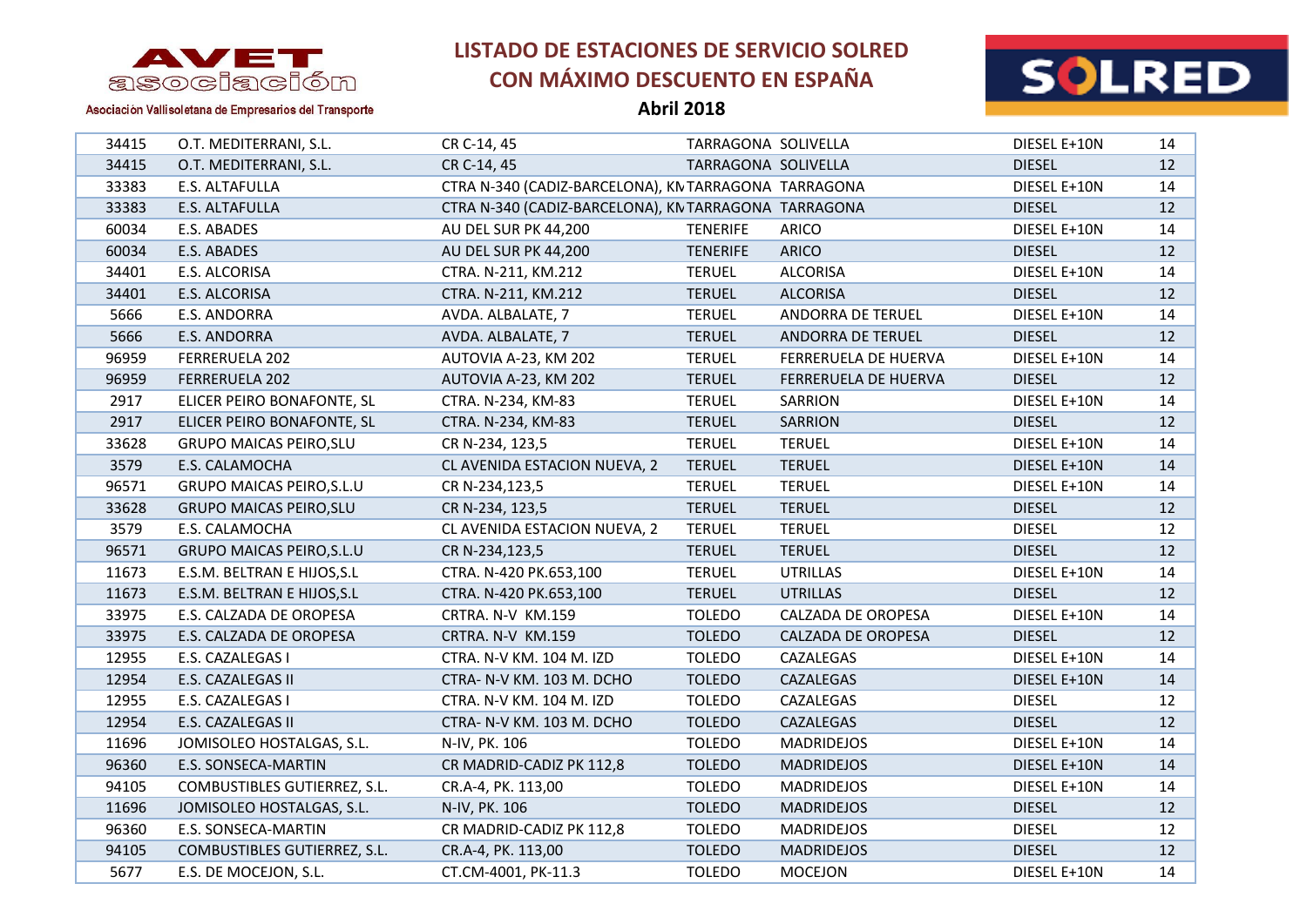# LISTADO DE ESTACIONES DE SERVICIO SOLRED CON MÁXIMO DESCUENTO EN ESPAÑA

**Abril 2018**

AVET asociación — Asociación Vallisoletana de Empresarios del Transporte

| | | | | | | |
|---|---|---|---|---|---|---|
| 34415 | O.T. MEDITERRANI, S.L. | CR C-14, 45 | TARRAGONA | SOLIVELLA | DIESEL E+10N | 14 |
| 34415 | O.T. MEDITERRANI, S.L. | CR C-14, 45 | TARRAGONA | SOLIVELLA | DIESEL | 12 |
| 33383 | E.S. ALTAFULLA | CTRA N-340 (CADIZ-BARCELONA), KN | TARRAGONA | TARRAGONA | DIESEL E+10N | 14 |
| 33383 | E.S. ALTAFULLA | CTRA N-340 (CADIZ-BARCELONA), KN | TARRAGONA | TARRAGONA | DIESEL | 12 |
| 60034 | E.S. ABADES | AU DEL SUR PK 44,200 | TENERIFE | ARICO | DIESEL E+10N | 14 |
| 60034 | E.S. ABADES | AU DEL SUR PK 44,200 | TENERIFE | ARICO | DIESEL | 12 |
| 34401 | E.S. ALCORISA | CTRA. N-211, KM.212 | TERUEL | ALCORISA | DIESEL E+10N | 14 |
| 34401 | E.S. ALCORISA | CTRA. N-211, KM.212 | TERUEL | ALCORISA | DIESEL | 12 |
| 5666 | E.S. ANDORRA | AVDA. ALBALATE, 7 | TERUEL | ANDORRA DE TERUEL | DIESEL E+10N | 14 |
| 5666 | E.S. ANDORRA | AVDA. ALBALATE, 7 | TERUEL | ANDORRA DE TERUEL | DIESEL | 12 |
| 96959 | FERRERUELA 202 | AUTOVIA A-23, KM 202 | TERUEL | FERRERUELA DE HUERVA | DIESEL E+10N | 14 |
| 96959 | FERRERUELA 202 | AUTOVIA A-23, KM 202 | TERUEL | FERRERUELA DE HUERVA | DIESEL | 12 |
| 2917 | ELICER PEIRO BONAFONTE, SL | CTRA. N-234, KM-83 | TERUEL | SARRION | DIESEL E+10N | 14 |
| 2917 | ELICER PEIRO BONAFONTE, SL | CTRA. N-234, KM-83 | TERUEL | SARRION | DIESEL | 12 |
| 33628 | GRUPO MAICAS PEIRO,SLU | CR N-234, 123,5 | TERUEL | TERUEL | DIESEL E+10N | 14 |
| 3579 | E.S. CALAMOCHA | CL AVENIDA ESTACION NUEVA, 2 | TERUEL | TERUEL | DIESEL E+10N | 14 |
| 96571 | GRUPO MAICAS PEIRO,S.L.U | CR N-234,123,5 | TERUEL | TERUEL | DIESEL E+10N | 14 |
| 33628 | GRUPO MAICAS PEIRO,SLU | CR N-234, 123,5 | TERUEL | TERUEL | DIESEL | 12 |
| 3579 | E.S. CALAMOCHA | CL AVENIDA ESTACION NUEVA, 2 | TERUEL | TERUEL | DIESEL | 12 |
| 96571 | GRUPO MAICAS PEIRO,S.L.U | CR N-234,123,5 | TERUEL | TERUEL | DIESEL | 12 |
| 11673 | E.S.M. BELTRAN E HIJOS,S.L | CTRA. N-420 PK.653,100 | TERUEL | UTRILLAS | DIESEL E+10N | 14 |
| 11673 | E.S.M. BELTRAN E HIJOS,S.L | CTRA. N-420 PK.653,100 | TERUEL | UTRILLAS | DIESEL | 12 |
| 33975 | E.S. CALZADA DE OROPESA | CRTRA. N-V KM.159 | TOLEDO | CALZADA DE OROPESA | DIESEL E+10N | 14 |
| 33975 | E.S. CALZADA DE OROPESA | CRTRA. N-V KM.159 | TOLEDO | CALZADA DE OROPESA | DIESEL | 12 |
| 12955 | E.S. CAZALEGAS I | CTRA. N-V KM. 104 M. IZD | TOLEDO | CAZALEGAS | DIESEL E+10N | 14 |
| 12954 | E.S. CAZALEGAS II | CTRA- N-V KM. 103 M. DCHO | TOLEDO | CAZALEGAS | DIESEL E+10N | 14 |
| 12955 | E.S. CAZALEGAS I | CTRA. N-V KM. 104 M. IZD | TOLEDO | CAZALEGAS | DIESEL | 12 |
| 12954 | E.S. CAZALEGAS II | CTRA- N-V KM. 103 M. DCHO | TOLEDO | CAZALEGAS | DIESEL | 12 |
| 11696 | JOMISOLEO HOSTALGAS, S.L. | N-IV, PK. 106 | TOLEDO | MADRIDEJOS | DIESEL E+10N | 14 |
| 96360 | E.S. SONSECA-MARTIN | CR MADRID-CADIZ PK 112,8 | TOLEDO | MADRIDEJOS | DIESEL E+10N | 14 |
| 94105 | COMBUSTIBLES GUTIERREZ, S.L. | CR.A-4, PK. 113,00 | TOLEDO | MADRIDEJOS | DIESEL E+10N | 14 |
| 11696 | JOMISOLEO HOSTALGAS, S.L. | N-IV, PK. 106 | TOLEDO | MADRIDEJOS | DIESEL | 12 |
| 96360 | E.S. SONSECA-MARTIN | CR MADRID-CADIZ PK 112,8 | TOLEDO | MADRIDEJOS | DIESEL | 12 |
| 94105 | COMBUSTIBLES GUTIERREZ, S.L. | CR.A-4, PK. 113,00 | TOLEDO | MADRIDEJOS | DIESEL | 12 |
| 5677 | E.S. DE MOCEJON, S.L. | CT.CM-4001, PK-11.3 | TOLEDO | MOCEJON | DIESEL E+10N | 14 |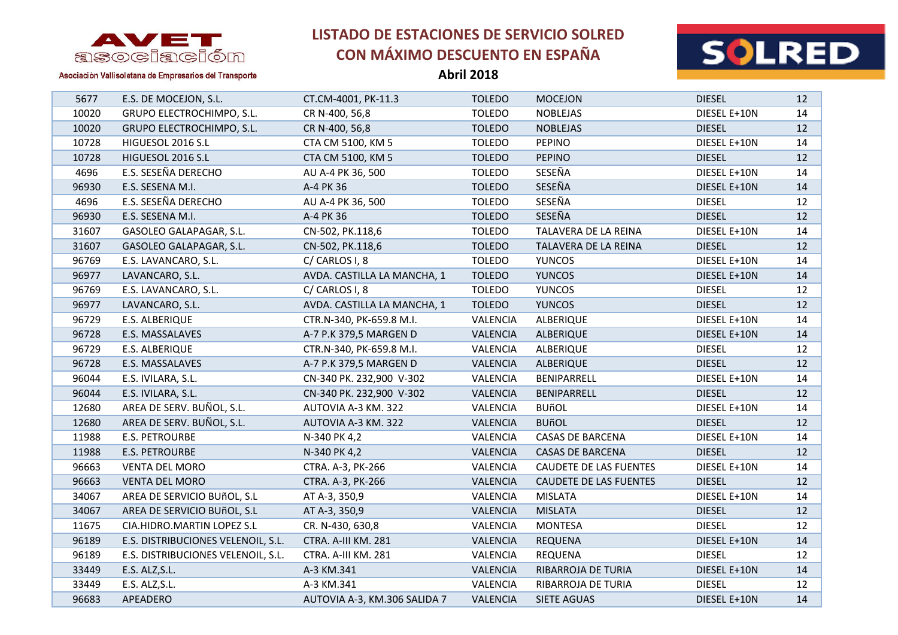AVET asociación

Asociación Vallisoletana de Empresarios del Transporte

# LISTADO DE ESTACIONES DE SERVICIO SOLRED CON MÁXIMO DESCUENTO EN ESPAÑA

**Abril 2018**

SOLRED

| | | | | | | |
|---|---|---|---|---|---|---|
| 5677 | E.S. DE MOCEJON, S.L. | CT.CM-4001, PK-11.3 | TOLEDO | MOCEJON | DIESEL | 12 |
| 10020 | GRUPO ELECTROCHIMPO, S.L. | CR N-400, 56,8 | TOLEDO | NOBLEJAS | DIESEL E+10N | 14 |
| 10020 | GRUPO ELECTROCHIMPO, S.L. | CR N-400, 56,8 | TOLEDO | NOBLEJAS | DIESEL | 12 |
| 10728 | HIGUESOL 2016 S.L | CTA CM 5100, KM 5 | TOLEDO | PEPINO | DIESEL E+10N | 14 |
| 10728 | HIGUESOL 2016 S.L | CTA CM 5100, KM 5 | TOLEDO | PEPINO | DIESEL | 12 |
| 4696 | E.S. SESEÑA DERECHO | AU A-4 PK 36, 500 | TOLEDO | SESEÑA | DIESEL E+10N | 14 |
| 96930 | E.S. SESENA M.I. | A-4 PK 36 | TOLEDO | SESEÑA | DIESEL E+10N | 14 |
| 4696 | E.S. SESEÑA DERECHO | AU A-4 PK 36, 500 | TOLEDO | SESEÑA | DIESEL | 12 |
| 96930 | E.S. SESENA M.I. | A-4 PK 36 | TOLEDO | SESEÑA | DIESEL | 12 |
| 31607 | GASOLEO GALAPAGAR, S.L. | CN-502, PK.118,6 | TOLEDO | TALAVERA DE LA REINA | DIESEL E+10N | 14 |
| 31607 | GASOLEO GALAPAGAR, S.L. | CN-502, PK.118,6 | TOLEDO | TALAVERA DE LA REINA | DIESEL | 12 |
| 96769 | E.S. LAVANCARO, S.L. | C/ CARLOS I, 8 | TOLEDO | YUNCOS | DIESEL E+10N | 14 |
| 96977 | LAVANCARO, S.L. | AVDA. CASTILLA LA MANCHA, 1 | TOLEDO | YUNCOS | DIESEL E+10N | 14 |
| 96769 | E.S. LAVANCARO, S.L. | C/ CARLOS I, 8 | TOLEDO | YUNCOS | DIESEL | 12 |
| 96977 | LAVANCARO, S.L. | AVDA. CASTILLA LA MANCHA, 1 | TOLEDO | YUNCOS | DIESEL | 12 |
| 96729 | E.S. ALBERIQUE | CTR.N-340, PK-659.8 M.I. | VALENCIA | ALBERIQUE | DIESEL E+10N | 14 |
| 96728 | E.S. MASSALAVES | A-7 P.K 379,5 MARGEN D | VALENCIA | ALBERIQUE | DIESEL E+10N | 14 |
| 96729 | E.S. ALBERIQUE | CTR.N-340, PK-659.8 M.I. | VALENCIA | ALBERIQUE | DIESEL | 12 |
| 96728 | E.S. MASSALAVES | A-7 P.K 379,5 MARGEN D | VALENCIA | ALBERIQUE | DIESEL | 12 |
| 96044 | E.S. IVILARA, S.L. | CN-340 PK. 232,900 V-302 | VALENCIA | BENIPARRELL | DIESEL E+10N | 14 |
| 96044 | E.S. IVILARA, S.L. | CN-340 PK. 232,900 V-302 | VALENCIA | BENIPARRELL | DIESEL | 12 |
| 12680 | AREA DE SERV. BUÑOL, S.L. | AUTOVIA A-3 KM. 322 | VALENCIA | BUñOL | DIESEL E+10N | 14 |
| 12680 | AREA DE SERV. BUÑOL, S.L. | AUTOVIA A-3 KM. 322 | VALENCIA | BUñOL | DIESEL | 12 |
| 11988 | E.S. PETROURBE | N-340 PK 4,2 | VALENCIA | CASAS DE BARCENA | DIESEL E+10N | 14 |
| 11988 | E.S. PETROURBE | N-340 PK 4,2 | VALENCIA | CASAS DE BARCENA | DIESEL | 12 |
| 96663 | VENTA DEL MORO | CTRA. A-3, PK-266 | VALENCIA | CAUDETE DE LAS FUENTES | DIESEL E+10N | 14 |
| 96663 | VENTA DEL MORO | CTRA. A-3, PK-266 | VALENCIA | CAUDETE DE LAS FUENTES | DIESEL | 12 |
| 34067 | AREA DE SERVICIO BUñOL, S.L | AT A-3, 350,9 | VALENCIA | MISLATA | DIESEL E+10N | 14 |
| 34067 | AREA DE SERVICIO BUñOL, S.L | AT A-3, 350,9 | VALENCIA | MISLATA | DIESEL | 12 |
| 11675 | CIA.HIDRO.MARTIN LOPEZ S.L | CR. N-430, 630,8 | VALENCIA | MONTESA | DIESEL | 12 |
| 96189 | E.S. DISTRIBUCIONES VELENOIL, S.L. | CTRA. A-III KM. 281 | VALENCIA | REQUENA | DIESEL E+10N | 14 |
| 96189 | E.S. DISTRIBUCIONES VELENOIL, S.L. | CTRA. A-III KM. 281 | VALENCIA | REQUENA | DIESEL | 12 |
| 33449 | E.S. ALZ,S.L. | A-3 KM.341 | VALENCIA | RIBARROJA DE TURIA | DIESEL E+10N | 14 |
| 33449 | E.S. ALZ,S.L. | A-3 KM.341 | VALENCIA | RIBARROJA DE TURIA | DIESEL | 12 |
| 96683 | APEADERO | AUTOVIA A-3, KM.306 SALIDA 7 | VALENCIA | SIETE AGUAS | DIESEL E+10N | 14 |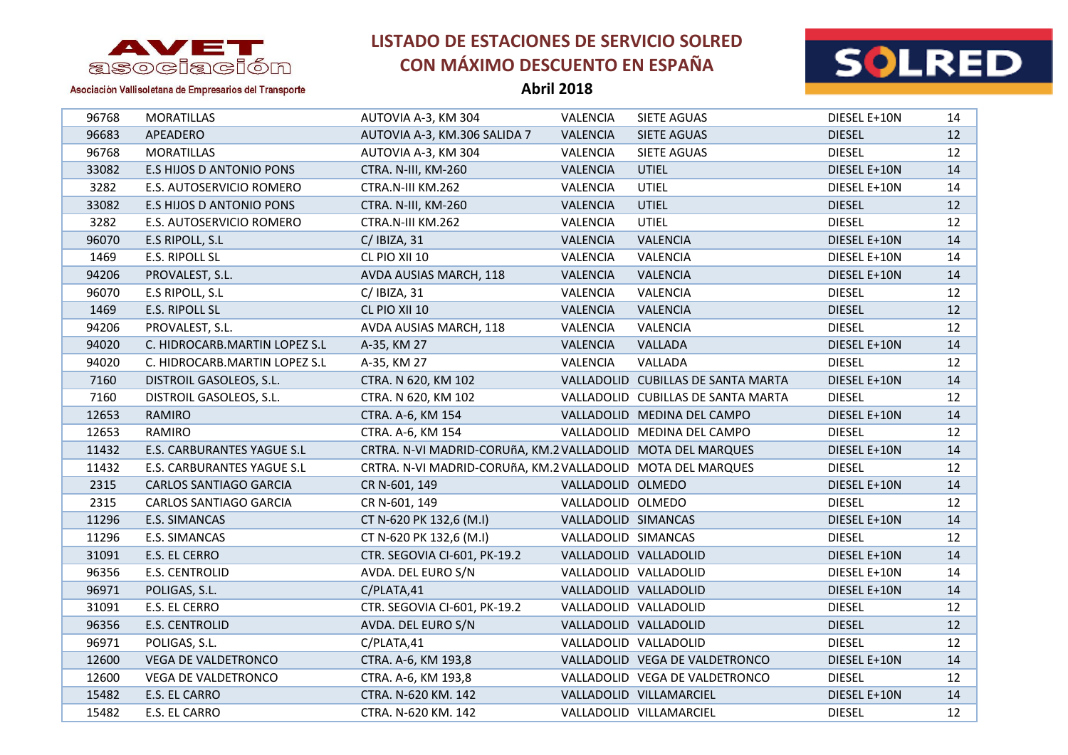# LISTADO DE ESTACIONES DE SERVICIO SOLRED CON MÁXIMO DESCUENTO EN ESPAÑA

**Abril 2018**

AVET asociación — Asociación Vallisoletana de Empresarios del Transporte

| | | | | | | |
|---|---|---|---|---|---|---|
| 96768 | MORATILLAS | AUTOVIA A-3, KM 304 | VALENCIA | SIETE AGUAS | DIESEL E+10N | 14 |
| 96683 | APEADERO | AUTOVIA A-3, KM.306 SALIDA 7 | VALENCIA | SIETE AGUAS | DIESEL | 12 |
| 96768 | MORATILLAS | AUTOVIA A-3, KM 304 | VALENCIA | SIETE AGUAS | DIESEL | 12 |
| 33082 | E.S HIJOS D ANTONIO PONS | CTRA. N-III, KM-260 | VALENCIA | UTIEL | DIESEL E+10N | 14 |
| 3282 | E.S. AUTOSERVICIO ROMERO | CTRA.N-III KM.262 | VALENCIA | UTIEL | DIESEL E+10N | 14 |
| 33082 | E.S HIJOS D ANTONIO PONS | CTRA. N-III, KM-260 | VALENCIA | UTIEL | DIESEL | 12 |
| 3282 | E.S. AUTOSERVICIO ROMERO | CTRA.N-III KM.262 | VALENCIA | UTIEL | DIESEL | 12 |
| 96070 | E.S RIPOLL, S.L | C/ IBIZA, 31 | VALENCIA | VALENCIA | DIESEL E+10N | 14 |
| 1469 | E.S. RIPOLL SL | CL PIO XII 10 | VALENCIA | VALENCIA | DIESEL E+10N | 14 |
| 94206 | PROVALEST, S.L. | AVDA AUSIAS MARCH, 118 | VALENCIA | VALENCIA | DIESEL E+10N | 14 |
| 96070 | E.S RIPOLL, S.L | C/ IBIZA, 31 | VALENCIA | VALENCIA | DIESEL | 12 |
| 1469 | E.S. RIPOLL SL | CL PIO XII 10 | VALENCIA | VALENCIA | DIESEL | 12 |
| 94206 | PROVALEST, S.L. | AVDA AUSIAS MARCH, 118 | VALENCIA | VALENCIA | DIESEL | 12 |
| 94020 | C. HIDROCARB.MARTIN LOPEZ S.L | A-35, KM 27 | VALENCIA | VALLADA | DIESEL E+10N | 14 |
| 94020 | C. HIDROCARB.MARTIN LOPEZ S.L | A-35, KM 27 | VALENCIA | VALLADA | DIESEL | 12 |
| 7160 | DISTROIL GASOLEOS, S.L. | CTRA. N 620, KM 102 | VALLADOLID | CUBILLAS DE SANTA MARTA | DIESEL E+10N | 14 |
| 7160 | DISTROIL GASOLEOS, S.L. | CTRA. N 620, KM 102 | VALLADOLID | CUBILLAS DE SANTA MARTA | DIESEL | 12 |
| 12653 | RAMIRO | CTRA. A-6, KM 154 | VALLADOLID | MEDINA DEL CAMPO | DIESEL E+10N | 14 |
| 12653 | RAMIRO | CTRA. A-6, KM 154 | VALLADOLID | MEDINA DEL CAMPO | DIESEL | 12 |
| 11432 | E.S. CARBURANTES YAGUE S.L | CRTRA. N-VI MADRID-CORUñA, KM.2 | VALLADOLID | MOTA DEL MARQUES | DIESEL E+10N | 14 |
| 11432 | E.S. CARBURANTES YAGUE S.L | CRTRA. N-VI MADRID-CORUñA, KM.2 | VALLADOLID | MOTA DEL MARQUES | DIESEL | 12 |
| 2315 | CARLOS SANTIAGO GARCIA | CR N-601, 149 | VALLADOLID | OLMEDO | DIESEL E+10N | 14 |
| 2315 | CARLOS SANTIAGO GARCIA | CR N-601, 149 | VALLADOLID | OLMEDO | DIESEL | 12 |
| 11296 | E.S. SIMANCAS | CT N-620 PK 132,6 (M.I) | VALLADOLID | SIMANCAS | DIESEL E+10N | 14 |
| 11296 | E.S. SIMANCAS | CT N-620 PK 132,6 (M.I) | VALLADOLID | SIMANCAS | DIESEL | 12 |
| 31091 | E.S. EL CERRO | CTR. SEGOVIA CI-601, PK-19.2 | VALLADOLID | VALLADOLID | DIESEL E+10N | 14 |
| 96356 | E.S. CENTROLID | AVDA. DEL EURO S/N | VALLADOLID | VALLADOLID | DIESEL E+10N | 14 |
| 96971 | POLIGAS, S.L. | C/PLATA,41 | VALLADOLID | VALLADOLID | DIESEL E+10N | 14 |
| 31091 | E.S. EL CERRO | CTR. SEGOVIA CI-601, PK-19.2 | VALLADOLID | VALLADOLID | DIESEL | 12 |
| 96356 | E.S. CENTROLID | AVDA. DEL EURO S/N | VALLADOLID | VALLADOLID | DIESEL | 12 |
| 96971 | POLIGAS, S.L. | C/PLATA,41 | VALLADOLID | VALLADOLID | DIESEL | 12 |
| 12600 | VEGA DE VALDETRONCO | CTRA. A-6, KM 193,8 | VALLADOLID | VEGA DE VALDETRONCO | DIESEL E+10N | 14 |
| 12600 | VEGA DE VALDETRONCO | CTRA. A-6, KM 193,8 | VALLADOLID | VEGA DE VALDETRONCO | DIESEL | 12 |
| 15482 | E.S. EL CARRO | CTRA. N-620 KM. 142 | VALLADOLID | VILLAMARCIEL | DIESEL E+10N | 14 |
| 15482 | E.S. EL CARRO | CTRA. N-620 KM. 142 | VALLADOLID | VILLAMARCIEL | DIESEL | 12 |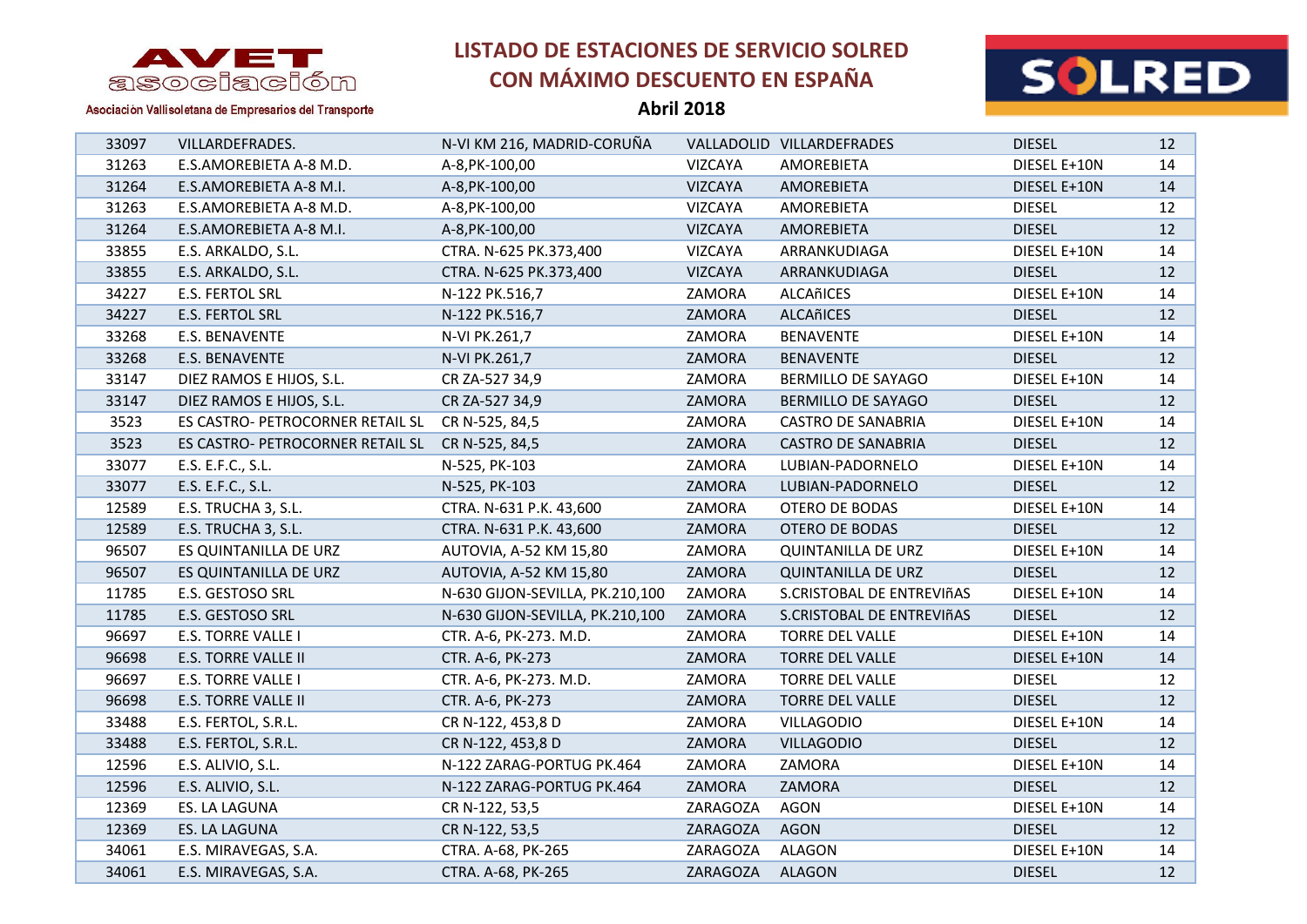# LISTADO DE ESTACIONES DE SERVICIO SOLRED CON MÁXIMO DESCUENTO EN ESPAÑA

**Abril 2018**

AVET asociación — Asociación Vallisoletana de Empresarios del Transporte

| | | | | | | |
|---|---|---|---|---|---|---|
| 33097 | VILLARDEFRADES. | N-VI KM 216, MADRID-CORUÑA | VALLADOLID | VILLARDEFRADES | DIESEL | 12 |
| 31263 | E.S.AMOREBIETA A-8 M.D. | A-8,PK-100,00 | VIZCAYA | AMOREBIETA | DIESEL E+10N | 14 |
| 31264 | E.S.AMOREBIETA A-8 M.I. | A-8,PK-100,00 | VIZCAYA | AMOREBIETA | DIESEL E+10N | 14 |
| 31263 | E.S.AMOREBIETA A-8 M.D. | A-8,PK-100,00 | VIZCAYA | AMOREBIETA | DIESEL | 12 |
| 31264 | E.S.AMOREBIETA A-8 M.I. | A-8,PK-100,00 | VIZCAYA | AMOREBIETA | DIESEL | 12 |
| 33855 | E.S. ARKALDO, S.L. | CTRA. N-625 PK.373,400 | VIZCAYA | ARRANKUDIAGA | DIESEL E+10N | 14 |
| 33855 | E.S. ARKALDO, S.L. | CTRA. N-625 PK.373,400 | VIZCAYA | ARRANKUDIAGA | DIESEL | 12 |
| 34227 | E.S. FERTOL SRL | N-122 PK.516,7 | ZAMORA | ALCAñICES | DIESEL E+10N | 14 |
| 34227 | E.S. FERTOL SRL | N-122 PK.516,7 | ZAMORA | ALCAñICES | DIESEL | 12 |
| 33268 | E.S. BENAVENTE | N-VI PK.261,7 | ZAMORA | BENAVENTE | DIESEL E+10N | 14 |
| 33268 | E.S. BENAVENTE | N-VI PK.261,7 | ZAMORA | BENAVENTE | DIESEL | 12 |
| 33147 | DIEZ RAMOS E HIJOS, S.L. | CR ZA-527 34,9 | ZAMORA | BERMILLO DE SAYAGO | DIESEL E+10N | 14 |
| 33147 | DIEZ RAMOS E HIJOS, S.L. | CR ZA-527 34,9 | ZAMORA | BERMILLO DE SAYAGO | DIESEL | 12 |
| 3523 | ES CASTRO- PETROCORNER RETAIL SL | CR N-525, 84,5 | ZAMORA | CASTRO DE SANABRIA | DIESEL E+10N | 14 |
| 3523 | ES CASTRO- PETROCORNER RETAIL SL | CR N-525, 84,5 | ZAMORA | CASTRO DE SANABRIA | DIESEL | 12 |
| 33077 | E.S. E.F.C., S.L. | N-525, PK-103 | ZAMORA | LUBIAN-PADORNELO | DIESEL E+10N | 14 |
| 33077 | E.S. E.F.C., S.L. | N-525, PK-103 | ZAMORA | LUBIAN-PADORNELO | DIESEL | 12 |
| 12589 | E.S. TRUCHA 3, S.L. | CTRA. N-631 P.K. 43,600 | ZAMORA | OTERO DE BODAS | DIESEL E+10N | 14 |
| 12589 | E.S. TRUCHA 3, S.L. | CTRA. N-631 P.K. 43,600 | ZAMORA | OTERO DE BODAS | DIESEL | 12 |
| 96507 | ES QUINTANILLA DE URZ | AUTOVIA, A-52 KM 15,80 | ZAMORA | QUINTANILLA DE URZ | DIESEL E+10N | 14 |
| 96507 | ES QUINTANILLA DE URZ | AUTOVIA, A-52 KM 15,80 | ZAMORA | QUINTANILLA DE URZ | DIESEL | 12 |
| 11785 | E.S. GESTOSO SRL | N-630 GIJON-SEVILLA, PK.210,100 | ZAMORA | S.CRISTOBAL DE ENTREVIñAS | DIESEL E+10N | 14 |
| 11785 | E.S. GESTOSO SRL | N-630 GIJON-SEVILLA, PK.210,100 | ZAMORA | S.CRISTOBAL DE ENTREVIñAS | DIESEL | 12 |
| 96697 | E.S. TORRE VALLE I | CTR. A-6, PK-273. M.D. | ZAMORA | TORRE DEL VALLE | DIESEL E+10N | 14 |
| 96698 | E.S. TORRE VALLE II | CTR. A-6, PK-273 | ZAMORA | TORRE DEL VALLE | DIESEL E+10N | 14 |
| 96697 | E.S. TORRE VALLE I | CTR. A-6, PK-273. M.D. | ZAMORA | TORRE DEL VALLE | DIESEL | 12 |
| 96698 | E.S. TORRE VALLE II | CTR. A-6, PK-273 | ZAMORA | TORRE DEL VALLE | DIESEL | 12 |
| 33488 | E.S. FERTOL, S.R.L. | CR N-122, 453,8 D | ZAMORA | VILLAGODIO | DIESEL E+10N | 14 |
| 33488 | E.S. FERTOL, S.R.L. | CR N-122, 453,8 D | ZAMORA | VILLAGODIO | DIESEL | 12 |
| 12596 | E.S. ALIVIO, S.L. | N-122 ZARAG-PORTUG PK.464 | ZAMORA | ZAMORA | DIESEL E+10N | 14 |
| 12596 | E.S. ALIVIO, S.L. | N-122 ZARAG-PORTUG PK.464 | ZAMORA | ZAMORA | DIESEL | 12 |
| 12369 | ES. LA LAGUNA | CR N-122, 53,5 | ZARAGOZA | AGON | DIESEL E+10N | 14 |
| 12369 | ES. LA LAGUNA | CR N-122, 53,5 | ZARAGOZA | AGON | DIESEL | 12 |
| 34061 | E.S. MIRAVEGAS, S.A. | CTRA. A-68, PK-265 | ZARAGOZA | ALAGON | DIESEL E+10N | 14 |
| 34061 | E.S. MIRAVEGAS, S.A. | CTRA. A-68, PK-265 | ZARAGOZA | ALAGON | DIESEL | 12 |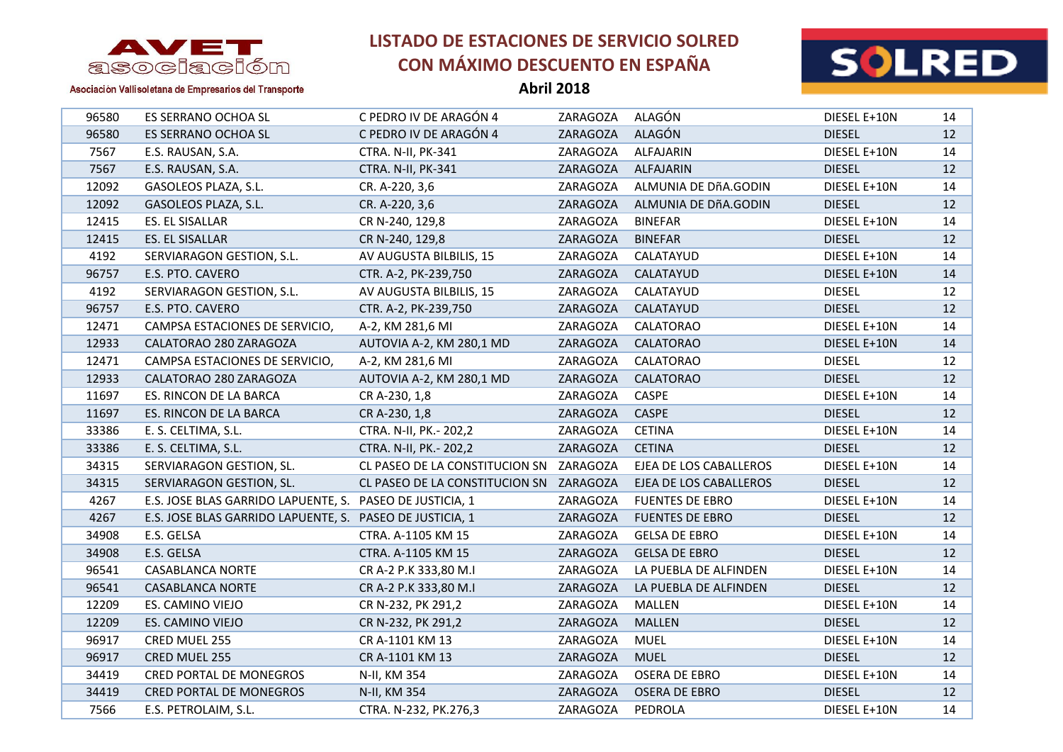# LISTADO DE ESTACIONES DE SERVICIO SOLRED CON MÁXIMO DESCUENTO EN ESPAÑA

**Abril 2018**

AVET asociación — Asociación Vallisoletana de Empresarios del Transporte

| | | | | | | |
|---|---|---|---|---|---|---|
| 96580 | ES SERRANO OCHOA SL | C PEDRO IV DE ARAGÓN 4 | ZARAGOZA | ALAGÓN | DIESEL E+10N | 14 |
| 96580 | ES SERRANO OCHOA SL | C PEDRO IV DE ARAGÓN 4 | ZARAGOZA | ALAGÓN | DIESEL | 12 |
| 7567 | E.S. RAUSAN, S.A. | CTRA. N-II, PK-341 | ZARAGOZA | ALFAJARIN | DIESEL E+10N | 14 |
| 7567 | E.S. RAUSAN, S.A. | CTRA. N-II, PK-341 | ZARAGOZA | ALFAJARIN | DIESEL | 12 |
| 12092 | GASOLEOS PLAZA, S.L. | CR. A-220, 3,6 | ZARAGOZA | ALMUNIA DE DñA.GODIN | DIESEL E+10N | 14 |
| 12092 | GASOLEOS PLAZA, S.L. | CR. A-220, 3,6 | ZARAGOZA | ALMUNIA DE DñA.GODIN | DIESEL | 12 |
| 12415 | ES. EL SISALLAR | CR N-240, 129,8 | ZARAGOZA | BINEFAR | DIESEL E+10N | 14 |
| 12415 | ES. EL SISALLAR | CR N-240, 129,8 | ZARAGOZA | BINEFAR | DIESEL | 12 |
| 4192 | SERVIARAGON GESTION, S.L. | AV AUGUSTA BILBILIS, 15 | ZARAGOZA | CALATAYUD | DIESEL E+10N | 14 |
| 96757 | E.S. PTO. CAVERO | CTR. A-2, PK-239,750 | ZARAGOZA | CALATAYUD | DIESEL E+10N | 14 |
| 4192 | SERVIARAGON GESTION, S.L. | AV AUGUSTA BILBILIS, 15 | ZARAGOZA | CALATAYUD | DIESEL | 12 |
| 96757 | E.S. PTO. CAVERO | CTR. A-2, PK-239,750 | ZARAGOZA | CALATAYUD | DIESEL | 12 |
| 12471 | CAMPSA ESTACIONES DE SERVICIO, | A-2, KM 281,6 MI | ZARAGOZA | CALATORAO | DIESEL E+10N | 14 |
| 12933 | CALATORAO 280 ZARAGOZA | AUTOVIA A-2, KM 280,1 MD | ZARAGOZA | CALATORAO | DIESEL E+10N | 14 |
| 12471 | CAMPSA ESTACIONES DE SERVICIO, | A-2, KM 281,6 MI | ZARAGOZA | CALATORAO | DIESEL | 12 |
| 12933 | CALATORAO 280 ZARAGOZA | AUTOVIA A-2, KM 280,1 MD | ZARAGOZA | CALATORAO | DIESEL | 12 |
| 11697 | ES. RINCON DE LA BARCA | CR A-230, 1,8 | ZARAGOZA | CASPE | DIESEL E+10N | 14 |
| 11697 | ES. RINCON DE LA BARCA | CR A-230, 1,8 | ZARAGOZA | CASPE | DIESEL | 12 |
| 33386 | E. S. CELTIMA, S.L. | CTRA. N-II, PK.- 202,2 | ZARAGOZA | CETINA | DIESEL E+10N | 14 |
| 33386 | E. S. CELTIMA, S.L. | CTRA. N-II, PK.- 202,2 | ZARAGOZA | CETINA | DIESEL | 12 |
| 34315 | SERVIARAGON GESTION, SL. | CL PASEO DE LA CONSTITUCION SN | ZARAGOZA | EJEA DE LOS CABALLEROS | DIESEL E+10N | 14 |
| 34315 | SERVIARAGON GESTION, SL. | CL PASEO DE LA CONSTITUCION SN | ZARAGOZA | EJEA DE LOS CABALLEROS | DIESEL | 12 |
| 4267 | E.S. JOSE BLAS GARRIDO LAPUENTE, S. | PASEO DE JUSTICIA, 1 | ZARAGOZA | FUENTES DE EBRO | DIESEL E+10N | 14 |
| 4267 | E.S. JOSE BLAS GARRIDO LAPUENTE, S. | PASEO DE JUSTICIA, 1 | ZARAGOZA | FUENTES DE EBRO | DIESEL | 12 |
| 34908 | E.S. GELSA | CTRA. A-1105 KM 15 | ZARAGOZA | GELSA DE EBRO | DIESEL E+10N | 14 |
| 34908 | E.S. GELSA | CTRA. A-1105 KM 15 | ZARAGOZA | GELSA DE EBRO | DIESEL | 12 |
| 96541 | CASABLANCA NORTE | CR A-2 P.K 333,80 M.I | ZARAGOZA | LA PUEBLA DE ALFINDEN | DIESEL E+10N | 14 |
| 96541 | CASABLANCA NORTE | CR A-2 P.K 333,80 M.I | ZARAGOZA | LA PUEBLA DE ALFINDEN | DIESEL | 12 |
| 12209 | ES. CAMINO VIEJO | CR N-232, PK 291,2 | ZARAGOZA | MALLEN | DIESEL E+10N | 14 |
| 12209 | ES. CAMINO VIEJO | CR N-232, PK 291,2 | ZARAGOZA | MALLEN | DIESEL | 12 |
| 96917 | CRED MUEL 255 | CR A-1101 KM 13 | ZARAGOZA | MUEL | DIESEL E+10N | 14 |
| 96917 | CRED MUEL 255 | CR A-1101 KM 13 | ZARAGOZA | MUEL | DIESEL | 12 |
| 34419 | CRED PORTAL DE MONEGROS | N-II, KM 354 | ZARAGOZA | OSERA DE EBRO | DIESEL E+10N | 14 |
| 34419 | CRED PORTAL DE MONEGROS | N-II, KM 354 | ZARAGOZA | OSERA DE EBRO | DIESEL | 12 |
| 7566 | E.S. PETROLAIM, S.L. | CTRA. N-232, PK.276,3 | ZARAGOZA | PEDROLA | DIESEL E+10N | 14 |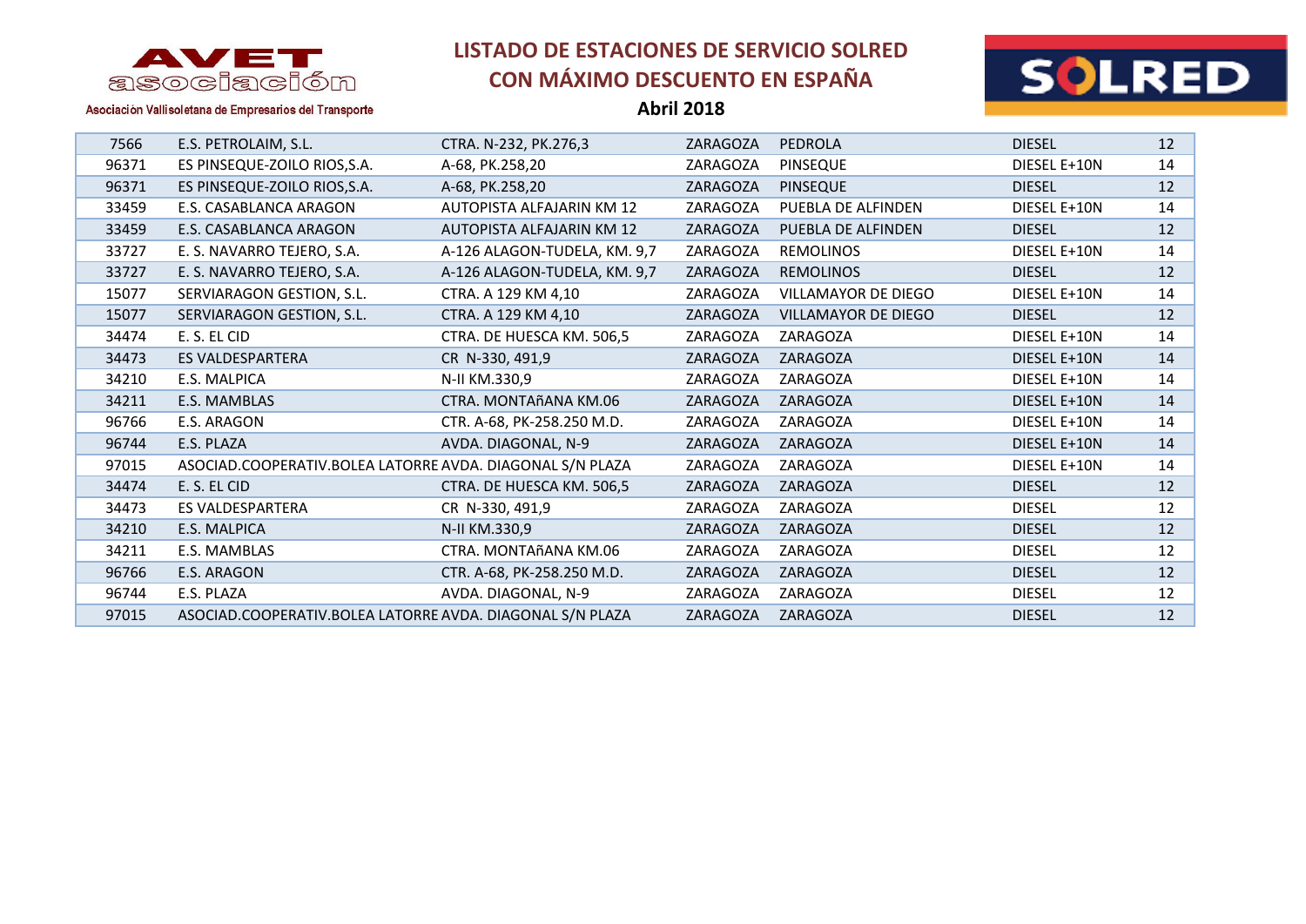# LISTADO DE ESTACIONES DE SERVICIO SOLRED CON MÁXIMO DESCUENTO EN ESPAÑA

**Abril 2018**

AVET asociación

Asociación Vallisoletana de Empresarios del Transporte

SOLRED

| | | | | | | |
|---|---|---|---|---|---|---|
| 7566 | E.S. PETROLAIM, S.L. | CTRA. N-232, PK.276,3 | ZARAGOZA | PEDROLA | DIESEL | 12 |
| 96371 | ES PINSEQUE-ZOILO RIOS,S.A. | A-68, PK.258,20 | ZARAGOZA | PINSEQUE | DIESEL E+10N | 14 |
| 96371 | ES PINSEQUE-ZOILO RIOS,S.A. | A-68, PK.258,20 | ZARAGOZA | PINSEQUE | DIESEL | 12 |
| 33459 | E.S. CASABLANCA ARAGON | AUTOPISTA ALFAJARIN KM 12 | ZARAGOZA | PUEBLA DE ALFINDEN | DIESEL E+10N | 14 |
| 33459 | E.S. CASABLANCA ARAGON | AUTOPISTA ALFAJARIN KM 12 | ZARAGOZA | PUEBLA DE ALFINDEN | DIESEL | 12 |
| 33727 | E. S. NAVARRO TEJERO, S.A. | A-126 ALAGON-TUDELA, KM. 9,7 | ZARAGOZA | REMOLINOS | DIESEL E+10N | 14 |
| 33727 | E. S. NAVARRO TEJERO, S.A. | A-126 ALAGON-TUDELA, KM. 9,7 | ZARAGOZA | REMOLINOS | DIESEL | 12 |
| 15077 | SERVIARAGON GESTION, S.L. | CTRA. A 129 KM 4,10 | ZARAGOZA | VILLAMAYOR DE DIEGO | DIESEL E+10N | 14 |
| 15077 | SERVIARAGON GESTION, S.L. | CTRA. A 129 KM 4,10 | ZARAGOZA | VILLAMAYOR DE DIEGO | DIESEL | 12 |
| 34474 | E. S. EL CID | CTRA. DE HUESCA KM. 506,5 | ZARAGOZA | ZARAGOZA | DIESEL E+10N | 14 |
| 34473 | ES VALDESPARTERA | CR N-330, 491,9 | ZARAGOZA | ZARAGOZA | DIESEL E+10N | 14 |
| 34210 | E.S. MALPICA | N-II KM.330,9 | ZARAGOZA | ZARAGOZA | DIESEL E+10N | 14 |
| 34211 | E.S. MAMBLAS | CTRA. MONTAñANA KM.06 | ZARAGOZA | ZARAGOZA | DIESEL E+10N | 14 |
| 96766 | E.S. ARAGON | CTR. A-68, PK-258.250 M.D. | ZARAGOZA | ZARAGOZA | DIESEL E+10N | 14 |
| 96744 | E.S. PLAZA | AVDA. DIAGONAL, N-9 | ZARAGOZA | ZARAGOZA | DIESEL E+10N | 14 |
| 97015 | ASOCIAD.COOPERATIV.BOLEA LATORRE | AVDA. DIAGONAL S/N PLAZA | ZARAGOZA | ZARAGOZA | DIESEL E+10N | 14 |
| 34474 | E. S. EL CID | CTRA. DE HUESCA KM. 506,5 | ZARAGOZA | ZARAGOZA | DIESEL | 12 |
| 34473 | ES VALDESPARTERA | CR N-330, 491,9 | ZARAGOZA | ZARAGOZA | DIESEL | 12 |
| 34210 | E.S. MALPICA | N-II KM.330,9 | ZARAGOZA | ZARAGOZA | DIESEL | 12 |
| 34211 | E.S. MAMBLAS | CTRA. MONTAñANA KM.06 | ZARAGOZA | ZARAGOZA | DIESEL | 12 |
| 96766 | E.S. ARAGON | CTR. A-68, PK-258.250 M.D. | ZARAGOZA | ZARAGOZA | DIESEL | 12 |
| 96744 | E.S. PLAZA | AVDA. DIAGONAL, N-9 | ZARAGOZA | ZARAGOZA | DIESEL | 12 |
| 97015 | ASOCIAD.COOPERATIV.BOLEA LATORRE | AVDA. DIAGONAL S/N PLAZA | ZARAGOZA | ZARAGOZA | DIESEL | 12 |